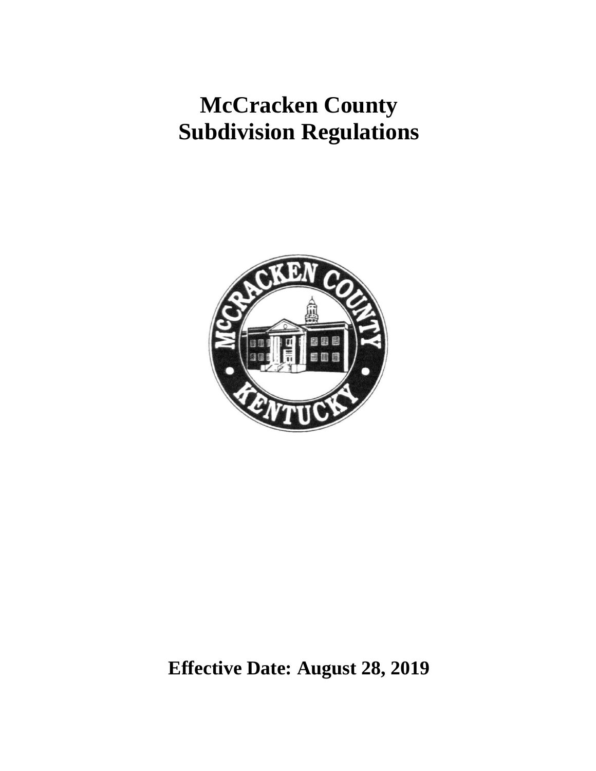# McCracken County Subdivision Regulations

**Effective Date: August 28, 2019**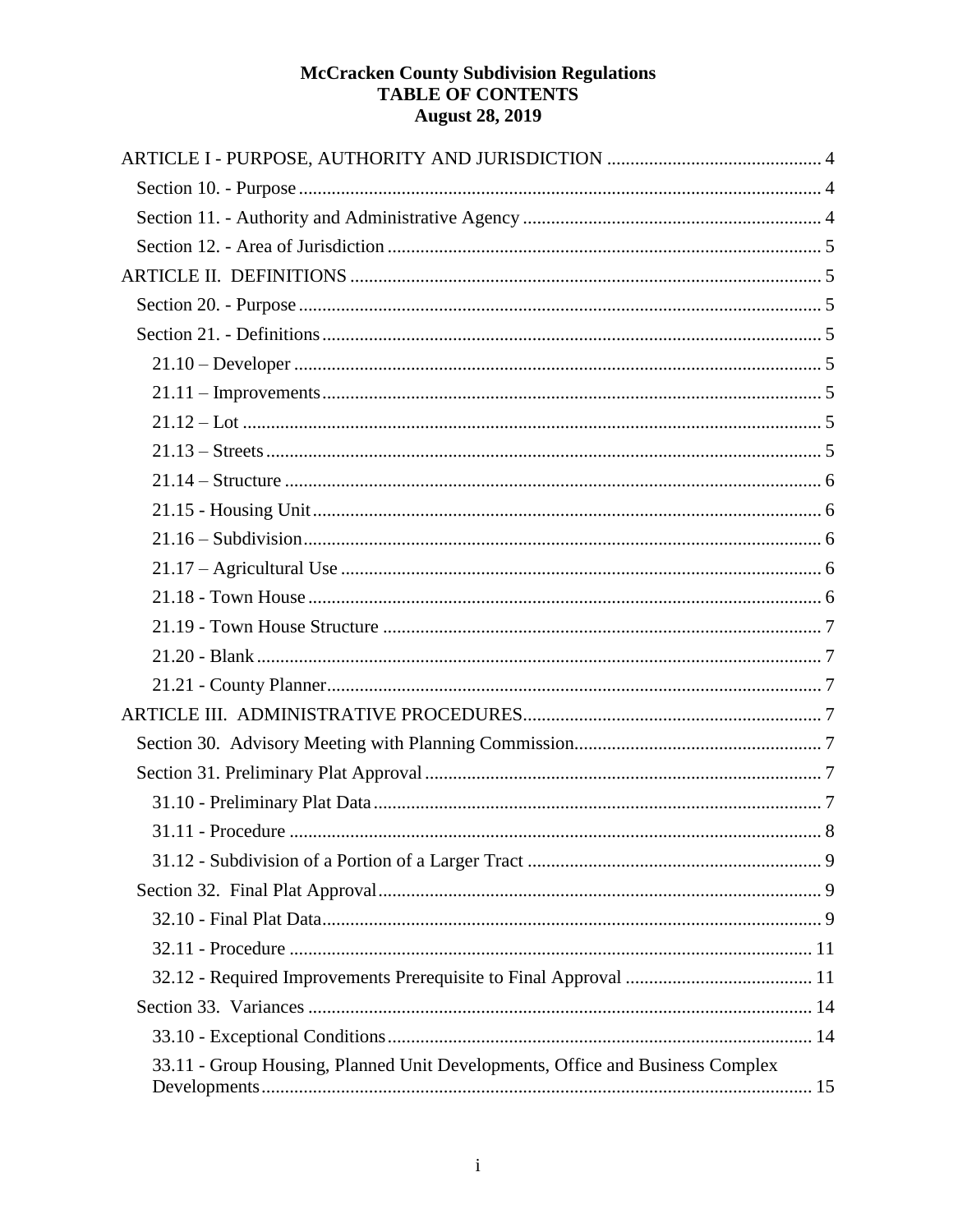# McCracken County Subdivision Regulations
# TABLE OF CONTENTS
**August 28, 2019**

ARTICLE I - PURPOSE, AUTHORITY AND JURISDICTION .... 4
- Section 10. - Purpose .... 4
- Section 11. - Authority and Administrative Agency .... 4
- Section 12. - Area of Jurisdiction .... 5

ARTICLE II. DEFINITIONS .... 5
- Section 20. - Purpose .... 5
- Section 21. - Definitions .... 5
  - 21.10 – Developer .... 5
  - 21.11 – Improvements .... 5
  - 21.12 – Lot .... 5
  - 21.13 – Streets .... 5
  - 21.14 – Structure .... 6
  - 21.15 - Housing Unit .... 6
  - 21.16 – Subdivision .... 6
  - 21.17 – Agricultural Use .... 6
  - 21.18 - Town House .... 6
  - 21.19 - Town House Structure .... 7
  - 21.20 - Blank .... 7
  - 21.21 - County Planner .... 7

ARTICLE III. ADMINISTRATIVE PROCEDURES .... 7
- Section 30. Advisory Meeting with Planning Commission .... 7
- Section 31. Preliminary Plat Approval .... 7
  - 31.10 - Preliminary Plat Data .... 7
  - 31.11 - Procedure .... 8
  - 31.12 - Subdivision of a Portion of a Larger Tract .... 9
- Section 32. Final Plat Approval .... 9
  - 32.10 - Final Plat Data .... 9
  - 32.11 - Procedure .... 11
  - 32.12 - Required Improvements Prerequisite to Final Approval .... 11
- Section 33. Variances .... 14
  - 33.10 - Exceptional Conditions .... 14
  - 33.11 - Group Housing, Planned Unit Developments, Office and Business Complex Developments .... 15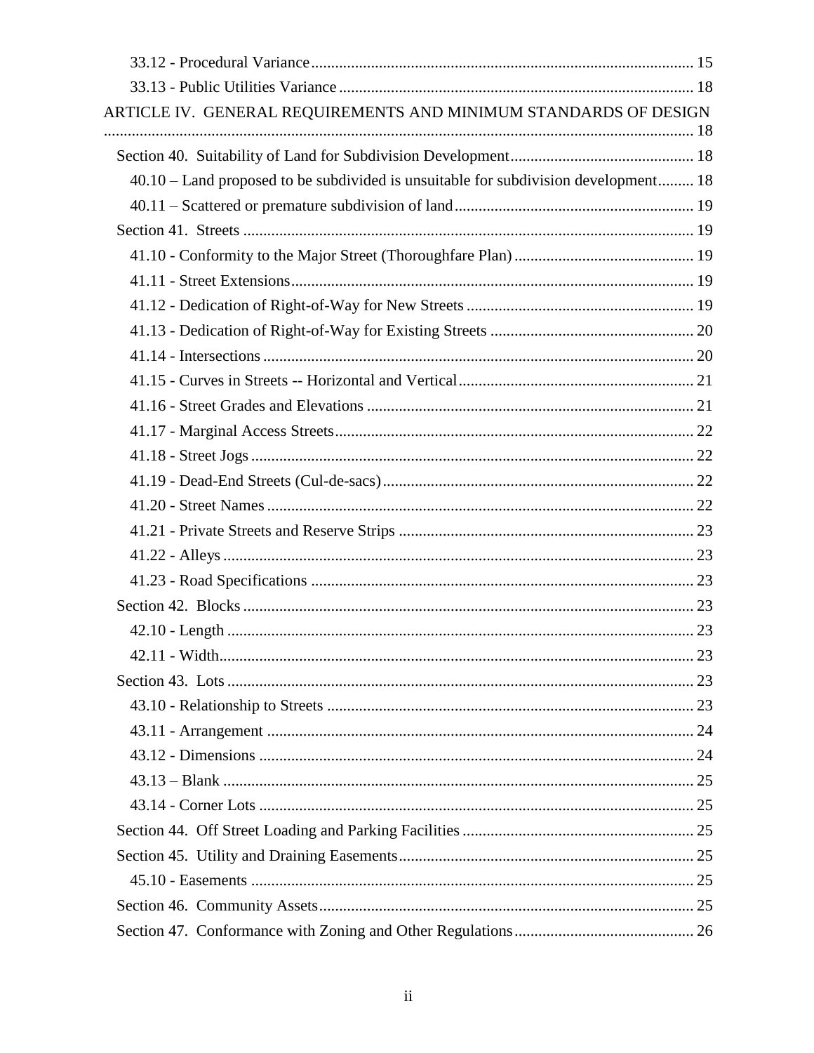33.12 - Procedural Variance ........ 15

33.13 - Public Utilities Variance ........ 18

ARTICLE IV. GENERAL REQUIREMENTS AND MINIMUM STANDARDS OF DESIGN ........ 18

Section 40. Suitability of Land for Subdivision Development ........ 18

40.10 – Land proposed to be subdivided is unsuitable for subdivision development ........ 18

40.11 – Scattered or premature subdivision of land ........ 19

Section 41. Streets ........ 19

41.10 - Conformity to the Major Street (Thoroughfare Plan) ........ 19

41.11 - Street Extensions ........ 19

41.12 - Dedication of Right-of-Way for New Streets ........ 19

41.13 - Dedication of Right-of-Way for Existing Streets ........ 20

41.14 - Intersections ........ 20

41.15 - Curves in Streets -- Horizontal and Vertical ........ 21

41.16 - Street Grades and Elevations ........ 21

41.17 - Marginal Access Streets ........ 22

41.18 - Street Jogs ........ 22

41.19 - Dead-End Streets (Cul-de-sacs) ........ 22

41.20 - Street Names ........ 22

41.21 - Private Streets and Reserve Strips ........ 23

41.22 - Alleys ........ 23

41.23 - Road Specifications ........ 23

Section 42. Blocks ........ 23

42.10 - Length ........ 23

42.11 - Width ........ 23

Section 43. Lots ........ 23

43.10 - Relationship to Streets ........ 23

43.11 - Arrangement ........ 24

43.12 - Dimensions ........ 24

43.13 – Blank ........ 25

43.14 - Corner Lots ........ 25

Section 44. Off Street Loading and Parking Facilities ........ 25

Section 45. Utility and Draining Easements ........ 25

45.10 - Easements ........ 25

Section 46. Community Assets ........ 25

Section 47. Conformance with Zoning and Other Regulations ........ 26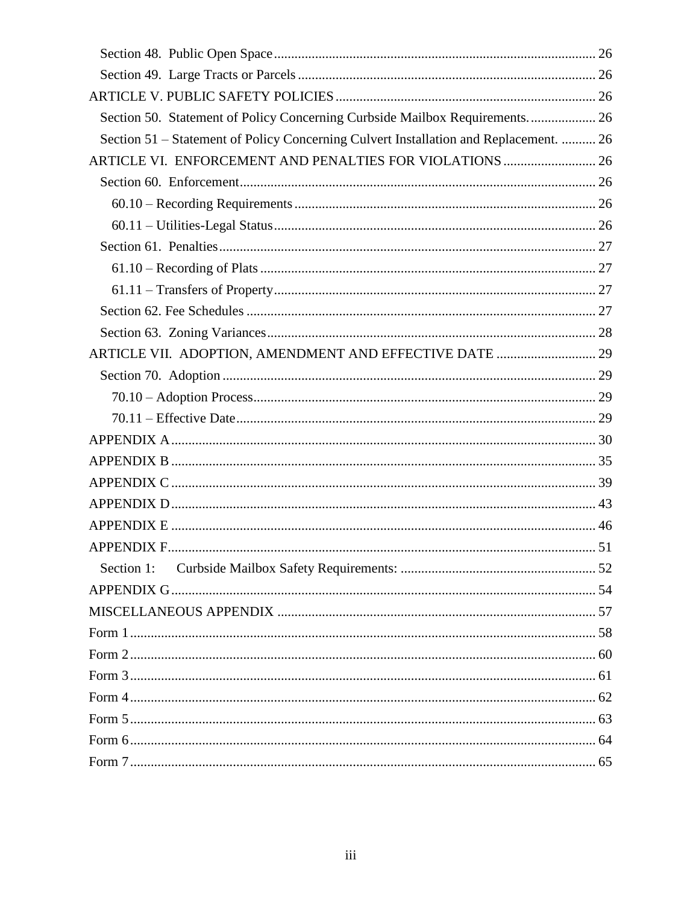Section 48. Public Open Space ........ 26

Section 49. Large Tracts or Parcels ........ 26

ARTICLE V. PUBLIC SAFETY POLICIES ........ 26

Section 50. Statement of Policy Concerning Curbside Mailbox Requirements. ........ 26

Section 51 – Statement of Policy Concerning Culvert Installation and Replacement. ........ 26

ARTICLE VI. ENFORCEMENT AND PENALTIES FOR VIOLATIONS ........ 26

Section 60. Enforcement ........ 26

60.10 – Recording Requirements ........ 26

60.11 – Utilities-Legal Status ........ 26

Section 61. Penalties ........ 27

61.10 – Recording of Plats ........ 27

61.11 – Transfers of Property ........ 27

Section 62. Fee Schedules ........ 27

Section 63. Zoning Variances ........ 28

ARTICLE VII. ADOPTION, AMENDMENT AND EFFECTIVE DATE ........ 29

Section 70. Adoption ........ 29

70.10 – Adoption Process ........ 29

70.11 – Effective Date ........ 29

APPENDIX A ........ 30

APPENDIX B ........ 35

APPENDIX C ........ 39

APPENDIX D ........ 43

APPENDIX E ........ 46

APPENDIX F ........ 51

Section 1: Curbside Mailbox Safety Requirements: ........ 52

APPENDIX G ........ 54

MISCELLANEOUS APPENDIX ........ 57

Form 1 ........ 58

Form 2 ........ 60

Form 3 ........ 61

Form 4 ........ 62

Form 5 ........ 63

Form 6 ........ 64

Form 7 ........ 65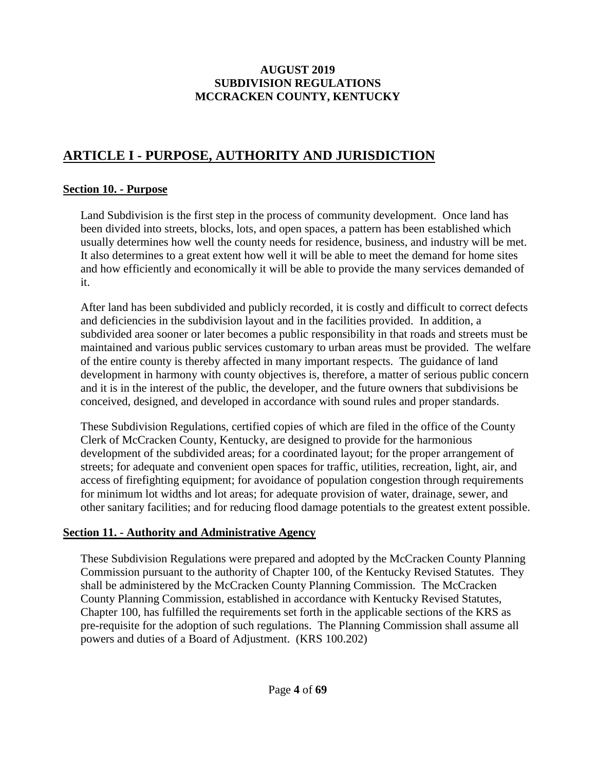**AUGUST 2019**
**SUBDIVISION REGULATIONS**
**MCCRACKEN COUNTY, KENTUCKY**

# ARTICLE I - PURPOSE, AUTHORITY AND JURISDICTION

## Section 10. - Purpose

Land Subdivision is the first step in the process of community development. Once land has been divided into streets, blocks, lots, and open spaces, a pattern has been established which usually determines how well the county needs for residence, business, and industry will be met. It also determines to a great extent how well it will be able to meet the demand for home sites and how efficiently and economically it will be able to provide the many services demanded of it.

After land has been subdivided and publicly recorded, it is costly and difficult to correct defects and deficiencies in the subdivision layout and in the facilities provided. In addition, a subdivided area sooner or later becomes a public responsibility in that roads and streets must be maintained and various public services customary to urban areas must be provided. The welfare of the entire county is thereby affected in many important respects. The guidance of land development in harmony with county objectives is, therefore, a matter of serious public concern and it is in the interest of the public, the developer, and the future owners that subdivisions be conceived, designed, and developed in accordance with sound rules and proper standards.

These Subdivision Regulations, certified copies of which are filed in the office of the County Clerk of McCracken County, Kentucky, are designed to provide for the harmonious development of the subdivided areas; for a coordinated layout; for the proper arrangement of streets; for adequate and convenient open spaces for traffic, utilities, recreation, light, air, and access of firefighting equipment; for avoidance of population congestion through requirements for minimum lot widths and lot areas; for adequate provision of water, drainage, sewer, and other sanitary facilities; and for reducing flood damage potentials to the greatest extent possible.

## Section 11. - Authority and Administrative Agency

These Subdivision Regulations were prepared and adopted by the McCracken County Planning Commission pursuant to the authority of Chapter 100, of the Kentucky Revised Statutes. They shall be administered by the McCracken County Planning Commission. The McCracken County Planning Commission, established in accordance with Kentucky Revised Statutes, Chapter 100, has fulfilled the requirements set forth in the applicable sections of the KRS as pre-requisite for the adoption of such regulations. The Planning Commission shall assume all powers and duties of a Board of Adjustment. (KRS 100.202)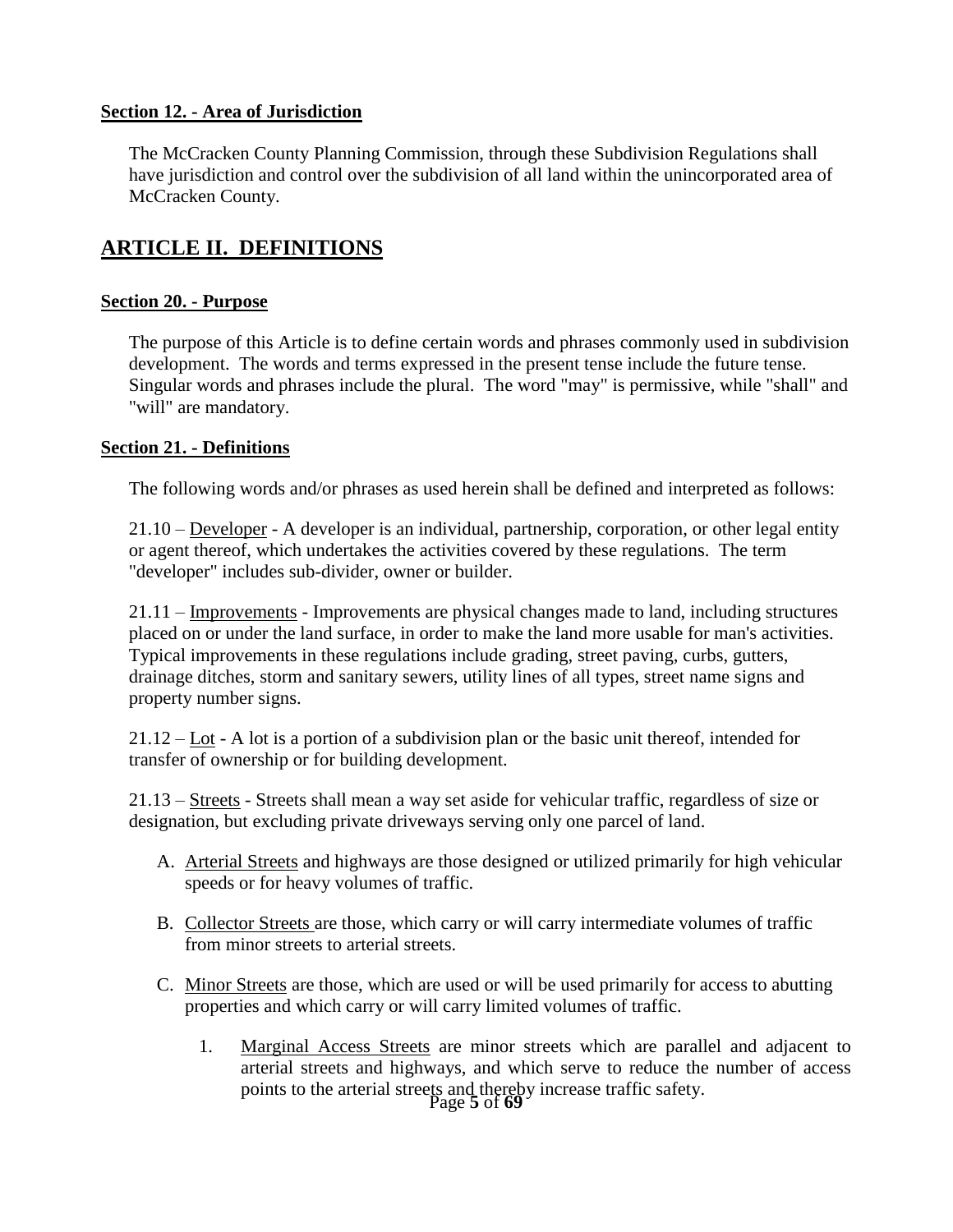**Section 12. - Area of Jurisdiction**

The McCracken County Planning Commission, through these Subdivision Regulations shall have jurisdiction and control over the subdivision of all land within the unincorporated area of McCracken County.

# ARTICLE II. DEFINITIONS

**Section 20. - Purpose**

The purpose of this Article is to define certain words and phrases commonly used in subdivision development. The words and terms expressed in the present tense include the future tense. Singular words and phrases include the plural. The word "may" is permissive, while "shall" and "will" are mandatory.

**Section 21. - Definitions**

The following words and/or phrases as used herein shall be defined and interpreted as follows:

21.10 – Developer - A developer is an individual, partnership, corporation, or other legal entity or agent thereof, which undertakes the activities covered by these regulations. The term "developer" includes sub-divider, owner or builder.

21.11 – Improvements - Improvements are physical changes made to land, including structures placed on or under the land surface, in order to make the land more usable for man's activities. Typical improvements in these regulations include grading, street paving, curbs, gutters, drainage ditches, storm and sanitary sewers, utility lines of all types, street name signs and property number signs.

21.12 – Lot - A lot is a portion of a subdivision plan or the basic unit thereof, intended for transfer of ownership or for building development.

21.13 – Streets - Streets shall mean a way set aside for vehicular traffic, regardless of size or designation, but excluding private driveways serving only one parcel of land.

A. Arterial Streets and highways are those designed or utilized primarily for high vehicular speeds or for heavy volumes of traffic.

B. Collector Streets are those, which carry or will carry intermediate volumes of traffic from minor streets to arterial streets.

C. Minor Streets are those, which are used or will be used primarily for access to abutting properties and which carry or will carry limited volumes of traffic.

   1. Marginal Access Streets are minor streets which are parallel and adjacent to arterial streets and highways, and which serve to reduce the number of access points to the arterial streets and thereby increase traffic safety.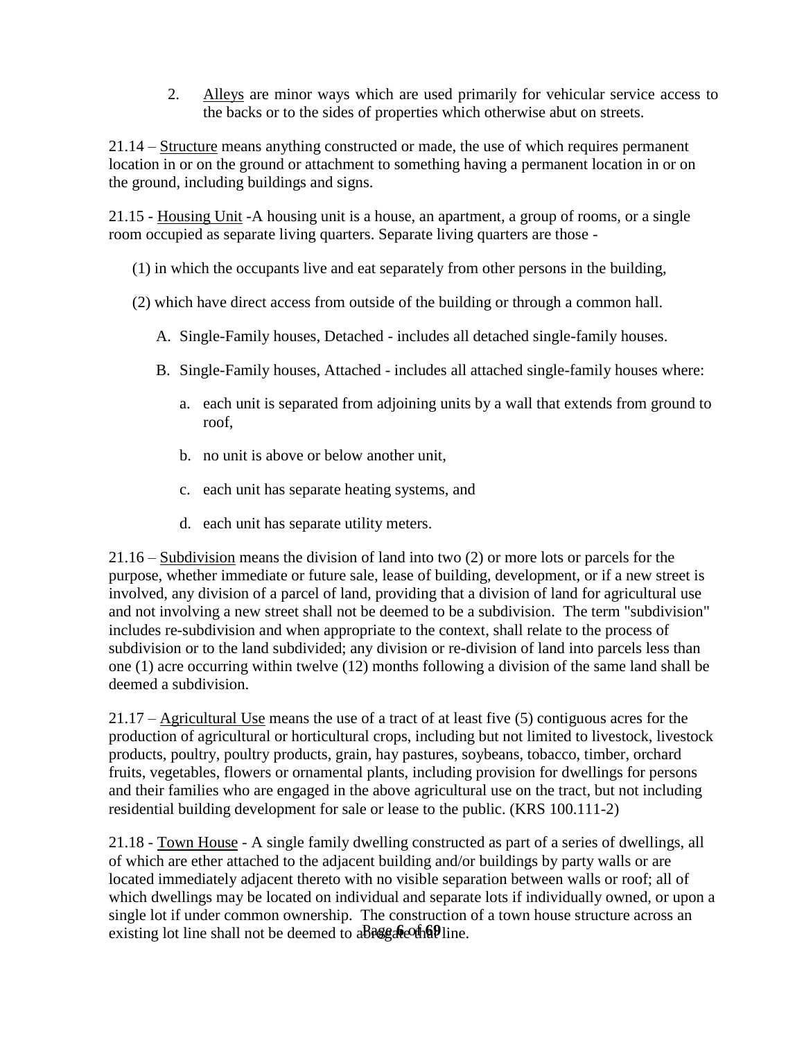2. Alleys are minor ways which are used primarily for vehicular service access to the backs or to the sides of properties which otherwise abut on streets.

21.14 – Structure means anything constructed or made, the use of which requires permanent location in or on the ground or attachment to something having a permanent location in or on the ground, including buildings and signs.

21.15 - Housing Unit -A housing unit is a house, an apartment, a group of rooms, or a single room occupied as separate living quarters. Separate living quarters are those -

(1) in which the occupants live and eat separately from other persons in the building,

(2) which have direct access from outside of the building or through a common hall.

A. Single-Family houses, Detached - includes all detached single-family houses.

B. Single-Family houses, Attached - includes all attached single-family houses where:

a. each unit is separated from adjoining units by a wall that extends from ground to roof,

b. no unit is above or below another unit,

c. each unit has separate heating systems, and

d. each unit has separate utility meters.

21.16 – Subdivision means the division of land into two (2) or more lots or parcels for the purpose, whether immediate or future sale, lease of building, development, or if a new street is involved, any division of a parcel of land, providing that a division of land for agricultural use and not involving a new street shall not be deemed to be a subdivision. The term "subdivision" includes re-subdivision and when appropriate to the context, shall relate to the process of subdivision or to the land subdivided; any division or re-division of land into parcels less than one (1) acre occurring within twelve (12) months following a division of the same land shall be deemed a subdivision.

21.17 – Agricultural Use means the use of a tract of at least five (5) contiguous acres for the production of agricultural or horticultural crops, including but not limited to livestock, livestock products, poultry, poultry products, grain, hay pastures, soybeans, tobacco, timber, orchard fruits, vegetables, flowers or ornamental plants, including provision for dwellings for persons and their families who are engaged in the above agricultural use on the tract, but not including residential building development for sale or lease to the public. (KRS 100.111-2)

21.18 - Town House - A single family dwelling constructed as part of a series of dwellings, all of which are ether attached to the adjacent building and/or buildings by party walls or are located immediately adjacent thereto with no visible separation between walls or roof; all of which dwellings may be located on individual and separate lots if individually owned, or upon a single lot if under common ownership. The construction of a town house structure across an existing lot line shall not be deemed to abrogate that line.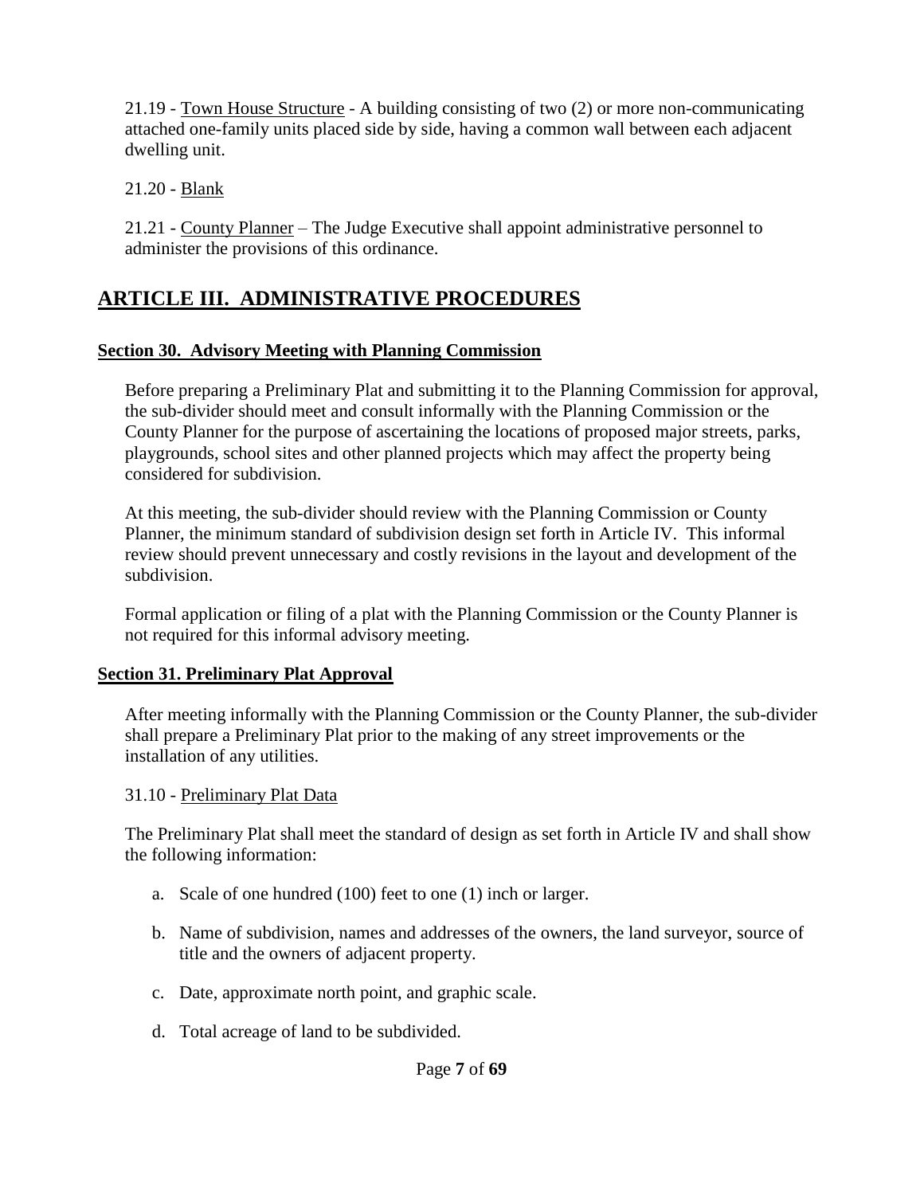21.19 - Town House Structure - A building consisting of two (2) or more non-communicating attached one-family units placed side by side, having a common wall between each adjacent dwelling unit.

21.20 - Blank

21.21 - County Planner – The Judge Executive shall appoint administrative personnel to administer the provisions of this ordinance.

# ARTICLE III. ADMINISTRATIVE PROCEDURES

## Section 30. Advisory Meeting with Planning Commission

Before preparing a Preliminary Plat and submitting it to the Planning Commission for approval, the sub-divider should meet and consult informally with the Planning Commission or the County Planner for the purpose of ascertaining the locations of proposed major streets, parks, playgrounds, school sites and other planned projects which may affect the property being considered for subdivision.

At this meeting, the sub-divider should review with the Planning Commission or County Planner, the minimum standard of subdivision design set forth in Article IV. This informal review should prevent unnecessary and costly revisions in the layout and development of the subdivision.

Formal application or filing of a plat with the Planning Commission or the County Planner is not required for this informal advisory meeting.

## Section 31. Preliminary Plat Approval

After meeting informally with the Planning Commission or the County Planner, the sub-divider shall prepare a Preliminary Plat prior to the making of any street improvements or the installation of any utilities.

31.10 - Preliminary Plat Data

The Preliminary Plat shall meet the standard of design as set forth in Article IV and shall show the following information:

a. Scale of one hundred (100) feet to one (1) inch or larger.

b. Name of subdivision, names and addresses of the owners, the land surveyor, source of title and the owners of adjacent property.

c. Date, approximate north point, and graphic scale.

d. Total acreage of land to be subdivided.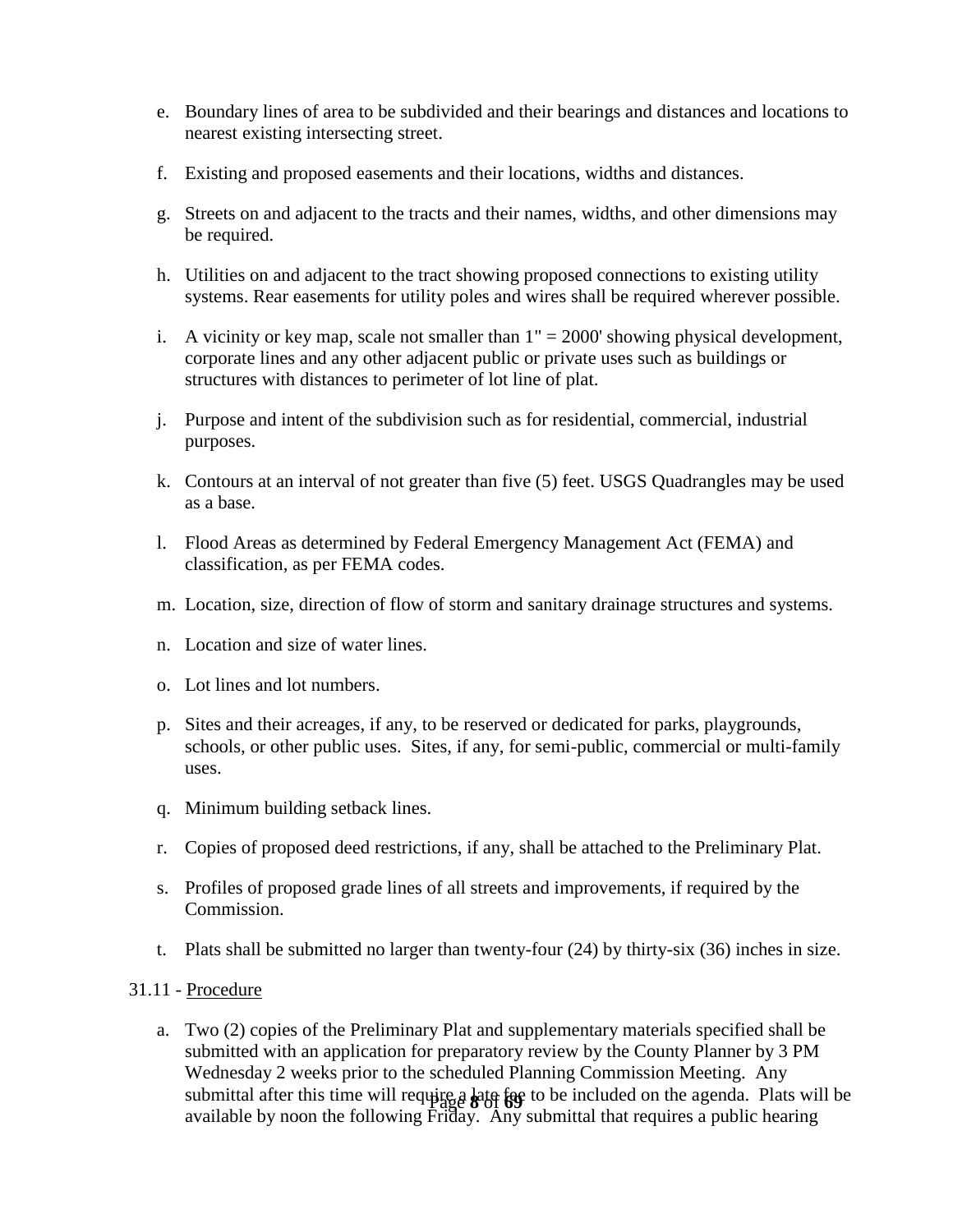e. Boundary lines of area to be subdivided and their bearings and distances and locations to nearest existing intersecting street.

f. Existing and proposed easements and their locations, widths and distances.

g. Streets on and adjacent to the tracts and their names, widths, and other dimensions may be required.

h. Utilities on and adjacent to the tract showing proposed connections to existing utility systems. Rear easements for utility poles and wires shall be required wherever possible.

i. A vicinity or key map, scale not smaller than 1" = 2000' showing physical development, corporate lines and any other adjacent public or private uses such as buildings or structures with distances to perimeter of lot line of plat.

j. Purpose and intent of the subdivision such as for residential, commercial, industrial purposes.

k. Contours at an interval of not greater than five (5) feet. USGS Quadrangles may be used as a base.

l. Flood Areas as determined by Federal Emergency Management Act (FEMA) and classification, as per FEMA codes.

m. Location, size, direction of flow of storm and sanitary drainage structures and systems.

n. Location and size of water lines.

o. Lot lines and lot numbers.

p. Sites and their acreages, if any, to be reserved or dedicated for parks, playgrounds, schools, or other public uses. Sites, if any, for semi-public, commercial or multi-family uses.

q. Minimum building setback lines.

r. Copies of proposed deed restrictions, if any, shall be attached to the Preliminary Plat.

s. Profiles of proposed grade lines of all streets and improvements, if required by the Commission.

t. Plats shall be submitted no larger than twenty-four (24) by thirty-six (36) inches in size.

31.11 - Procedure

a. Two (2) copies of the Preliminary Plat and supplementary materials specified shall be submitted with an application for preparatory review by the County Planner by 3 PM Wednesday 2 weeks prior to the scheduled Planning Commission Meeting. Any submittal after this time will require a late fee to be included on the agenda. Plats will be available by noon the following Friday. Any submittal that requires a public hearing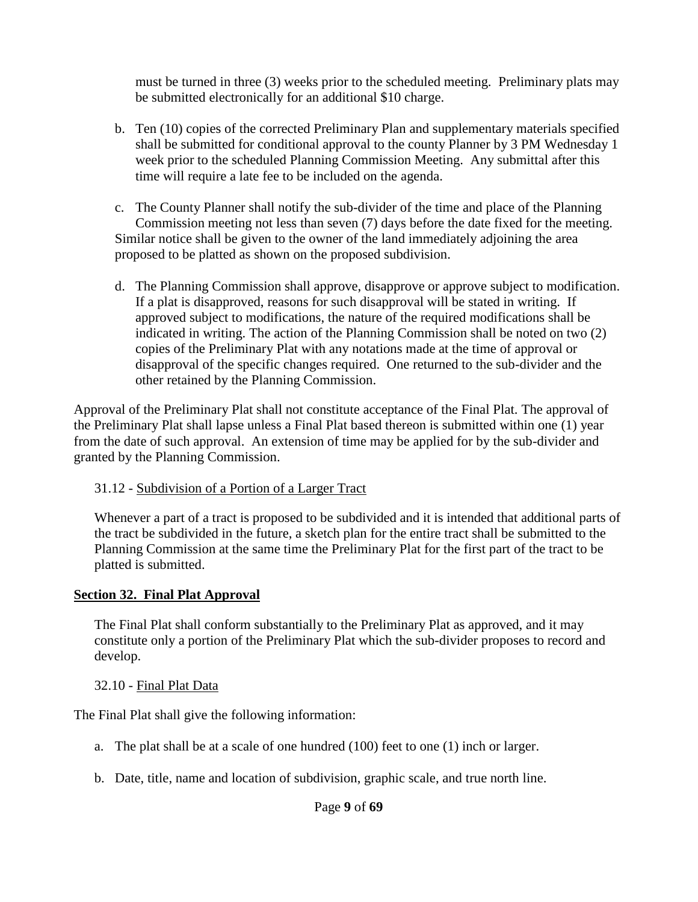must be turned in three (3) weeks prior to the scheduled meeting. Preliminary plats may be submitted electronically for an additional $10 charge.

b. Ten (10) copies of the corrected Preliminary Plan and supplementary materials specified shall be submitted for conditional approval to the county Planner by 3 PM Wednesday 1 week prior to the scheduled Planning Commission Meeting. Any submittal after this time will require a late fee to be included on the agenda.

c. The County Planner shall notify the sub-divider of the time and place of the Planning Commission meeting not less than seven (7) days before the date fixed for the meeting. Similar notice shall be given to the owner of the land immediately adjoining the area proposed to be platted as shown on the proposed subdivision.

d. The Planning Commission shall approve, disapprove or approve subject to modification. If a plat is disapproved, reasons for such disapproval will be stated in writing. If approved subject to modifications, the nature of the required modifications shall be indicated in writing. The action of the Planning Commission shall be noted on two (2) copies of the Preliminary Plat with any notations made at the time of approval or disapproval of the specific changes required. One returned to the sub-divider and the other retained by the Planning Commission.

Approval of the Preliminary Plat shall not constitute acceptance of the Final Plat. The approval of the Preliminary Plat shall lapse unless a Final Plat based thereon is submitted within one (1) year from the date of such approval. An extension of time may be applied for by the sub-divider and granted by the Planning Commission.

31.12 - Subdivision of a Portion of a Larger Tract

Whenever a part of a tract is proposed to be subdivided and it is intended that additional parts of the tract be subdivided in the future, a sketch plan for the entire tract shall be submitted to the Planning Commission at the same time the Preliminary Plat for the first part of the tract to be platted is submitted.

## Section 32. Final Plat Approval

The Final Plat shall conform substantially to the Preliminary Plat as approved, and it may constitute only a portion of the Preliminary Plat which the sub-divider proposes to record and develop.

32.10 - Final Plat Data

The Final Plat shall give the following information:

a. The plat shall be at a scale of one hundred (100) feet to one (1) inch or larger.

b. Date, title, name and location of subdivision, graphic scale, and true north line.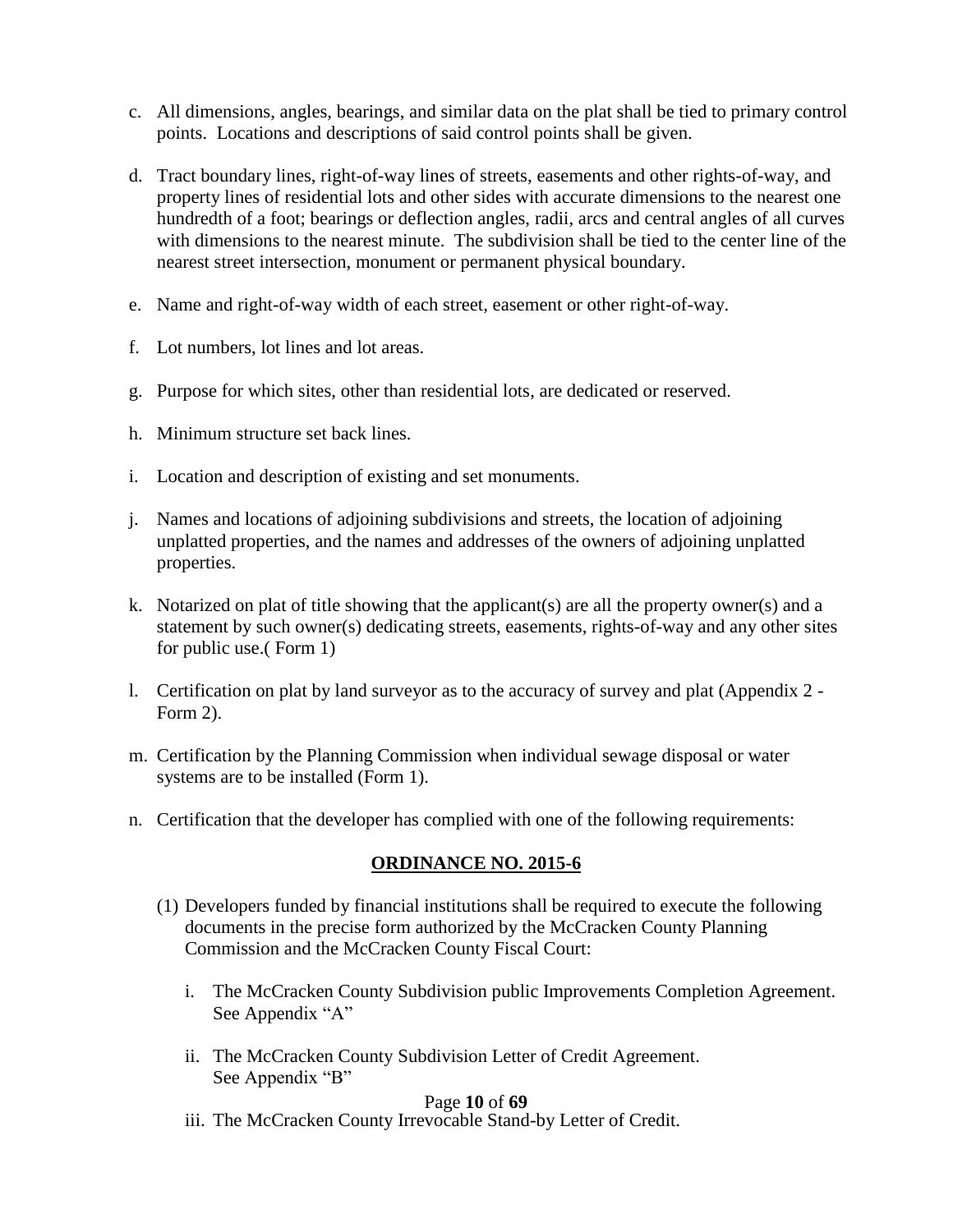c. All dimensions, angles, bearings, and similar data on the plat shall be tied to primary control points. Locations and descriptions of said control points shall be given.

d. Tract boundary lines, right-of-way lines of streets, easements and other rights-of-way, and property lines of residential lots and other sides with accurate dimensions to the nearest one hundredth of a foot; bearings or deflection angles, radii, arcs and central angles of all curves with dimensions to the nearest minute. The subdivision shall be tied to the center line of the nearest street intersection, monument or permanent physical boundary.

e. Name and right-of-way width of each street, easement or other right-of-way.

f. Lot numbers, lot lines and lot areas.

g. Purpose for which sites, other than residential lots, are dedicated or reserved.

h. Minimum structure set back lines.

i. Location and description of existing and set monuments.

j. Names and locations of adjoining subdivisions and streets, the location of adjoining unplatted properties, and the names and addresses of the owners of adjoining unplatted properties.

k. Notarized on plat of title showing that the applicant(s) are all the property owner(s) and a statement by such owner(s) dedicating streets, easements, rights-of-way and any other sites for public use.( Form 1)

l. Certification on plat by land surveyor as to the accuracy of survey and plat (Appendix 2 - Form 2).

m. Certification by the Planning Commission when individual sewage disposal or water systems are to be installed (Form 1).

n. Certification that the developer has complied with one of the following requirements:

**ORDINANCE NO. 2015-6**

(1) Developers funded by financial institutions shall be required to execute the following documents in the precise form authorized by the McCracken County Planning Commission and the McCracken County Fiscal Court:

i. The McCracken County Subdivision public Improvements Completion Agreement. See Appendix "A"

ii. The McCracken County Subdivision Letter of Credit Agreement. See Appendix "B"

iii. The McCracken County Irrevocable Stand-by Letter of Credit.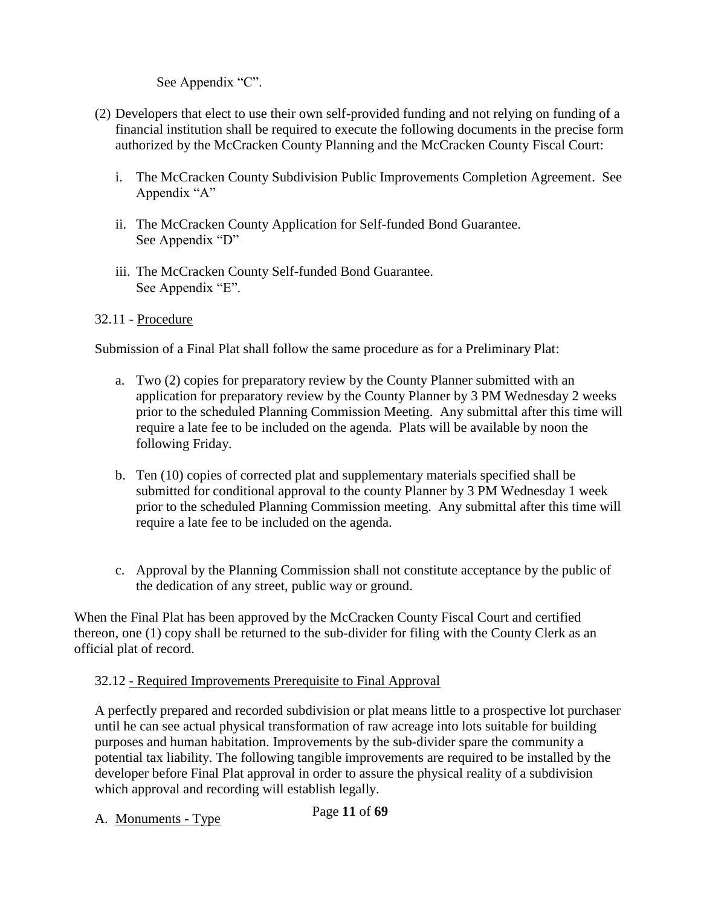See Appendix "C".

(2) Developers that elect to use their own self-provided funding and not relying on funding of a financial institution shall be required to execute the following documents in the precise form authorized by the McCracken County Planning and the McCracken County Fiscal Court:

i. The McCracken County Subdivision Public Improvements Completion Agreement. See Appendix "A"

ii. The McCracken County Application for Self-funded Bond Guarantee. See Appendix "D"

iii. The McCracken County Self-funded Bond Guarantee. See Appendix "E".

32.11 - <u>Procedure</u>

Submission of a Final Plat shall follow the same procedure as for a Preliminary Plat:

a. Two (2) copies for preparatory review by the County Planner submitted with an application for preparatory review by the County Planner by 3 PM Wednesday 2 weeks prior to the scheduled Planning Commission Meeting. Any submittal after this time will require a late fee to be included on the agenda. Plats will be available by noon the following Friday.

b. Ten (10) copies of corrected plat and supplementary materials specified shall be submitted for conditional approval to the county Planner by 3 PM Wednesday 1 week prior to the scheduled Planning Commission meeting. Any submittal after this time will require a late fee to be included on the agenda.

c. Approval by the Planning Commission shall not constitute acceptance by the public of the dedication of any street, public way or ground.

When the Final Plat has been approved by the McCracken County Fiscal Court and certified thereon, one (1) copy shall be returned to the sub-divider for filing with the County Clerk as an official plat of record.

32.12 <u>- Required Improvements Prerequisite to Final Approval</u>

A perfectly prepared and recorded subdivision or plat means little to a prospective lot purchaser until he can see actual physical transformation of raw acreage into lots suitable for building purposes and human habitation. Improvements by the sub-divider spare the community a potential tax liability. The following tangible improvements are required to be installed by the developer before Final Plat approval in order to assure the physical reality of a subdivision which approval and recording will establish legally.

A. <u>Monuments - Type</u>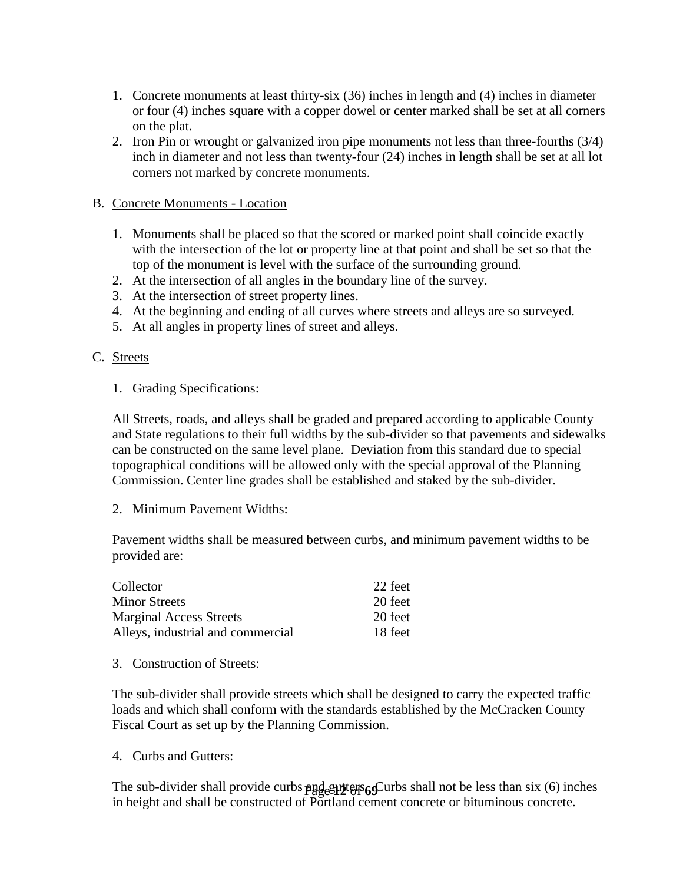1. Concrete monuments at least thirty-six (36) inches in length and (4) inches in diameter or four (4) inches square with a copper dowel or center marked shall be set at all corners on the plat.
2. Iron Pin or wrought or galvanized iron pipe monuments not less than three-fourths (3/4) inch in diameter and not less than twenty-four (24) inches in length shall be set at all lot corners not marked by concrete monuments.

B. Concrete Monuments - Location

1. Monuments shall be placed so that the scored or marked point shall coincide exactly with the intersection of the lot or property line at that point and shall be set so that the top of the monument is level with the surface of the surrounding ground.
2. At the intersection of all angles in the boundary line of the survey.
3. At the intersection of street property lines.
4. At the beginning and ending of all curves where streets and alleys are so surveyed.
5. At all angles in property lines of street and alleys.

C. Streets

1. Grading Specifications:

All Streets, roads, and alleys shall be graded and prepared according to applicable County and State regulations to their full widths by the sub-divider so that pavements and sidewalks can be constructed on the same level plane. Deviation from this standard due to special topographical conditions will be allowed only with the special approval of the Planning Commission. Center line grades shall be established and staked by the sub-divider.

2. Minimum Pavement Widths:

Pavement widths shall be measured between curbs, and minimum pavement widths to be provided are:

| | |
|---|---|
| Collector | 22 feet |
| Minor Streets | 20 feet |
| Marginal Access Streets | 20 feet |
| Alleys, industrial and commercial | 18 feet |

3. Construction of Streets:

The sub-divider shall provide streets which shall be designed to carry the expected traffic loads and which shall conform with the standards established by the McCracken County Fiscal Court as set up by the Planning Commission.

4. Curbs and Gutters:

The sub-divider shall provide curbs and gutters. Curbs shall not be less than six (6) inches in height and shall be constructed of Portland cement concrete or bituminous concrete.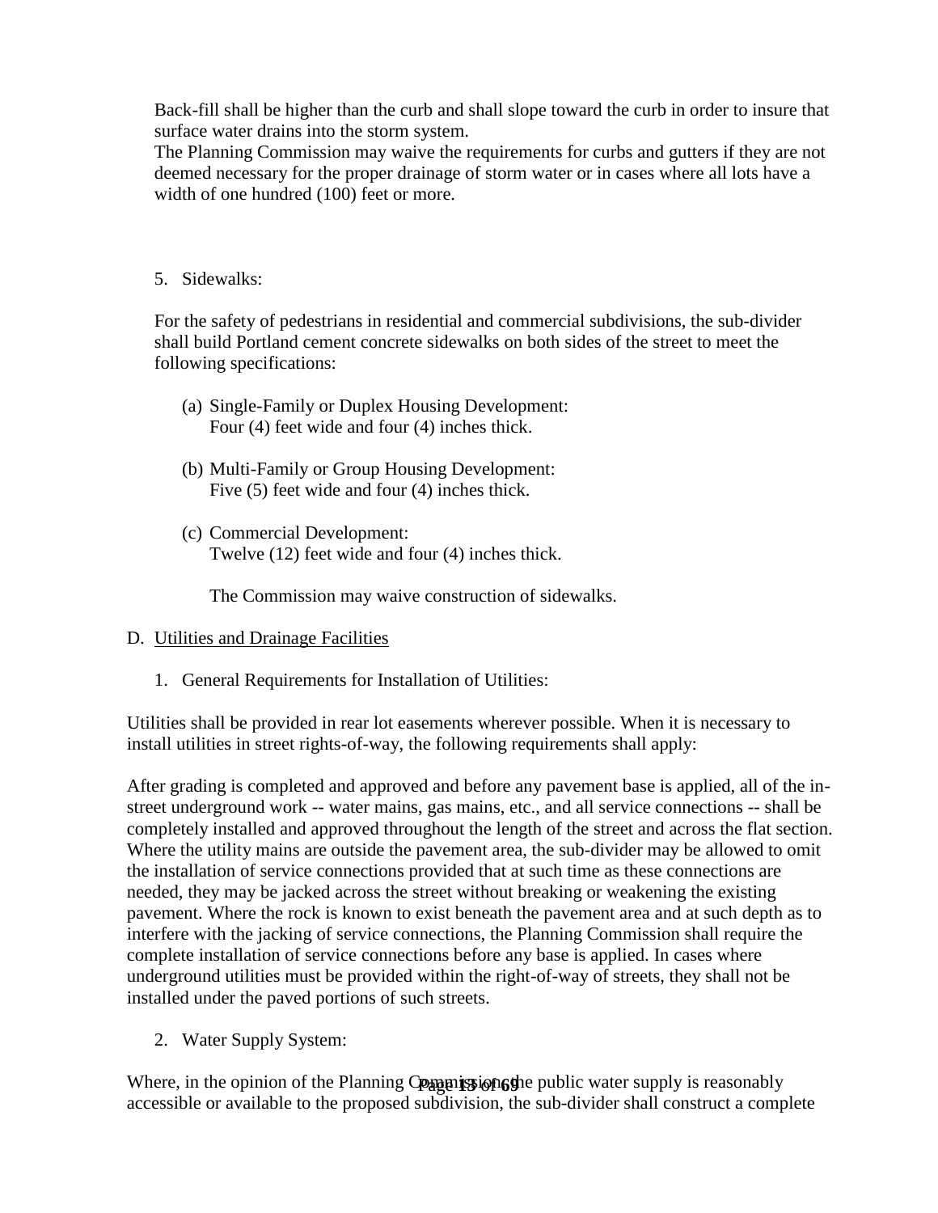Back-fill shall be higher than the curb and shall slope toward the curb in order to insure that surface water drains into the storm system.
The Planning Commission may waive the requirements for curbs and gutters if they are not deemed necessary for the proper drainage of storm water or in cases where all lots have a width of one hundred (100) feet or more.

5. Sidewalks:

For the safety of pedestrians in residential and commercial subdivisions, the sub-divider shall build Portland cement concrete sidewalks on both sides of the street to meet the following specifications:

(a) Single-Family or Duplex Housing Development:
Four (4) feet wide and four (4) inches thick.

(b) Multi-Family or Group Housing Development:
Five (5) feet wide and four (4) inches thick.

(c) Commercial Development:
Twelve (12) feet wide and four (4) inches thick.

The Commission may waive construction of sidewalks.

D. <u>Utilities and Drainage Facilities</u>

1. General Requirements for Installation of Utilities:

Utilities shall be provided in rear lot easements wherever possible. When it is necessary to install utilities in street rights-of-way, the following requirements shall apply:

After grading is completed and approved and before any pavement base is applied, all of the in-street underground work -- water mains, gas mains, etc., and all service connections -- shall be completely installed and approved throughout the length of the street and across the flat section. Where the utility mains are outside the pavement area, the sub-divider may be allowed to omit the installation of service connections provided that at such time as these connections are needed, they may be jacked across the street without breaking or weakening the existing pavement. Where the rock is known to exist beneath the pavement area and at such depth as to interfere with the jacking of service connections, the Planning Commission shall require the complete installation of service connections before any base is applied. In cases where underground utilities must be provided within the right-of-way of streets, they shall not be installed under the paved portions of such streets.

2. Water Supply System:

Where, in the opinion of the Planning Commission, the public water supply is reasonably accessible or available to the proposed subdivision, the sub-divider shall construct a complete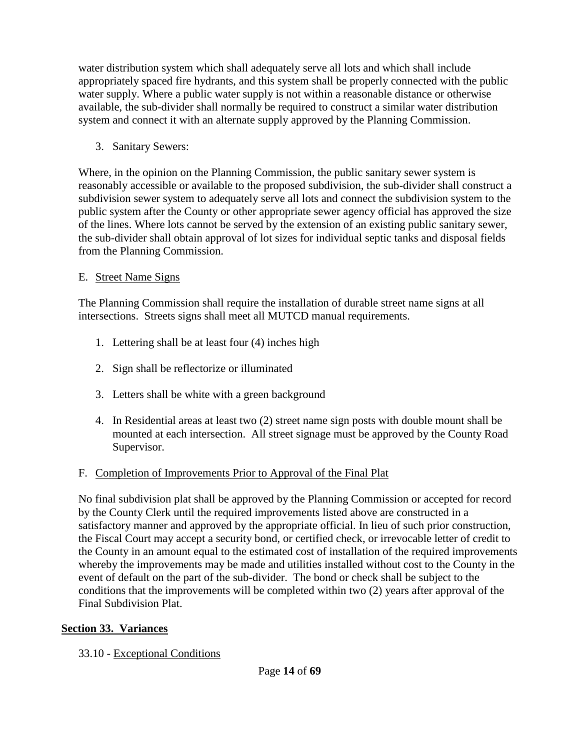water distribution system which shall adequately serve all lots and which shall include appropriately spaced fire hydrants, and this system shall be properly connected with the public water supply. Where a public water supply is not within a reasonable distance or otherwise available, the sub-divider shall normally be required to construct a similar water distribution system and connect it with an alternate supply approved by the Planning Commission.

3. Sanitary Sewers:

Where, in the opinion on the Planning Commission, the public sanitary sewer system is reasonably accessible or available to the proposed subdivision, the sub-divider shall construct a subdivision sewer system to adequately serve all lots and connect the subdivision system to the public system after the County or other appropriate sewer agency official has approved the size of the lines. Where lots cannot be served by the extension of an existing public sanitary sewer, the sub-divider shall obtain approval of lot sizes for individual septic tanks and disposal fields from the Planning Commission.

E. <u>Street Name Signs</u>

The Planning Commission shall require the installation of durable street name signs at all intersections. Streets signs shall meet all MUTCD manual requirements.

1. Lettering shall be at least four (4) inches high
2. Sign shall be reflectorize or illuminated
3. Letters shall be white with a green background
4. In Residential areas at least two (2) street name sign posts with double mount shall be mounted at each intersection. All street signage must be approved by the County Road Supervisor.

F. <u>Completion of Improvements Prior to Approval of the Final Plat</u>

No final subdivision plat shall be approved by the Planning Commission or accepted for record by the County Clerk until the required improvements listed above are constructed in a satisfactory manner and approved by the appropriate official. In lieu of such prior construction, the Fiscal Court may accept a security bond, or certified check, or irrevocable letter of credit to the County in an amount equal to the estimated cost of installation of the required improvements whereby the improvements may be made and utilities installed without cost to the County in the event of default on the part of the sub-divider. The bond or check shall be subject to the conditions that the improvements will be completed within two (2) years after approval of the Final Subdivision Plat.

## Section 33. Variances

33.10 - <u>Exceptional Conditions</u>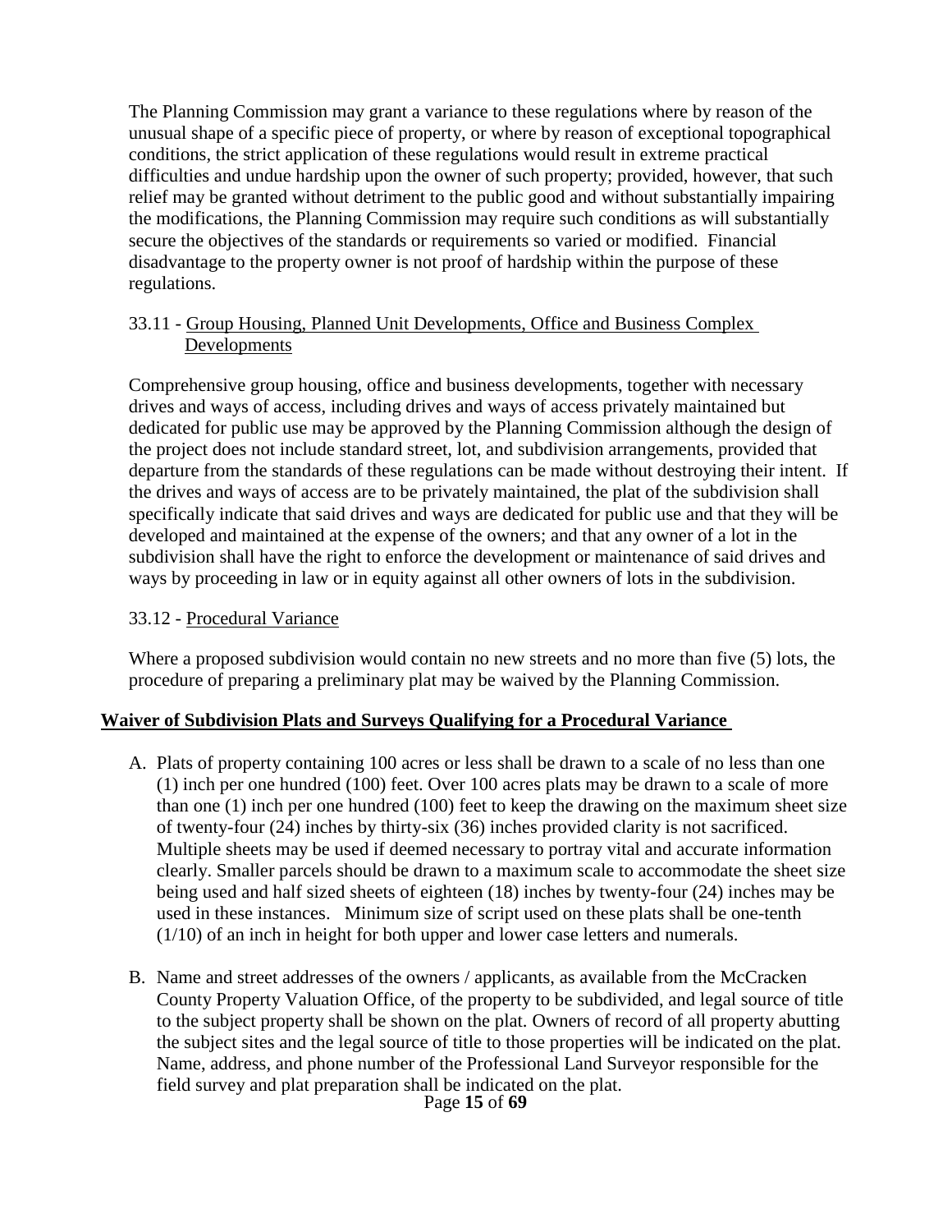The Planning Commission may grant a variance to these regulations where by reason of the unusual shape of a specific piece of property, or where by reason of exceptional topographical conditions, the strict application of these regulations would result in extreme practical difficulties and undue hardship upon the owner of such property; provided, however, that such relief may be granted without detriment to the public good and without substantially impairing the modifications, the Planning Commission may require such conditions as will substantially secure the objectives of the standards or requirements so varied or modified. Financial disadvantage to the property owner is not proof of hardship within the purpose of these regulations.

33.11 - Group Housing, Planned Unit Developments, Office and Business Complex Developments

Comprehensive group housing, office and business developments, together with necessary drives and ways of access, including drives and ways of access privately maintained but dedicated for public use may be approved by the Planning Commission although the design of the project does not include standard street, lot, and subdivision arrangements, provided that departure from the standards of these regulations can be made without destroying their intent. If the drives and ways of access are to be privately maintained, the plat of the subdivision shall specifically indicate that said drives and ways are dedicated for public use and that they will be developed and maintained at the expense of the owners; and that any owner of a lot in the subdivision shall have the right to enforce the development or maintenance of said drives and ways by proceeding in law or in equity against all other owners of lots in the subdivision.

33.12 - Procedural Variance

Where a proposed subdivision would contain no new streets and no more than five (5) lots, the procedure of preparing a preliminary plat may be waived by the Planning Commission.

**Waiver of Subdivision Plats and Surveys Qualifying for a Procedural Variance**

A. Plats of property containing 100 acres or less shall be drawn to a scale of no less than one (1) inch per one hundred (100) feet. Over 100 acres plats may be drawn to a scale of more than one (1) inch per one hundred (100) feet to keep the drawing on the maximum sheet size of twenty-four (24) inches by thirty-six (36) inches provided clarity is not sacrificed. Multiple sheets may be used if deemed necessary to portray vital and accurate information clearly. Smaller parcels should be drawn to a maximum scale to accommodate the sheet size being used and half sized sheets of eighteen (18) inches by twenty-four (24) inches may be used in these instances. Minimum size of script used on these plats shall be one-tenth (1/10) of an inch in height for both upper and lower case letters and numerals.

B. Name and street addresses of the owners / applicants, as available from the McCracken County Property Valuation Office, of the property to be subdivided, and legal source of title to the subject property shall be shown on the plat. Owners of record of all property abutting the subject sites and the legal source of title to those properties will be indicated on the plat. Name, address, and phone number of the Professional Land Surveyor responsible for the field survey and plat preparation shall be indicated on the plat.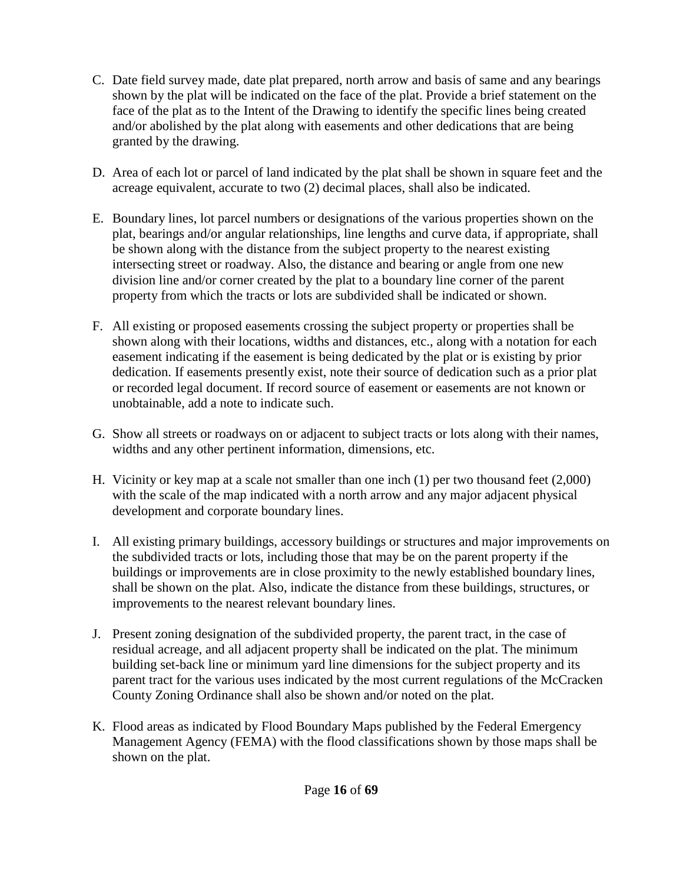C. Date field survey made, date plat prepared, north arrow and basis of same and any bearings shown by the plat will be indicated on the face of the plat. Provide a brief statement on the face of the plat as to the Intent of the Drawing to identify the specific lines being created and/or abolished by the plat along with easements and other dedications that are being granted by the drawing.

D. Area of each lot or parcel of land indicated by the plat shall be shown in square feet and the acreage equivalent, accurate to two (2) decimal places, shall also be indicated.

E. Boundary lines, lot parcel numbers or designations of the various properties shown on the plat, bearings and/or angular relationships, line lengths and curve data, if appropriate, shall be shown along with the distance from the subject property to the nearest existing intersecting street or roadway. Also, the distance and bearing or angle from one new division line and/or corner created by the plat to a boundary line corner of the parent property from which the tracts or lots are subdivided shall be indicated or shown.

F. All existing or proposed easements crossing the subject property or properties shall be shown along with their locations, widths and distances, etc., along with a notation for each easement indicating if the easement is being dedicated by the plat or is existing by prior dedication. If easements presently exist, note their source of dedication such as a prior plat or recorded legal document. If record source of easement or easements are not known or unobtainable, add a note to indicate such.

G. Show all streets or roadways on or adjacent to subject tracts or lots along with their names, widths and any other pertinent information, dimensions, etc.

H. Vicinity or key map at a scale not smaller than one inch (1) per two thousand feet (2,000) with the scale of the map indicated with a north arrow and any major adjacent physical development and corporate boundary lines.

I. All existing primary buildings, accessory buildings or structures and major improvements on the subdivided tracts or lots, including those that may be on the parent property if the buildings or improvements are in close proximity to the newly established boundary lines, shall be shown on the plat. Also, indicate the distance from these buildings, structures, or improvements to the nearest relevant boundary lines.

J. Present zoning designation of the subdivided property, the parent tract, in the case of residual acreage, and all adjacent property shall be indicated on the plat. The minimum building set-back line or minimum yard line dimensions for the subject property and its parent tract for the various uses indicated by the most current regulations of the McCracken County Zoning Ordinance shall also be shown and/or noted on the plat.

K. Flood areas as indicated by Flood Boundary Maps published by the Federal Emergency Management Agency (FEMA) with the flood classifications shown by those maps shall be shown on the plat.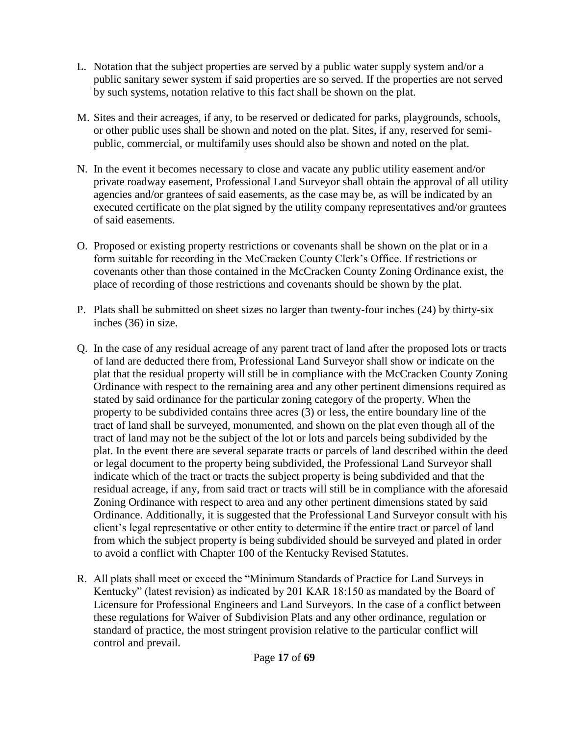L. Notation that the subject properties are served by a public water supply system and/or a public sanitary sewer system if said properties are so served. If the properties are not served by such systems, notation relative to this fact shall be shown on the plat.

M. Sites and their acreages, if any, to be reserved or dedicated for parks, playgrounds, schools, or other public uses shall be shown and noted on the plat. Sites, if any, reserved for semi-public, commercial, or multifamily uses should also be shown and noted on the plat.

N. In the event it becomes necessary to close and vacate any public utility easement and/or private roadway easement, Professional Land Surveyor shall obtain the approval of all utility agencies and/or grantees of said easements, as the case may be, as will be indicated by an executed certificate on the plat signed by the utility company representatives and/or grantees of said easements.

O. Proposed or existing property restrictions or covenants shall be shown on the plat or in a form suitable for recording in the McCracken County Clerk's Office. If restrictions or covenants other than those contained in the McCracken County Zoning Ordinance exist, the place of recording of those restrictions and covenants should be shown by the plat.

P. Plats shall be submitted on sheet sizes no larger than twenty-four inches (24) by thirty-six inches (36) in size.

Q. In the case of any residual acreage of any parent tract of land after the proposed lots or tracts of land are deducted there from, Professional Land Surveyor shall show or indicate on the plat that the residual property will still be in compliance with the McCracken County Zoning Ordinance with respect to the remaining area and any other pertinent dimensions required as stated by said ordinance for the particular zoning category of the property. When the property to be subdivided contains three acres (3) or less, the entire boundary line of the tract of land shall be surveyed, monumented, and shown on the plat even though all of the tract of land may not be the subject of the lot or lots and parcels being subdivided by the plat. In the event there are several separate tracts or parcels of land described within the deed or legal document to the property being subdivided, the Professional Land Surveyor shall indicate which of the tract or tracts the subject property is being subdivided and that the residual acreage, if any, from said tract or tracts will still be in compliance with the aforesaid Zoning Ordinance with respect to area and any other pertinent dimensions stated by said Ordinance. Additionally, it is suggested that the Professional Land Surveyor consult with his client's legal representative or other entity to determine if the entire tract or parcel of land from which the subject property is being subdivided should be surveyed and plated in order to avoid a conflict with Chapter 100 of the Kentucky Revised Statutes.

R. All plats shall meet or exceed the "Minimum Standards of Practice for Land Surveys in Kentucky" (latest revision) as indicated by 201 KAR 18:150 as mandated by the Board of Licensure for Professional Engineers and Land Surveyors. In the case of a conflict between these regulations for Waiver of Subdivision Plats and any other ordinance, regulation or standard of practice, the most stringent provision relative to the particular conflict will control and prevail.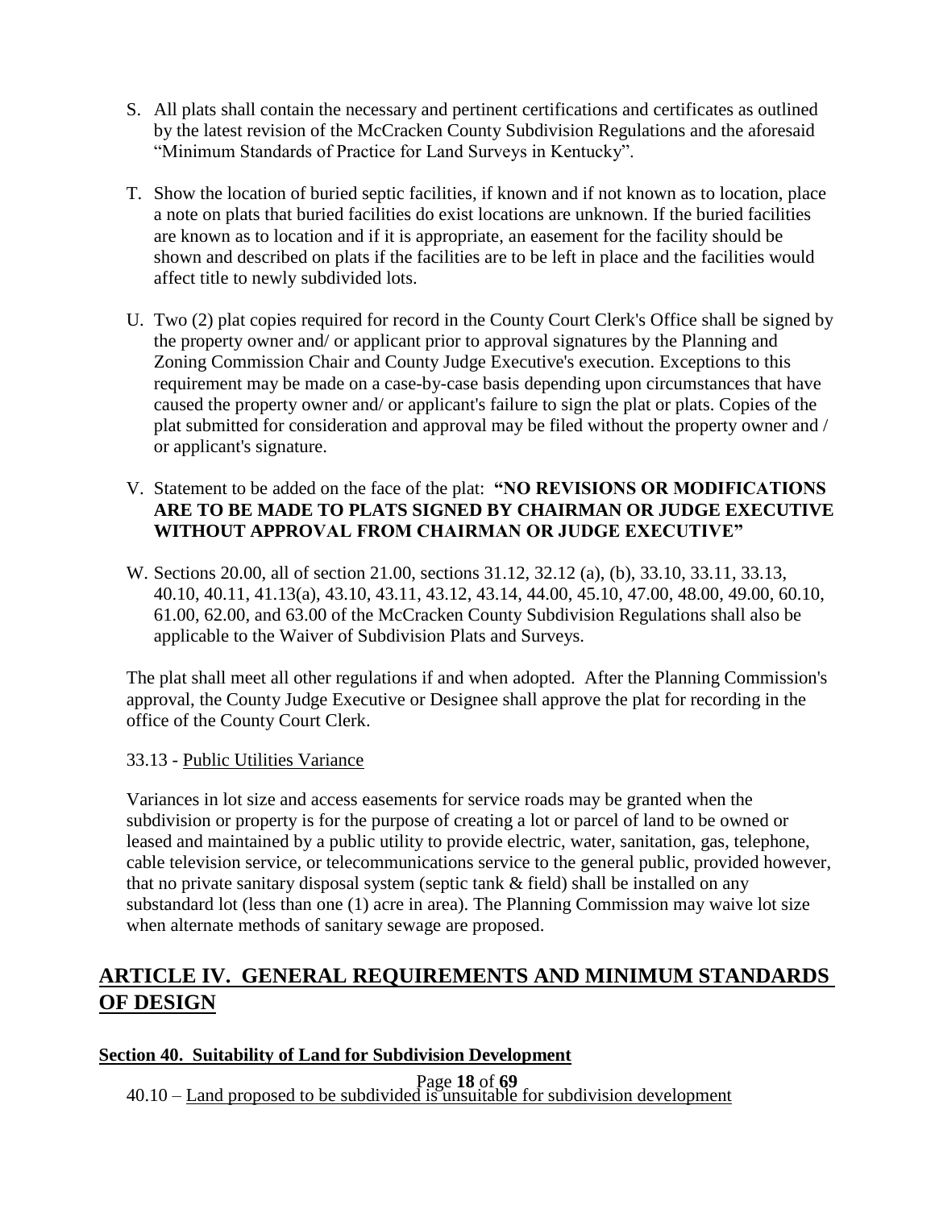S. All plats shall contain the necessary and pertinent certifications and certificates as outlined by the latest revision of the McCracken County Subdivision Regulations and the aforesaid "Minimum Standards of Practice for Land Surveys in Kentucky".

T. Show the location of buried septic facilities, if known and if not known as to location, place a note on plats that buried facilities do exist locations are unknown. If the buried facilities are known as to location and if it is appropriate, an easement for the facility should be shown and described on plats if the facilities are to be left in place and the facilities would affect title to newly subdivided lots.

U. Two (2) plat copies required for record in the County Court Clerk's Office shall be signed by the property owner and/ or applicant prior to approval signatures by the Planning and Zoning Commission Chair and County Judge Executive's execution. Exceptions to this requirement may be made on a case-by-case basis depending upon circumstances that have caused the property owner and/ or applicant's failure to sign the plat or plats. Copies of the plat submitted for consideration and approval may be filed without the property owner and / or applicant's signature.

V. Statement to be added on the face of the plat: **"NO REVISIONS OR MODIFICATIONS ARE TO BE MADE TO PLATS SIGNED BY CHAIRMAN OR JUDGE EXECUTIVE WITHOUT APPROVAL FROM CHAIRMAN OR JUDGE EXECUTIVE"**

W. Sections 20.00, all of section 21.00, sections 31.12, 32.12 (a), (b), 33.10, 33.11, 33.13, 40.10, 40.11, 41.13(a), 43.10, 43.11, 43.12, 43.14, 44.00, 45.10, 47.00, 48.00, 49.00, 60.10, 61.00, 62.00, and 63.00 of the McCracken County Subdivision Regulations shall also be applicable to the Waiver of Subdivision Plats and Surveys.

The plat shall meet all other regulations if and when adopted. After the Planning Commission's approval, the County Judge Executive or Designee shall approve the plat for recording in the office of the County Court Clerk.

33.13 - Public Utilities Variance

Variances in lot size and access easements for service roads may be granted when the subdivision or property is for the purpose of creating a lot or parcel of land to be owned or leased and maintained by a public utility to provide electric, water, sanitation, gas, telephone, cable television service, or telecommunications service to the general public, provided however, that no private sanitary disposal system (septic tank & field) shall be installed on any substandard lot (less than one (1) acre in area). The Planning Commission may waive lot size when alternate methods of sanitary sewage are proposed.

## ARTICLE IV. GENERAL REQUIREMENTS AND MINIMUM STANDARDS OF DESIGN

### Section 40. Suitability of Land for Subdivision Development

40.10 – Land proposed to be subdivided is unsuitable for subdivision development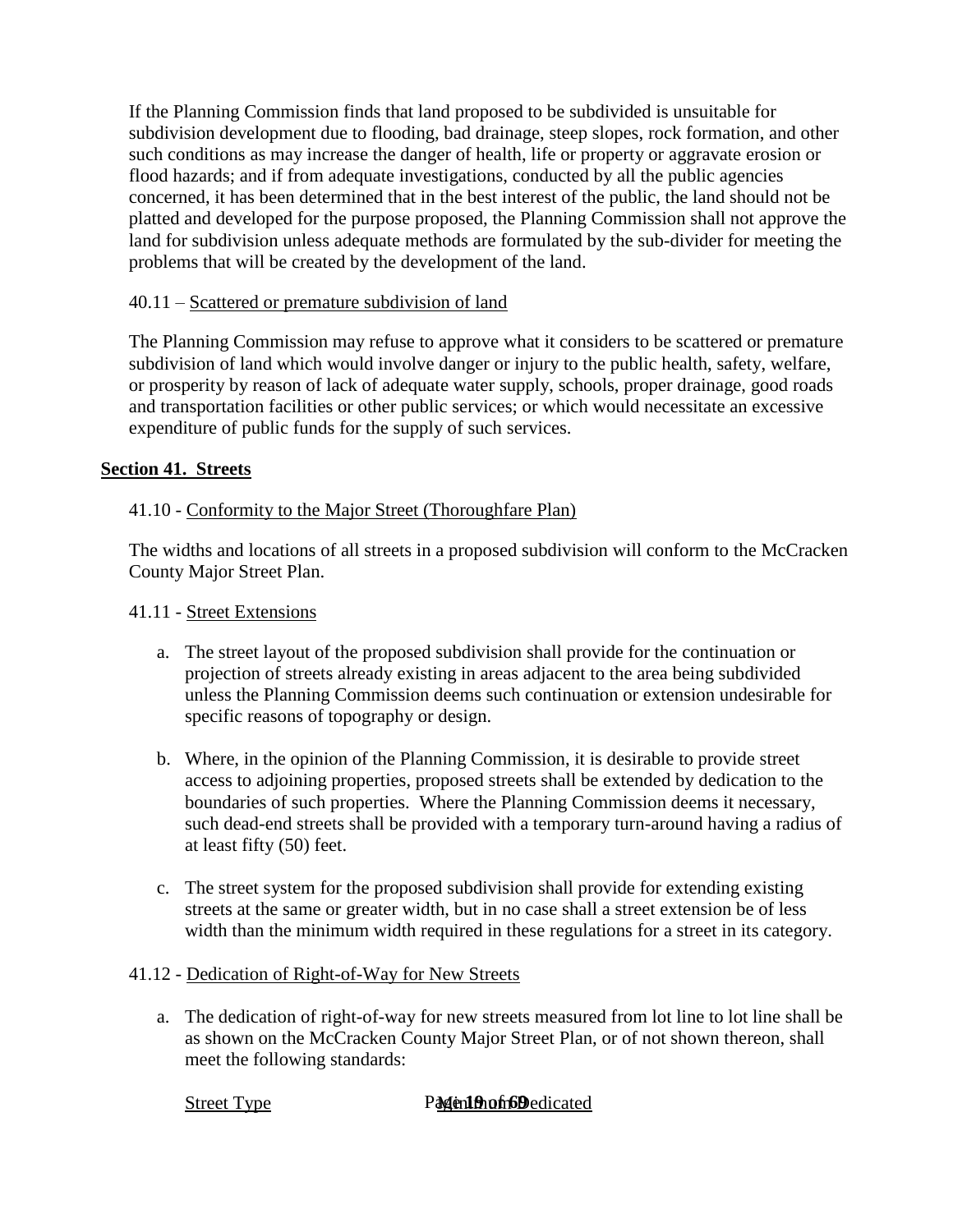If the Planning Commission finds that land proposed to be subdivided is unsuitable for subdivision development due to flooding, bad drainage, steep slopes, rock formation, and other such conditions as may increase the danger of health, life or property or aggravate erosion or flood hazards; and if from adequate investigations, conducted by all the public agencies concerned, it has been determined that in the best interest of the public, the land should not be platted and developed for the purpose proposed, the Planning Commission shall not approve the land for subdivision unless adequate methods are formulated by the sub-divider for meeting the problems that will be created by the development of the land.

40.11 – Scattered or premature subdivision of land

The Planning Commission may refuse to approve what it considers to be scattered or premature subdivision of land which would involve danger or injury to the public health, safety, welfare, or prosperity by reason of lack of adequate water supply, schools, proper drainage, good roads and transportation facilities or other public services; or which would necessitate an excessive expenditure of public funds for the supply of such services.

## Section 41. Streets

41.10 - Conformity to the Major Street (Thoroughfare Plan)

The widths and locations of all streets in a proposed subdivision will conform to the McCracken County Major Street Plan.

41.11 - Street Extensions

a. The street layout of the proposed subdivision shall provide for the continuation or projection of streets already existing in areas adjacent to the area being subdivided unless the Planning Commission deems such continuation or extension undesirable for specific reasons of topography or design.

b. Where, in the opinion of the Planning Commission, it is desirable to provide street access to adjoining properties, proposed streets shall be extended by dedication to the boundaries of such properties. Where the Planning Commission deems it necessary, such dead-end streets shall be provided with a temporary turn-around having a radius of at least fifty (50) feet.

c. The street system for the proposed subdivision shall provide for extending existing streets at the same or greater width, but in no case shall a street extension be of less width than the minimum width required in these regulations for a street in its category.

41.12 - Dedication of Right-of-Way for New Streets

a. The dedication of right-of-way for new streets measured from lot line to lot line shall be as shown on the McCracken County Major Street Plan, or of not shown thereon, shall meet the following standards:

| Street Type | Minimum Dedicated |
| --- | --- |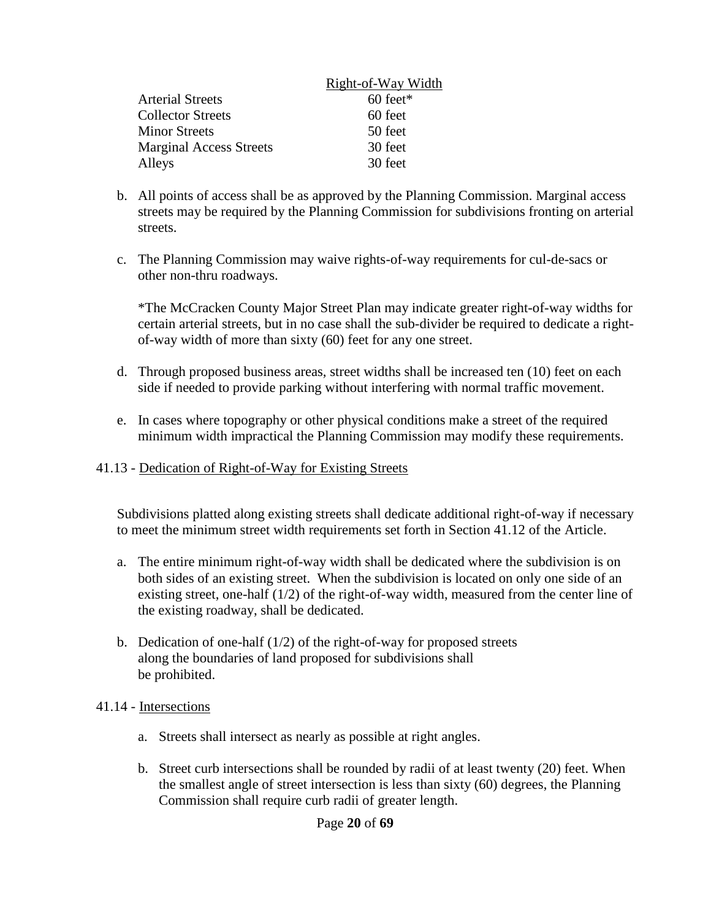| | Right-of-Way Width |
|---|---|
| Arterial Streets | 60 feet* |
| Collector Streets | 60 feet |
| Minor Streets | 50 feet |
| Marginal Access Streets | 30 feet |
| Alleys | 30 feet |

b. All points of access shall be as approved by the Planning Commission. Marginal access streets may be required by the Planning Commission for subdivisions fronting on arterial streets.

c. The Planning Commission may waive rights-of-way requirements for cul-de-sacs or other non-thru roadways.

*The McCracken County Major Street Plan may indicate greater right-of-way widths for certain arterial streets, but in no case shall the sub-divider be required to dedicate a right-of-way width of more than sixty (60) feet for any one street.

d. Through proposed business areas, street widths shall be increased ten (10) feet on each side if needed to provide parking without interfering with normal traffic movement.

e. In cases where topography or other physical conditions make a street of the required minimum width impractical the Planning Commission may modify these requirements.

41.13 - <u>Dedication of Right-of-Way for Existing Streets</u>

Subdivisions platted along existing streets shall dedicate additional right-of-way if necessary to meet the minimum street width requirements set forth in Section 41.12 of the Article.

a. The entire minimum right-of-way width shall be dedicated where the subdivision is on both sides of an existing street. When the subdivision is located on only one side of an existing street, one-half (1/2) of the right-of-way width, measured from the center line of the existing roadway, shall be dedicated.

b. Dedication of one-half (1/2) of the right-of-way for proposed streets along the boundaries of land proposed for subdivisions shall be prohibited.

41.14 - <u>Intersections</u>

a. Streets shall intersect as nearly as possible at right angles.

b. Street curb intersections shall be rounded by radii of at least twenty (20) feet. When the smallest angle of street intersection is less than sixty (60) degrees, the Planning Commission shall require curb radii of greater length.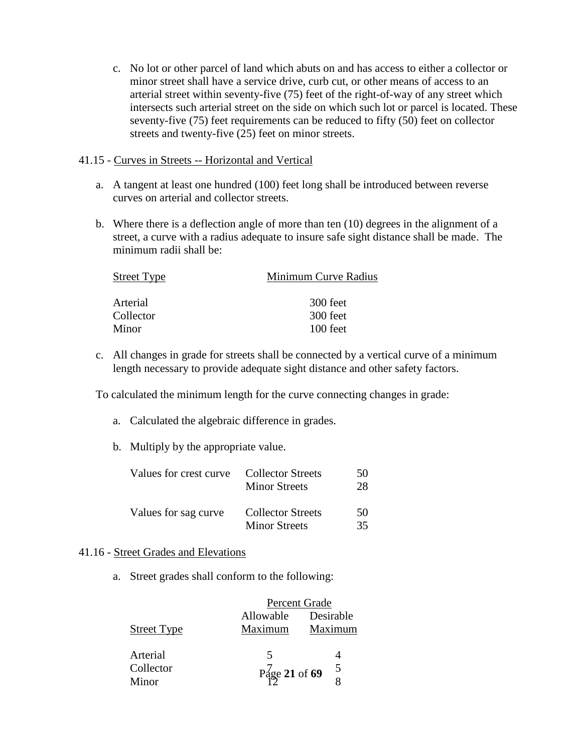c. No lot or other parcel of land which abuts on and has access to either a collector or minor street shall have a service drive, curb cut, or other means of access to an arterial street within seventy-five (75) feet of the right-of-way of any street which intersects such arterial street on the side on which such lot or parcel is located. These seventy-five (75) feet requirements can be reduced to fifty (50) feet on collector streets and twenty-five (25) feet on minor streets.

41.15 - Curves in Streets -- Horizontal and Vertical

a. A tangent at least one hundred (100) feet long shall be introduced between reverse curves on arterial and collector streets.

b. Where there is a deflection angle of more than ten (10) degrees in the alignment of a street, a curve with a radius adequate to insure safe sight distance shall be made. The minimum radii shall be:

| Street Type | Minimum Curve Radius |
|---|---|
| Arterial | 300 feet |
| Collector | 300 feet |
| Minor | 100 feet |

c. All changes in grade for streets shall be connected by a vertical curve of a minimum length necessary to provide adequate sight distance and other safety factors.

To calculated the minimum length for the curve connecting changes in grade:

a. Calculated the algebraic difference in grades.

b. Multiply by the appropriate value.

| | | |
|---|---|---|
| Values for crest curve | Collector Streets | 50 |
| | Minor Streets | 28 |
| Values for sag curve | Collector Streets | 50 |
| | Minor Streets | 35 |

41.16 - Street Grades and Elevations

a. Street grades shall conform to the following:

| | Percent Grade | |
|---|---|---|
| Street Type | Allowable Maximum | Desirable Maximum |
| Arterial | 5 | 4 |
| Collector | 7 | 5 |
| Minor | 12 | 8 |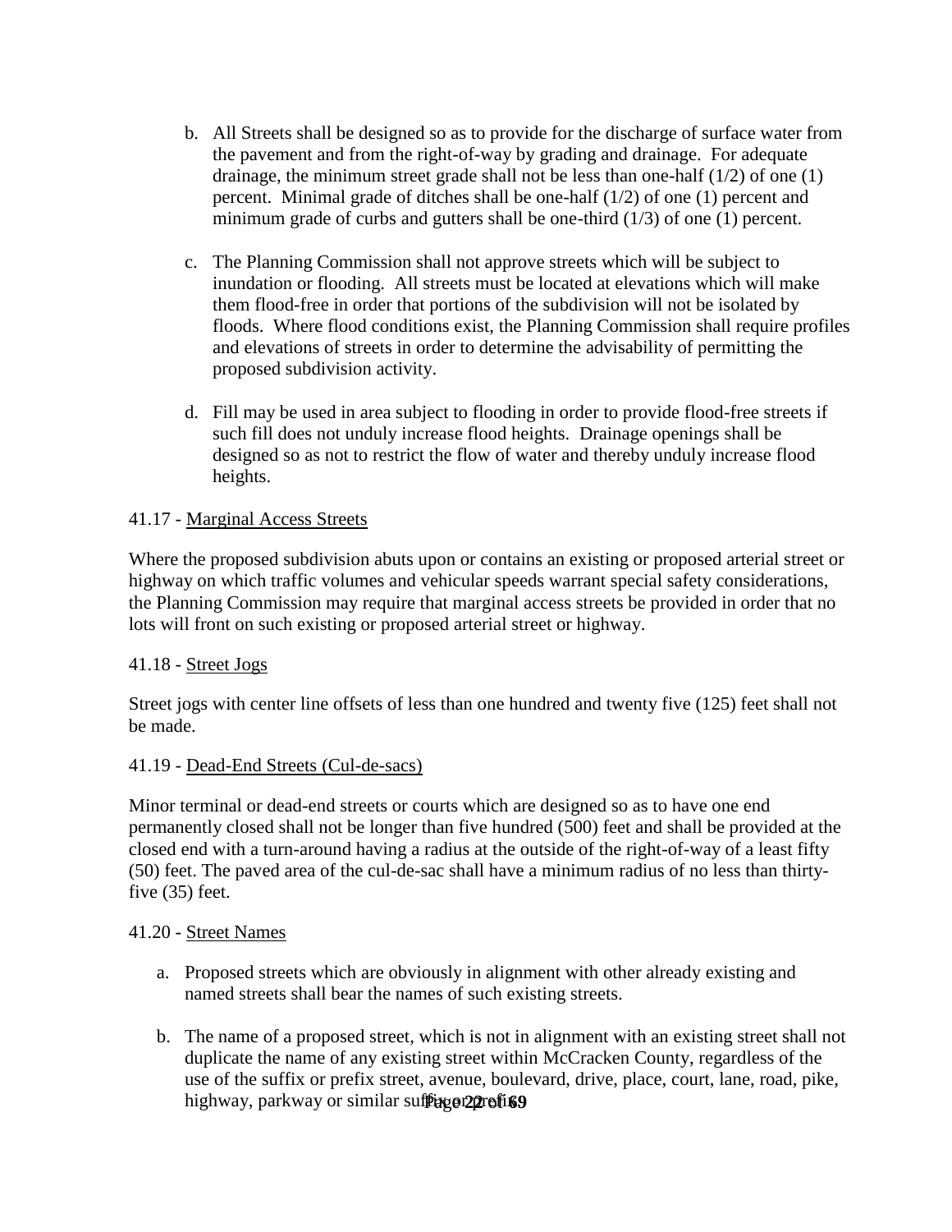b. All Streets shall be designed so as to provide for the discharge of surface water from the pavement and from the right-of-way by grading and drainage. For adequate drainage, the minimum street grade shall not be less than one-half (1/2) of one (1) percent. Minimal grade of ditches shall be one-half (1/2) of one (1) percent and minimum grade of curbs and gutters shall be one-third (1/3) of one (1) percent.

c. The Planning Commission shall not approve streets which will be subject to inundation or flooding. All streets must be located at elevations which will make them flood-free in order that portions of the subdivision will not be isolated by floods. Where flood conditions exist, the Planning Commission shall require profiles and elevations of streets in order to determine the advisability of permitting the proposed subdivision activity.

d. Fill may be used in area subject to flooding in order to provide flood-free streets if such fill does not unduly increase flood heights. Drainage openings shall be designed so as not to restrict the flow of water and thereby unduly increase flood heights.

41.17 - Marginal Access Streets

Where the proposed subdivision abuts upon or contains an existing or proposed arterial street or highway on which traffic volumes and vehicular speeds warrant special safety considerations, the Planning Commission may require that marginal access streets be provided in order that no lots will front on such existing or proposed arterial street or highway.

41.18 - Street Jogs

Street jogs with center line offsets of less than one hundred and twenty five (125) feet shall not be made.

41.19 - Dead-End Streets (Cul-de-sacs)

Minor terminal or dead-end streets or courts which are designed so as to have one end permanently closed shall not be longer than five hundred (500) feet and shall be provided at the closed end with a turn-around having a radius at the outside of the right-of-way of a least fifty (50) feet. The paved area of the cul-de-sac shall have a minimum radius of no less than thirty-five (35) feet.

41.20 - Street Names

a. Proposed streets which are obviously in alignment with other already existing and named streets shall bear the names of such existing streets.

b. The name of a proposed street, which is not in alignment with an existing street shall not duplicate the name of any existing street within McCracken County, regardless of the use of the suffix or prefix street, avenue, boulevard, drive, place, court, lane, road, pike, highway, parkway or similar suffix or prefix.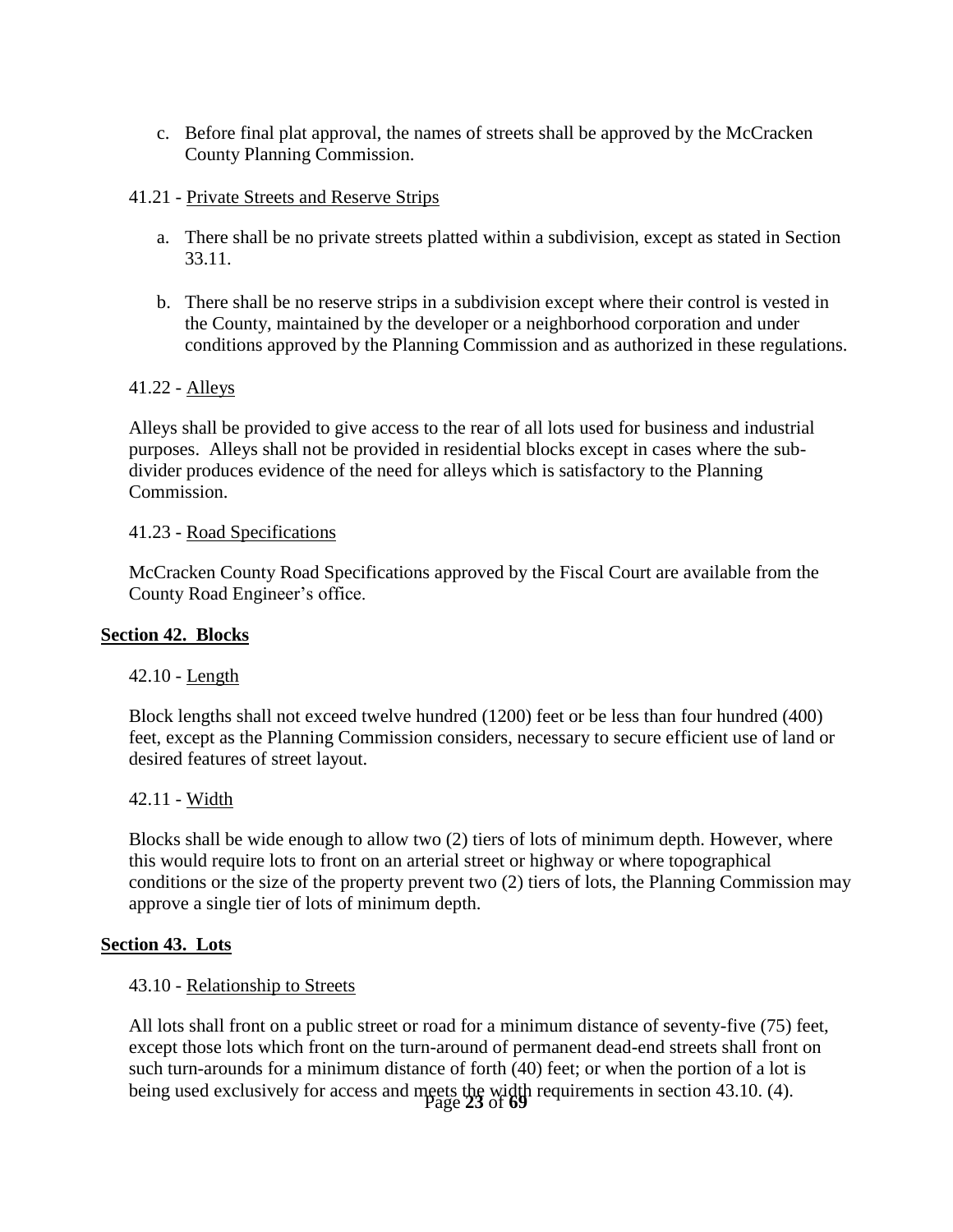c. Before final plat approval, the names of streets shall be approved by the McCracken County Planning Commission.

41.21 - Private Streets and Reserve Strips

a. There shall be no private streets platted within a subdivision, except as stated in Section 33.11.

b. There shall be no reserve strips in a subdivision except where their control is vested in the County, maintained by the developer or a neighborhood corporation and under conditions approved by the Planning Commission and as authorized in these regulations.

41.22 - Alleys

Alleys shall be provided to give access to the rear of all lots used for business and industrial purposes. Alleys shall not be provided in residential blocks except in cases where the sub-divider produces evidence of the need for alleys which is satisfactory to the Planning Commission.

41.23 - Road Specifications

McCracken County Road Specifications approved by the Fiscal Court are available from the County Road Engineer's office.

## Section 42. Blocks

42.10 - Length

Block lengths shall not exceed twelve hundred (1200) feet or be less than four hundred (400) feet, except as the Planning Commission considers, necessary to secure efficient use of land or desired features of street layout.

42.11 - Width

Blocks shall be wide enough to allow two (2) tiers of lots of minimum depth. However, where this would require lots to front on an arterial street or highway or where topographical conditions or the size of the property prevent two (2) tiers of lots, the Planning Commission may approve a single tier of lots of minimum depth.

## Section 43. Lots

43.10 - Relationship to Streets

All lots shall front on a public street or road for a minimum distance of seventy-five (75) feet, except those lots which front on the turn-around of permanent dead-end streets shall front on such turn-arounds for a minimum distance of forth (40) feet; or when the portion of a lot is being used exclusively for access and meets the width requirements in section 43.10. (4).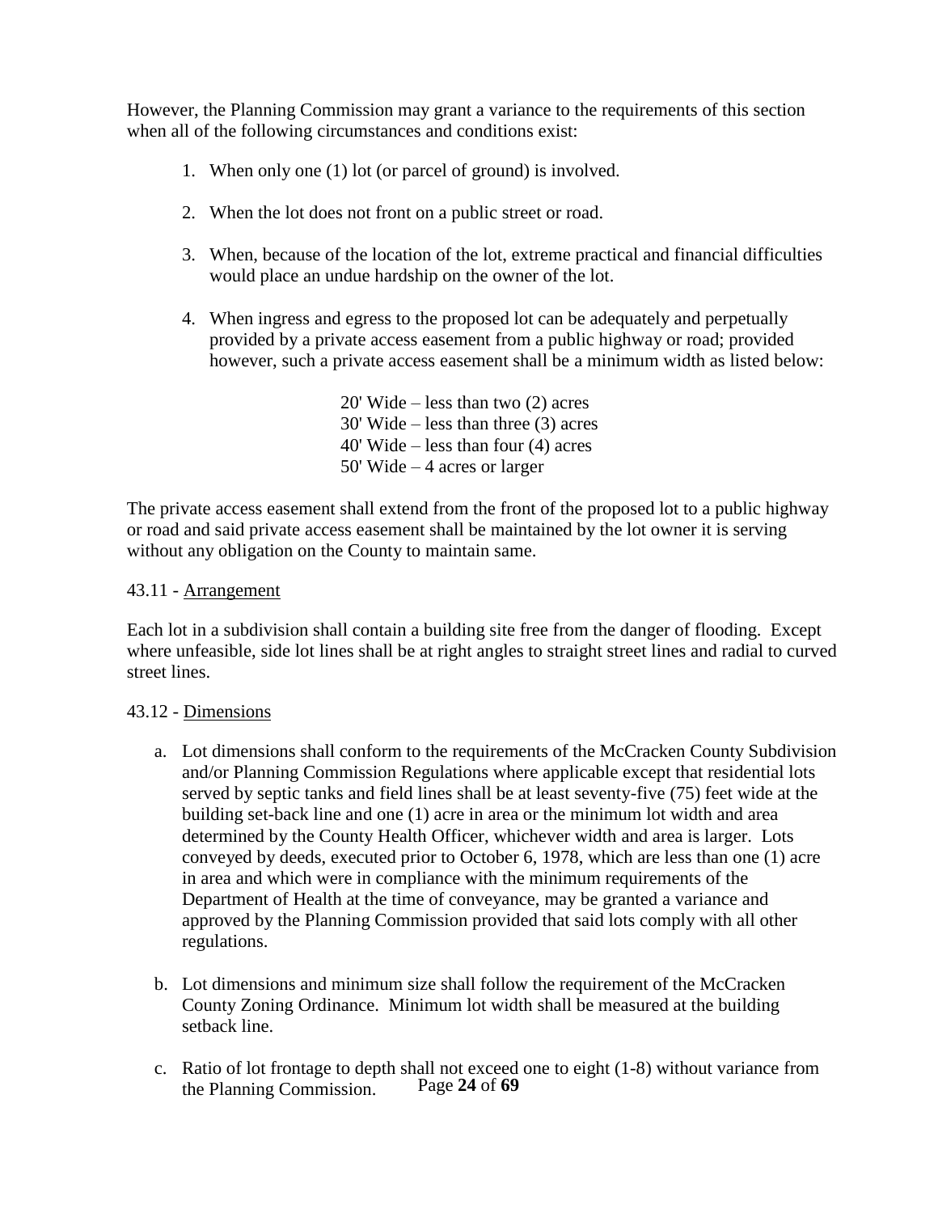However, the Planning Commission may grant a variance to the requirements of this section when all of the following circumstances and conditions exist:

1. When only one (1) lot (or parcel of ground) is involved.
2. When the lot does not front on a public street or road.
3. When, because of the location of the lot, extreme practical and financial difficulties would place an undue hardship on the owner of the lot.
4. When ingress and egress to the proposed lot can be adequately and perpetually provided by a private access easement from a public highway or road; provided however, such a private access easement shall be a minimum width as listed below:

   20' Wide – less than two (2) acres
   30' Wide – less than three (3) acres
   40' Wide – less than four (4) acres
   50' Wide – 4 acres or larger

The private access easement shall extend from the front of the proposed lot to a public highway or road and said private access easement shall be maintained by the lot owner it is serving without any obligation on the County to maintain same.

43.11 - Arrangement

Each lot in a subdivision shall contain a building site free from the danger of flooding. Except where unfeasible, side lot lines shall be at right angles to straight street lines and radial to curved street lines.

43.12 - Dimensions

a. Lot dimensions shall conform to the requirements of the McCracken County Subdivision and/or Planning Commission Regulations where applicable except that residential lots served by septic tanks and field lines shall be at least seventy-five (75) feet wide at the building set-back line and one (1) acre in area or the minimum lot width and area determined by the County Health Officer, whichever width and area is larger. Lots conveyed by deeds, executed prior to October 6, 1978, which are less than one (1) acre in area and which were in compliance with the minimum requirements of the Department of Health at the time of conveyance, may be granted a variance and approved by the Planning Commission provided that said lots comply with all other regulations.

b. Lot dimensions and minimum size shall follow the requirement of the McCracken County Zoning Ordinance. Minimum lot width shall be measured at the building setback line.

c. Ratio of lot frontage to depth shall not exceed one to eight (1-8) without variance from the Planning Commission.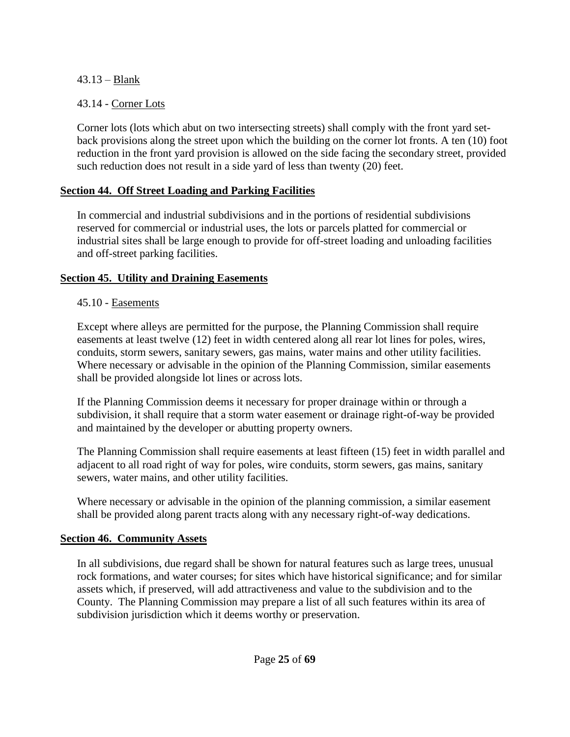43.13 – Blank

43.14 - Corner Lots

Corner lots (lots which abut on two intersecting streets) shall comply with the front yard set-back provisions along the street upon which the building on the corner lot fronts. A ten (10) foot reduction in the front yard provision is allowed on the side facing the secondary street, provided such reduction does not result in a side yard of less than twenty (20) feet.

## Section 44. Off Street Loading and Parking Facilities

In commercial and industrial subdivisions and in the portions of residential subdivisions reserved for commercial or industrial uses, the lots or parcels platted for commercial or industrial sites shall be large enough to provide for off-street loading and unloading facilities and off-street parking facilities.

## Section 45. Utility and Draining Easements

45.10 - Easements

Except where alleys are permitted for the purpose, the Planning Commission shall require easements at least twelve (12) feet in width centered along all rear lot lines for poles, wires, conduits, storm sewers, sanitary sewers, gas mains, water mains and other utility facilities. Where necessary or advisable in the opinion of the Planning Commission, similar easements shall be provided alongside lot lines or across lots.

If the Planning Commission deems it necessary for proper drainage within or through a subdivision, it shall require that a storm water easement or drainage right-of-way be provided and maintained by the developer or abutting property owners.

The Planning Commission shall require easements at least fifteen (15) feet in width parallel and adjacent to all road right of way for poles, wire conduits, storm sewers, gas mains, sanitary sewers, water mains, and other utility facilities.

Where necessary or advisable in the opinion of the planning commission, a similar easement shall be provided along parent tracts along with any necessary right-of-way dedications.

## Section 46. Community Assets

In all subdivisions, due regard shall be shown for natural features such as large trees, unusual rock formations, and water courses; for sites which have historical significance; and for similar assets which, if preserved, will add attractiveness and value to the subdivision and to the County. The Planning Commission may prepare a list of all such features within its area of subdivision jurisdiction which it deems worthy or preservation.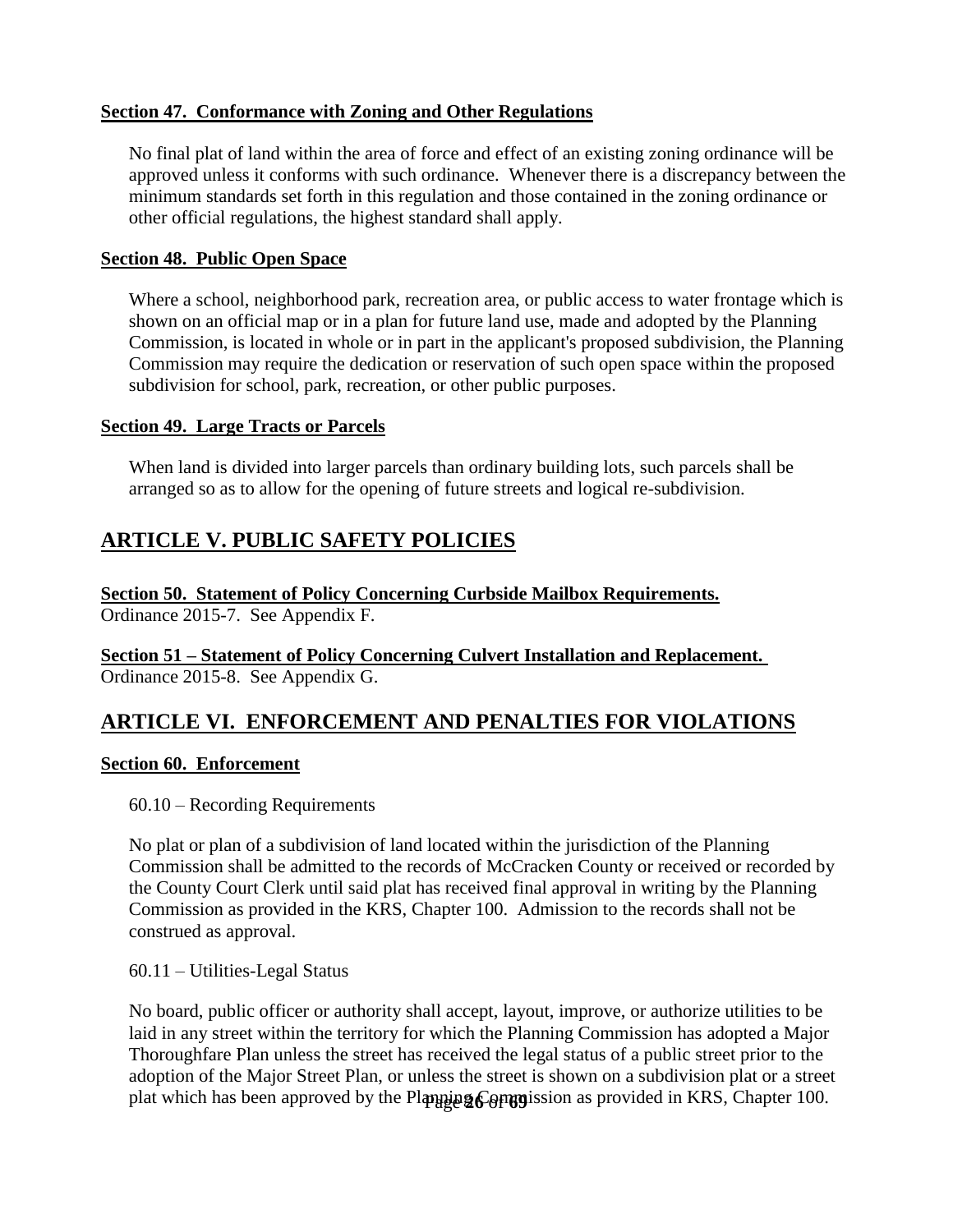**Section 47. Conformance with Zoning and Other Regulations**

No final plat of land within the area of force and effect of an existing zoning ordinance will be approved unless it conforms with such ordinance. Whenever there is a discrepancy between the minimum standards set forth in this regulation and those contained in the zoning ordinance or other official regulations, the highest standard shall apply.

**Section 48. Public Open Space**

Where a school, neighborhood park, recreation area, or public access to water frontage which is shown on an official map or in a plan for future land use, made and adopted by the Planning Commission, is located in whole or in part in the applicant's proposed subdivision, the Planning Commission may require the dedication or reservation of such open space within the proposed subdivision for school, park, recreation, or other public purposes.

**Section 49. Large Tracts or Parcels**

When land is divided into larger parcels than ordinary building lots, such parcels shall be arranged so as to allow for the opening of future streets and logical re-subdivision.

## ARTICLE V. PUBLIC SAFETY POLICIES

**Section 50. Statement of Policy Concerning Curbside Mailbox Requirements.**
Ordinance 2015-7. See Appendix F.

**Section 51 – Statement of Policy Concerning Culvert Installation and Replacement.**
Ordinance 2015-8. See Appendix G.

## ARTICLE VI. ENFORCEMENT AND PENALTIES FOR VIOLATIONS

**Section 60. Enforcement**

60.10 – Recording Requirements

No plat or plan of a subdivision of land located within the jurisdiction of the Planning Commission shall be admitted to the records of McCracken County or received or recorded by the County Court Clerk until said plat has received final approval in writing by the Planning Commission as provided in the KRS, Chapter 100. Admission to the records shall not be construed as approval.

60.11 – Utilities-Legal Status

No board, public officer or authority shall accept, layout, improve, or authorize utilities to be laid in any street within the territory for which the Planning Commission has adopted a Major Thoroughfare Plan unless the street has received the legal status of a public street prior to the adoption of the Major Street Plan, or unless the street is shown on a subdivision plat or a street plat which has been approved by the Planning Commission as provided in KRS, Chapter 100.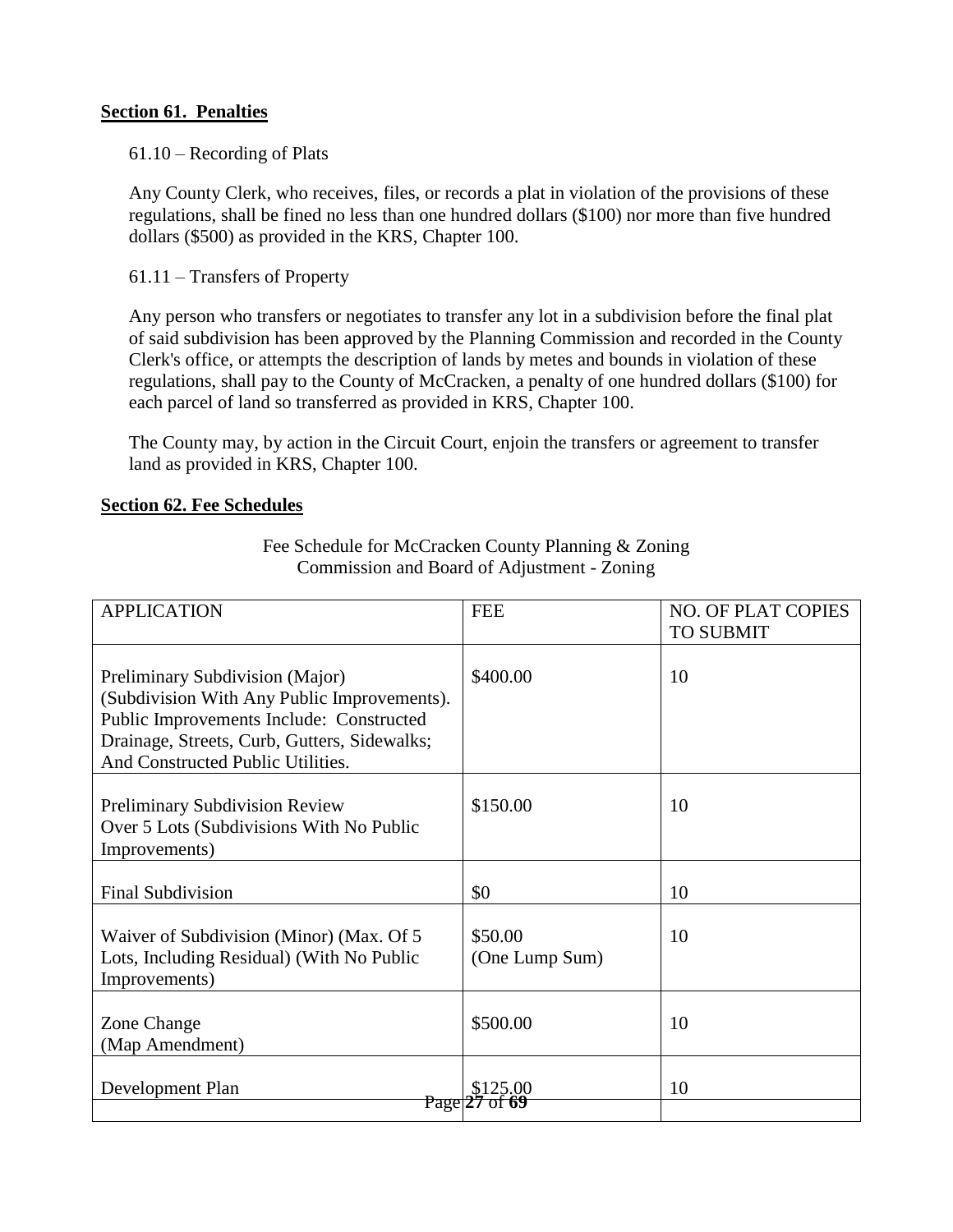## Section 61. Penalties

61.10 – Recording of Plats

Any County Clerk, who receives, files, or records a plat in violation of the provisions of these regulations, shall be fined no less than one hundred dollars ($100) nor more than five hundred dollars ($500) as provided in the KRS, Chapter 100.

61.11 – Transfers of Property

Any person who transfers or negotiates to transfer any lot in a subdivision before the final plat of said subdivision has been approved by the Planning Commission and recorded in the County Clerk's office, or attempts the description of lands by metes and bounds in violation of these regulations, shall pay to the County of McCracken, a penalty of one hundred dollars ($100) for each parcel of land so transferred as provided in KRS, Chapter 100.

The County may, by action in the Circuit Court, enjoin the transfers or agreement to transfer land as provided in KRS, Chapter 100.

## Section 62. Fee Schedules

Fee Schedule for McCracken County Planning & Zoning
Commission and Board of Adjustment - Zoning

| APPLICATION | FEE | NO. OF PLAT COPIES TO SUBMIT |
|---|---|---|
| Preliminary Subdivision (Major) (Subdivision With Any Public Improvements). Public Improvements Include: Constructed Drainage, Streets, Curb, Gutters, Sidewalks; And Constructed Public Utilities. | $400.00 | 10 |
| Preliminary Subdivision Review Over 5 Lots (Subdivisions With No Public Improvements) | $150.00 | 10 |
| Final Subdivision | $0 | 10 |
| Waiver of Subdivision (Minor) (Max. Of 5 Lots, Including Residual) (With No Public Improvements) | $50.00 (One Lump Sum) | 10 |
| Zone Change (Map Amendment) | $500.00 | 10 |
| Development Plan | $125.00 | 10 |
| | | |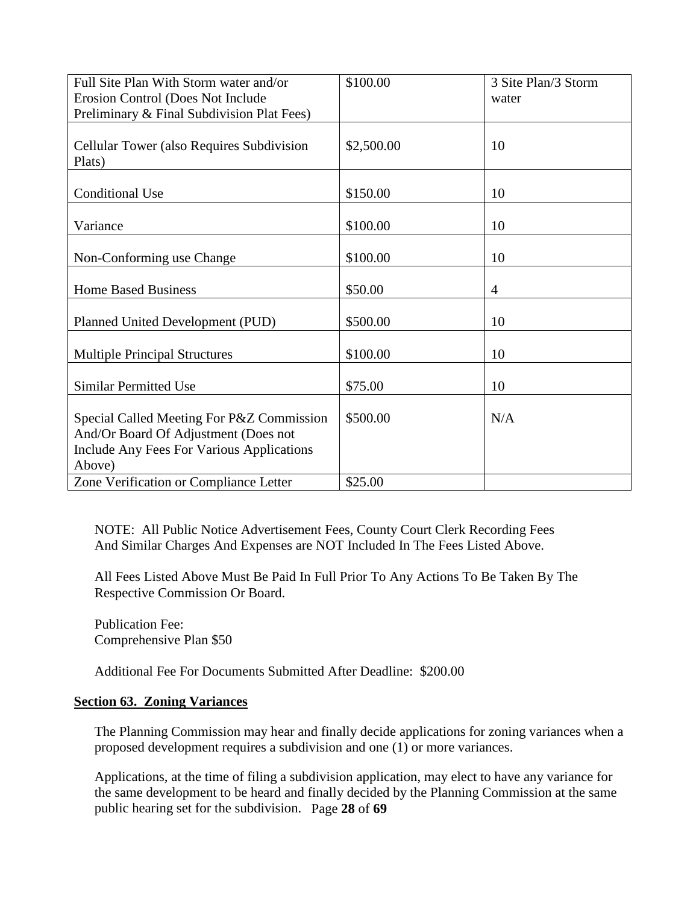| Full Site Plan With Storm water and/or Erosion Control (Does Not Include Preliminary & Final Subdivision Plat Fees) | $100.00 | 3 Site Plan/3 Storm water |
|---|---|---|
| Cellular Tower (also Requires Subdivision Plats) | $2,500.00 | 10 |
| Conditional Use | $150.00 | 10 |
| Variance | $100.00 | 10 |
| Non-Conforming use Change | $100.00 | 10 |
| Home Based Business | $50.00 | 4 |
| Planned United Development (PUD) | $500.00 | 10 |
| Multiple Principal Structures | $100.00 | 10 |
| Similar Permitted Use | $75.00 | 10 |
| Special Called Meeting For P&Z Commission And/Or Board Of Adjustment (Does not Include Any Fees For Various Applications Above) | $500.00 | N/A |
| Zone Verification or Compliance Letter | $25.00 | |

NOTE: All Public Notice Advertisement Fees, County Court Clerk Recording Fees And Similar Charges And Expenses are NOT Included In The Fees Listed Above.

All Fees Listed Above Must Be Paid In Full Prior To Any Actions To Be Taken By The Respective Commission Or Board.

Publication Fee:
Comprehensive Plan $50

Additional Fee For Documents Submitted After Deadline: $200.00

## Section 63. Zoning Variances

The Planning Commission may hear and finally decide applications for zoning variances when a proposed development requires a subdivision and one (1) or more variances.

Applications, at the time of filing a subdivision application, may elect to have any variance for the same development to be heard and finally decided by the Planning Commission at the same public hearing set for the subdivision.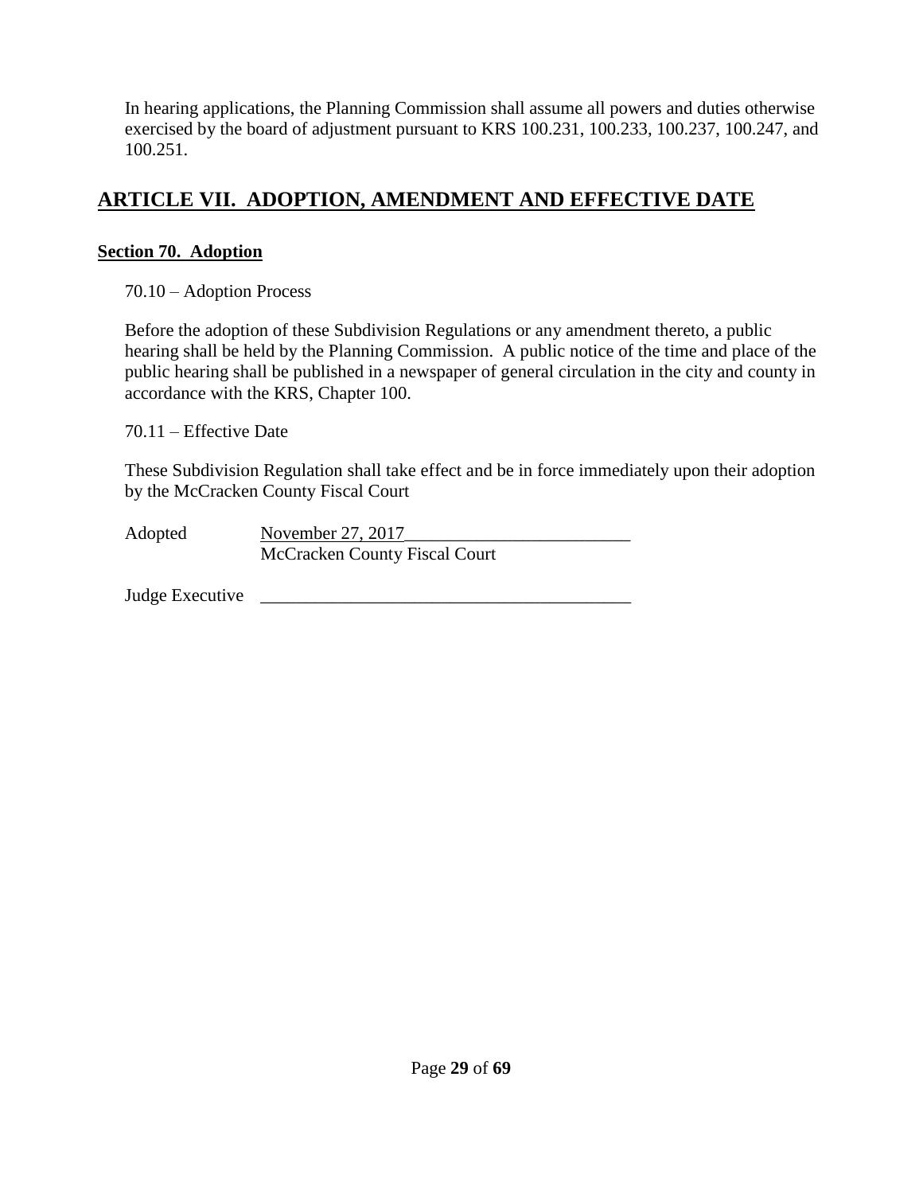In hearing applications, the Planning Commission shall assume all powers and duties otherwise exercised by the board of adjustment pursuant to KRS 100.231, 100.233, 100.237, 100.247, and 100.251.

# ARTICLE VII. ADOPTION, AMENDMENT AND EFFECTIVE DATE

## Section 70. Adoption

70.10 – Adoption Process

Before the adoption of these Subdivision Regulations or any amendment thereto, a public hearing shall be held by the Planning Commission. A public notice of the time and place of the public hearing shall be published in a newspaper of general circulation in the city and county in accordance with the KRS, Chapter 100.

70.11 – Effective Date

These Subdivision Regulation shall take effect and be in force immediately upon their adoption by the McCracken County Fiscal Court

Adopted November 27, 2017_________________________
McCracken County Fiscal Court

Judge Executive _________________________________________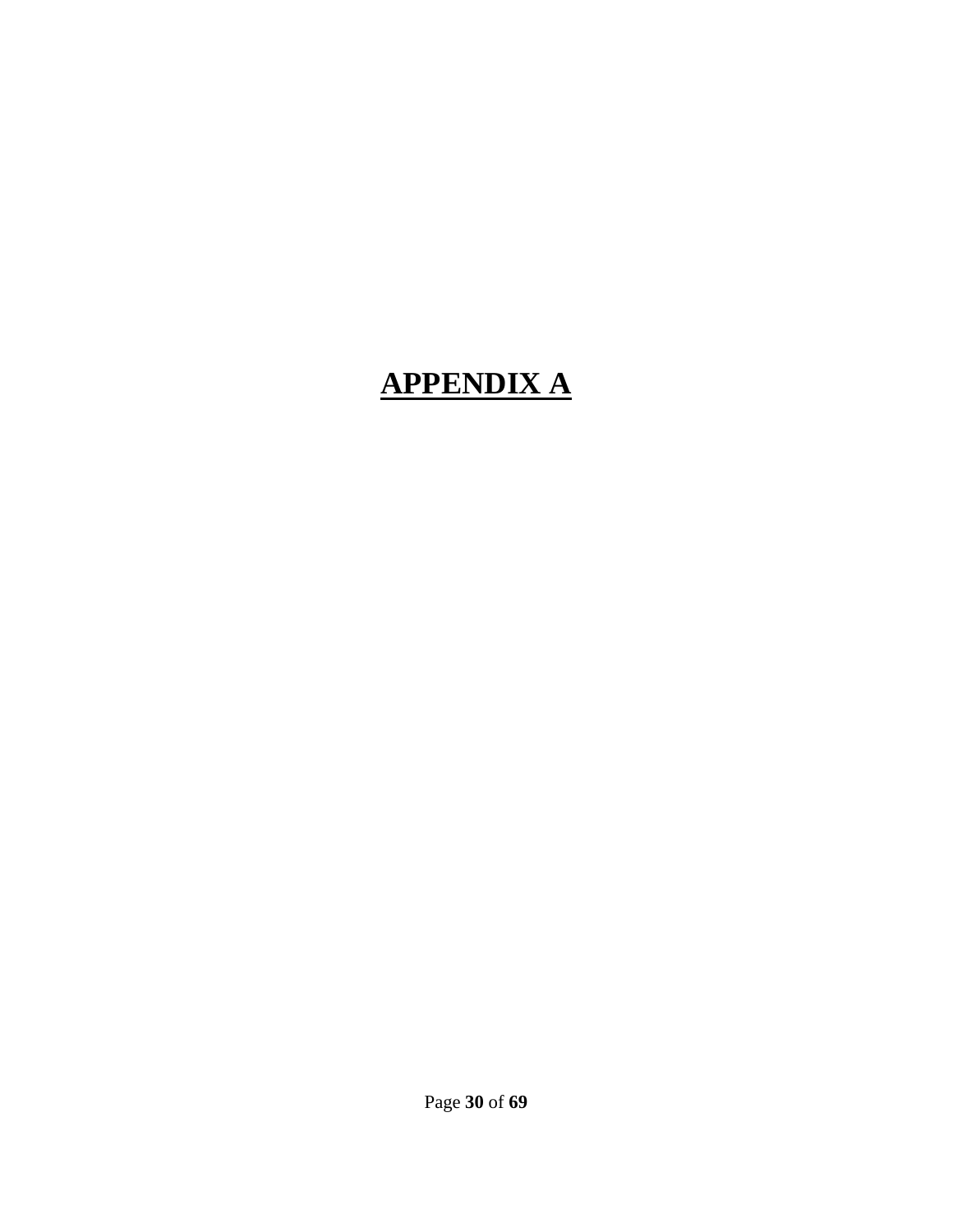# APPENDIX A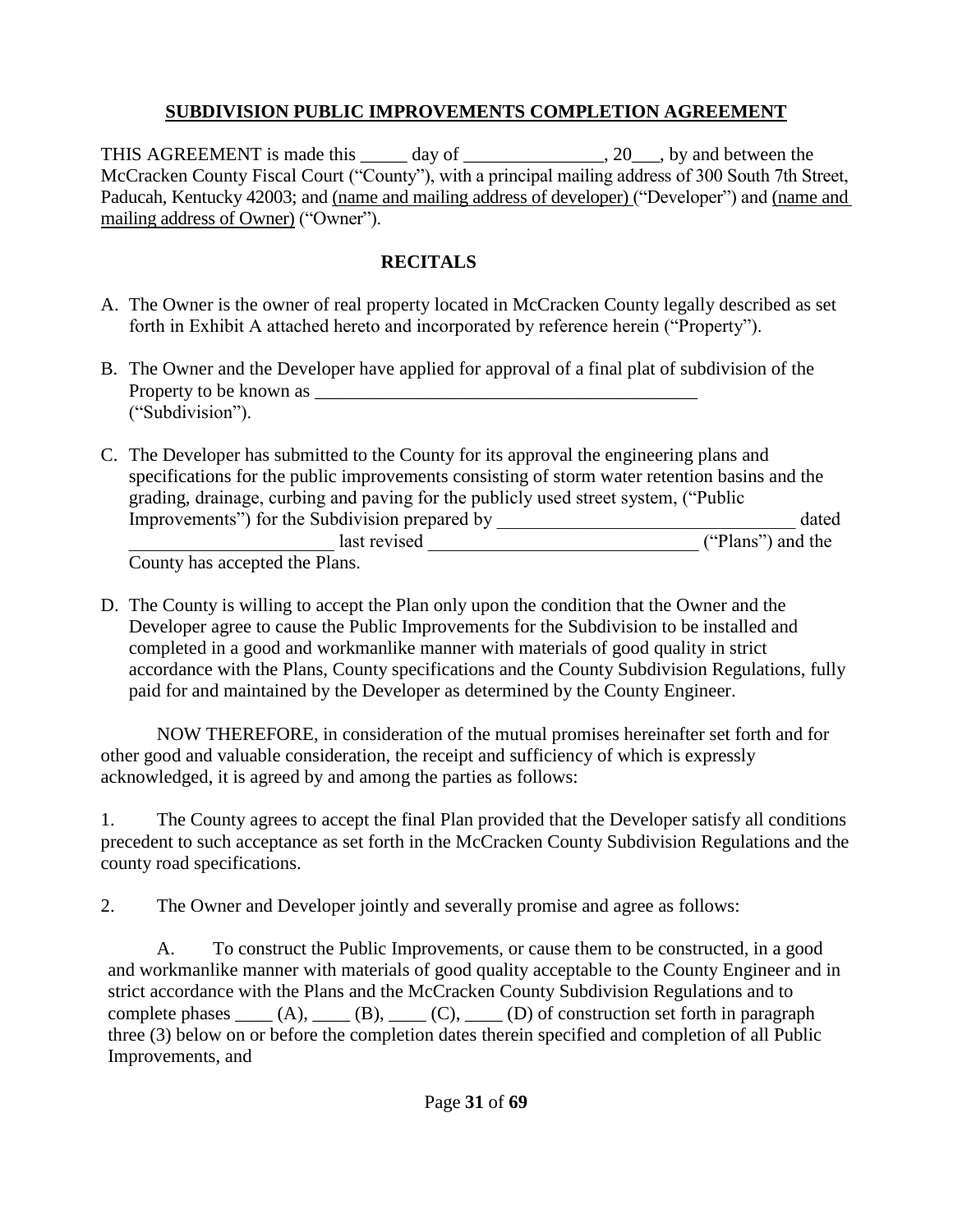# SUBDIVISION PUBLIC IMPROVEMENTS COMPLETION AGREEMENT

THIS AGREEMENT is made this _____ day of _______________, 20___, by and between the McCracken County Fiscal Court ("County"), with a principal mailing address of 300 South 7th Street, Paducah, Kentucky 42003; and (name and mailing address of developer) ("Developer") and (name and mailing address of Owner) ("Owner").

## RECITALS

A. The Owner is the owner of real property located in McCracken County legally described as set forth in Exhibit A attached hereto and incorporated by reference herein ("Property").

B. The Owner and the Developer have applied for approval of a final plat of subdivision of the Property to be known as ___________________________________________ ("Subdivision").

C. The Developer has submitted to the County for its approval the engineering plans and specifications for the public improvements consisting of storm water retention basins and the grading, drainage, curbing and paving for the publicly used street system, ("Public Improvements") for the Subdivision prepared by ________________________________ dated ______________________ last revised ____________________________ ("Plans") and the County has accepted the Plans.

D. The County is willing to accept the Plan only upon the condition that the Owner and the Developer agree to cause the Public Improvements for the Subdivision to be installed and completed in a good and workmanlike manner with materials of good quality in strict accordance with the Plans, County specifications and the County Subdivision Regulations, fully paid for and maintained by the Developer as determined by the County Engineer.

NOW THEREFORE, in consideration of the mutual promises hereinafter set forth and for other good and valuable consideration, the receipt and sufficiency of which is expressly acknowledged, it is agreed by and among the parties as follows:

1. The County agrees to accept the final Plan provided that the Developer satisfy all conditions precedent to such acceptance as set forth in the McCracken County Subdivision Regulations and the county road specifications.

2. The Owner and Developer jointly and severally promise and agree as follows:

A. To construct the Public Improvements, or cause them to be constructed, in a good and workmanlike manner with materials of good quality acceptable to the County Engineer and in strict accordance with the Plans and the McCracken County Subdivision Regulations and to complete phases ____ (A), ____ (B), ____ (C), ____ (D) of construction set forth in paragraph three (3) below on or before the completion dates therein specified and completion of all Public Improvements, and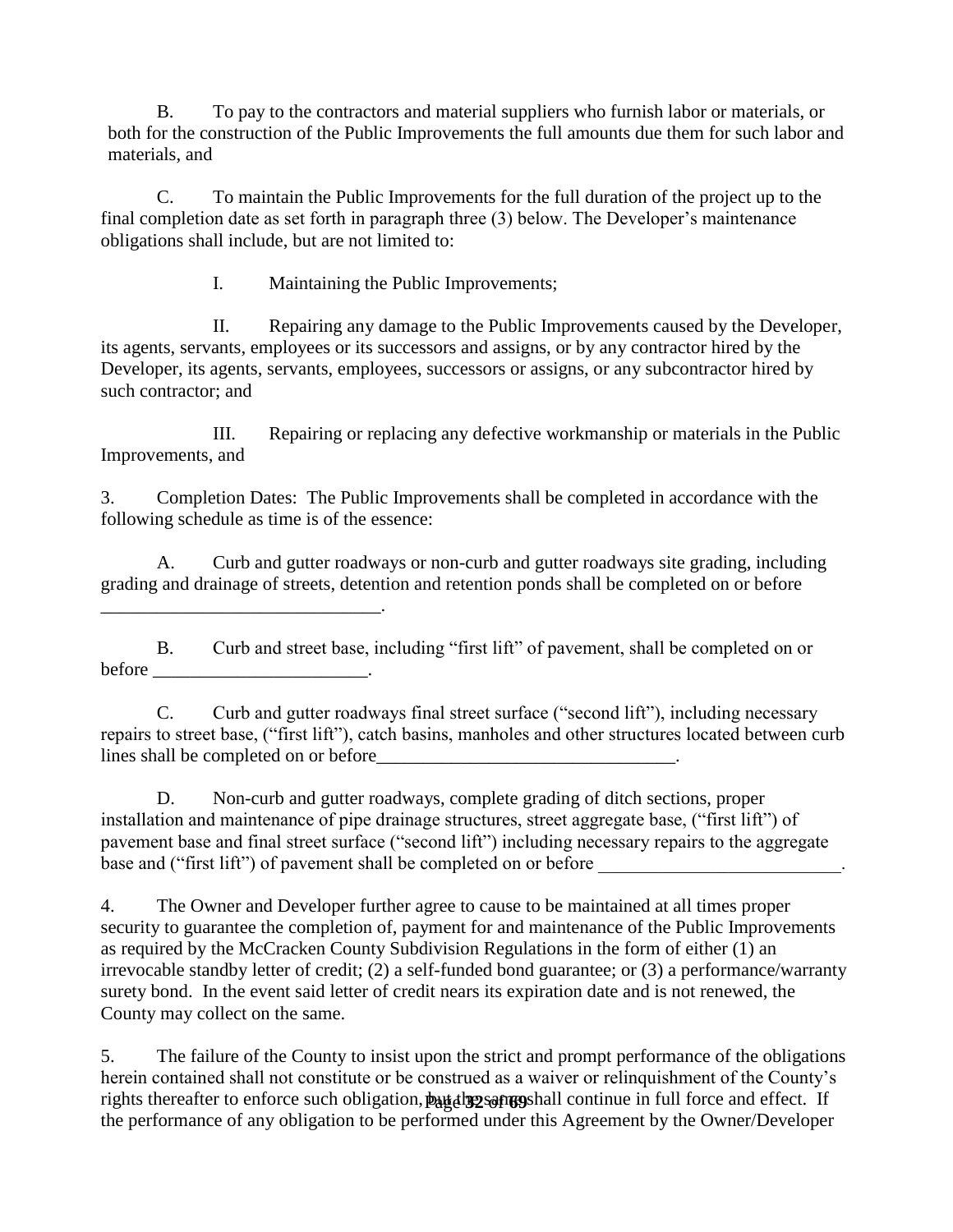B. To pay to the contractors and material suppliers who furnish labor or materials, or both for the construction of the Public Improvements the full amounts due them for such labor and materials, and

C. To maintain the Public Improvements for the full duration of the project up to the final completion date as set forth in paragraph three (3) below. The Developer's maintenance obligations shall include, but are not limited to:

I. Maintaining the Public Improvements;

II. Repairing any damage to the Public Improvements caused by the Developer, its agents, servants, employees or its successors and assigns, or by any contractor hired by the Developer, its agents, servants, employees, successors or assigns, or any subcontractor hired by such contractor; and

III. Repairing or replacing any defective workmanship or materials in the Public Improvements, and

3. Completion Dates: The Public Improvements shall be completed in accordance with the following schedule as time is of the essence:

A. Curb and gutter roadways or non-curb and gutter roadways site grading, including grading and drainage of streets, detention and retention ponds shall be completed on or before ______________________________.

B. Curb and street base, including "first lift" of pavement, shall be completed on or before _______________________.

C. Curb and gutter roadways final street surface ("second lift"), including necessary repairs to street base, ("first lift"), catch basins, manholes and other structures located between curb lines shall be completed on or before________________________________.

D. Non-curb and gutter roadways, complete grading of ditch sections, proper installation and maintenance of pipe drainage structures, street aggregate base, ("first lift") of pavement base and final street surface ("second lift") including necessary repairs to the aggregate base and ("first lift") of pavement shall be completed on or before __________________________.

4. The Owner and Developer further agree to cause to be maintained at all times proper security to guarantee the completion of, payment for and maintenance of the Public Improvements as required by the McCracken County Subdivision Regulations in the form of either (1) an irrevocable standby letter of credit; (2) a self-funded bond guarantee; or (3) a performance/warranty surety bond. In the event said letter of credit nears its expiration date and is not renewed, the County may collect on the same.

5. The failure of the County to insist upon the strict and prompt performance of the obligations herein contained shall not constitute or be construed as a waiver or relinquishment of the County's rights thereafter to enforce such obligation, but the same shall continue in full force and effect. If the performance of any obligation to be performed under this Agreement by the Owner/Developer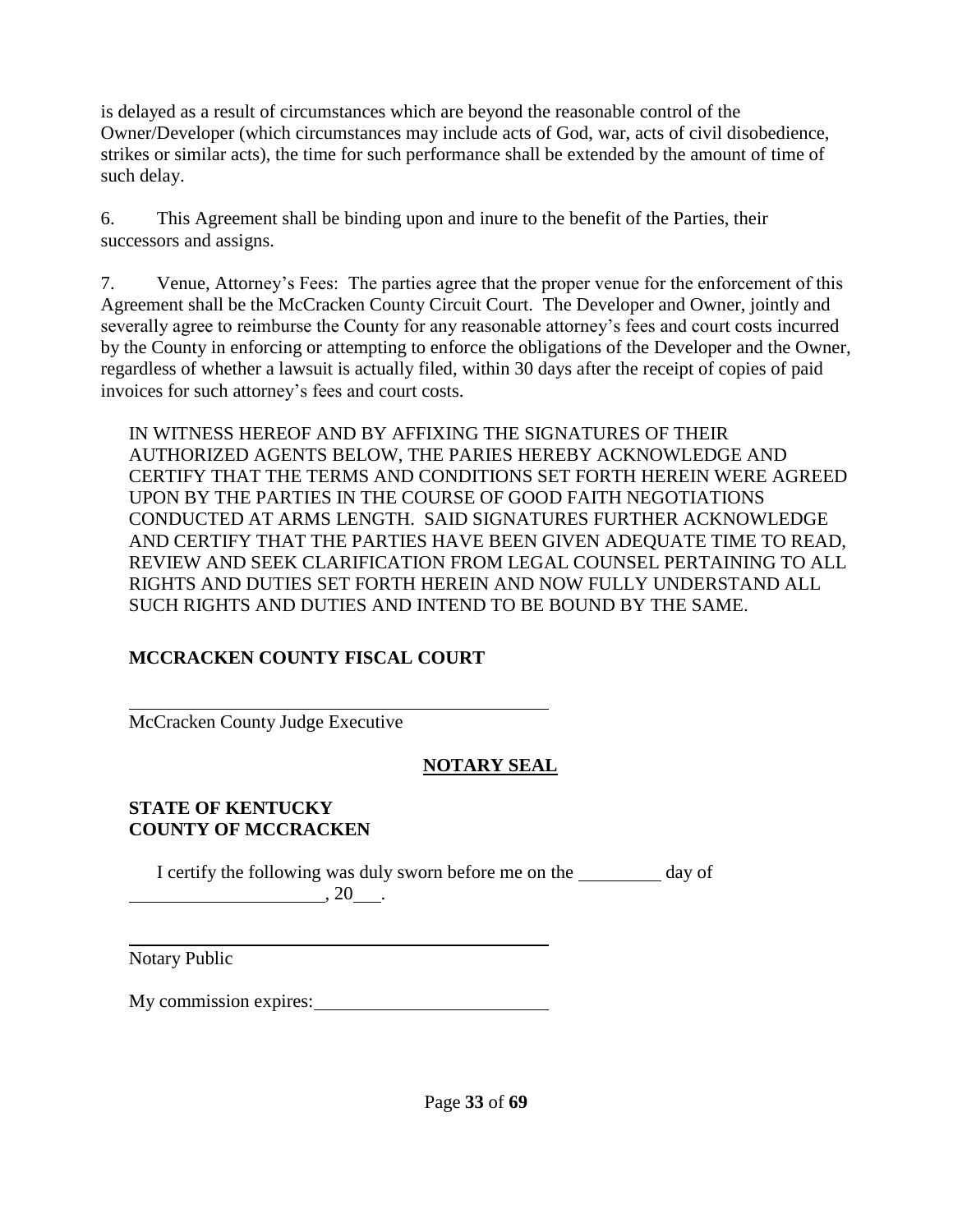is delayed as a result of circumstances which are beyond the reasonable control of the Owner/Developer (which circumstances may include acts of God, war, acts of civil disobedience, strikes or similar acts), the time for such performance shall be extended by the amount of time of such delay.

6. This Agreement shall be binding upon and inure to the benefit of the Parties, their successors and assigns.

7. Venue, Attorney's Fees: The parties agree that the proper venue for the enforcement of this Agreement shall be the McCracken County Circuit Court. The Developer and Owner, jointly and severally agree to reimburse the County for any reasonable attorney's fees and court costs incurred by the County in enforcing or attempting to enforce the obligations of the Developer and the Owner, regardless of whether a lawsuit is actually filed, within 30 days after the receipt of copies of paid invoices for such attorney's fees and court costs.

IN WITNESS HEREOF AND BY AFFIXING THE SIGNATURES OF THEIR AUTHORIZED AGENTS BELOW, THE PARIES HEREBY ACKNOWLEDGE AND CERTIFY THAT THE TERMS AND CONDITIONS SET FORTH HEREIN WERE AGREED UPON BY THE PARTIES IN THE COURSE OF GOOD FAITH NEGOTIATIONS CONDUCTED AT ARMS LENGTH. SAID SIGNATURES FURTHER ACKNOWLEDGE AND CERTIFY THAT THE PARTIES HAVE BEEN GIVEN ADEQUATE TIME TO READ, REVIEW AND SEEK CLARIFICATION FROM LEGAL COUNSEL PERTAINING TO ALL RIGHTS AND DUTIES SET FORTH HEREIN AND NOW FULLY UNDERSTAND ALL SUCH RIGHTS AND DUTIES AND INTEND TO BE BOUND BY THE SAME.

**MCCRACKEN COUNTY FISCAL COURT**

______________________________________________
McCracken County Judge Executive

**NOTARY SEAL**

**STATE OF KENTUCKY**
**COUNTY OF MCCRACKEN**

I certify the following was duly sworn before me on the _________ day of _____________________, 20___.

______________________________________________
Notary Public

My commission expires:_________________________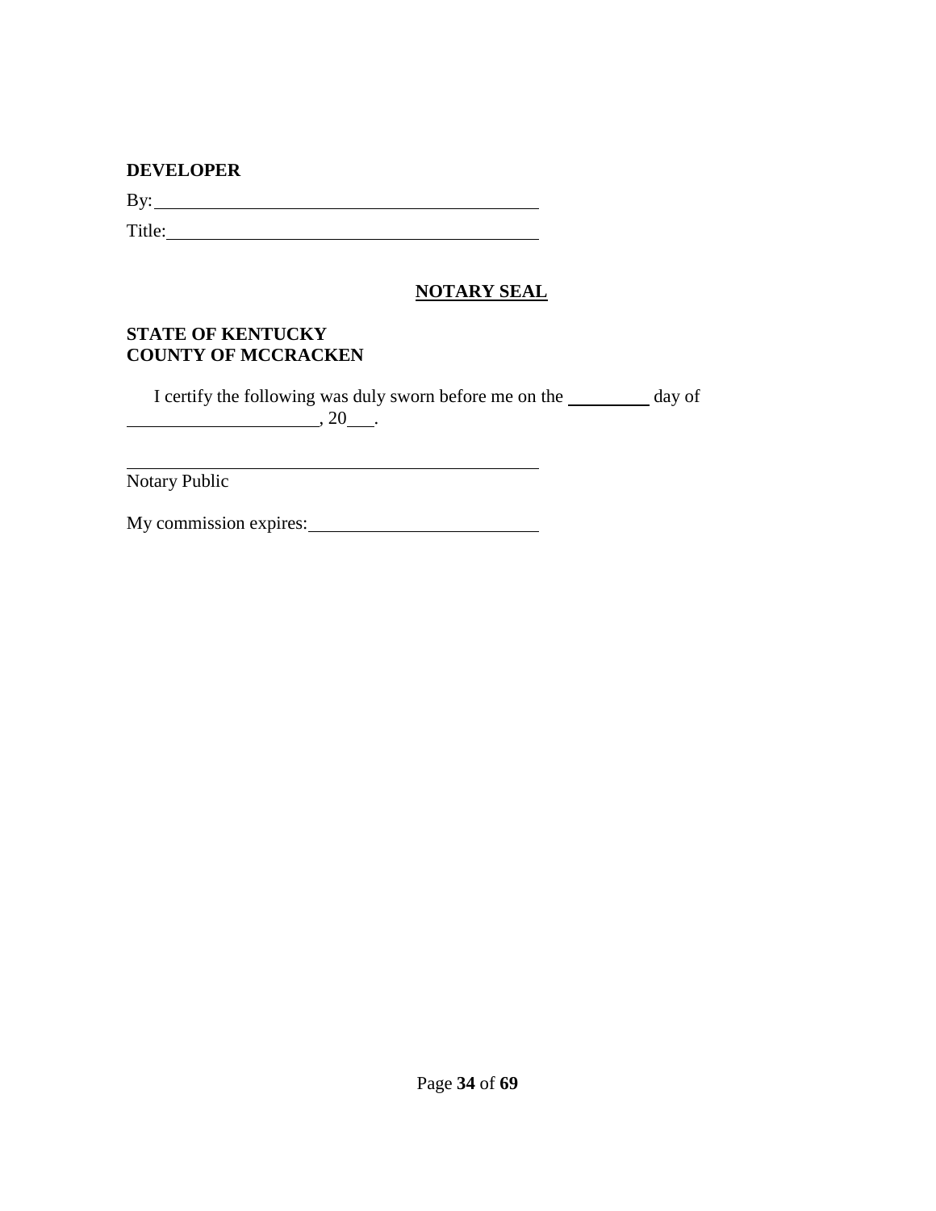**DEVELOPER**

By:\_\_\_\_\_\_\_\_\_\_\_\_\_\_\_\_\_\_\_\_\_\_\_\_\_\_\_\_\_\_\_\_\_\_\_\_\_\_\_\_

Title:\_\_\_\_\_\_\_\_\_\_\_\_\_\_\_\_\_\_\_\_\_\_\_\_\_\_\_\_\_\_\_\_\_\_\_\_\_\_\_

**NOTARY SEAL**

**STATE OF KENTUCKY**
**COUNTY OF MCCRACKEN**

I certify the following was duly sworn before me on the \_\_\_\_\_\_\_\_\_ day of \_\_\_\_\_\_\_\_\_\_\_\_\_\_\_\_\_\_\_\_, 20\_\_\_.

\_\_\_\_\_\_\_\_\_\_\_\_\_\_\_\_\_\_\_\_\_\_\_\_\_\_\_\_\_\_\_\_\_\_\_\_\_\_\_\_\_\_\_\_\_
Notary Public

My commission expires:\_\_\_\_\_\_\_\_\_\_\_\_\_\_\_\_\_\_\_\_\_\_\_\_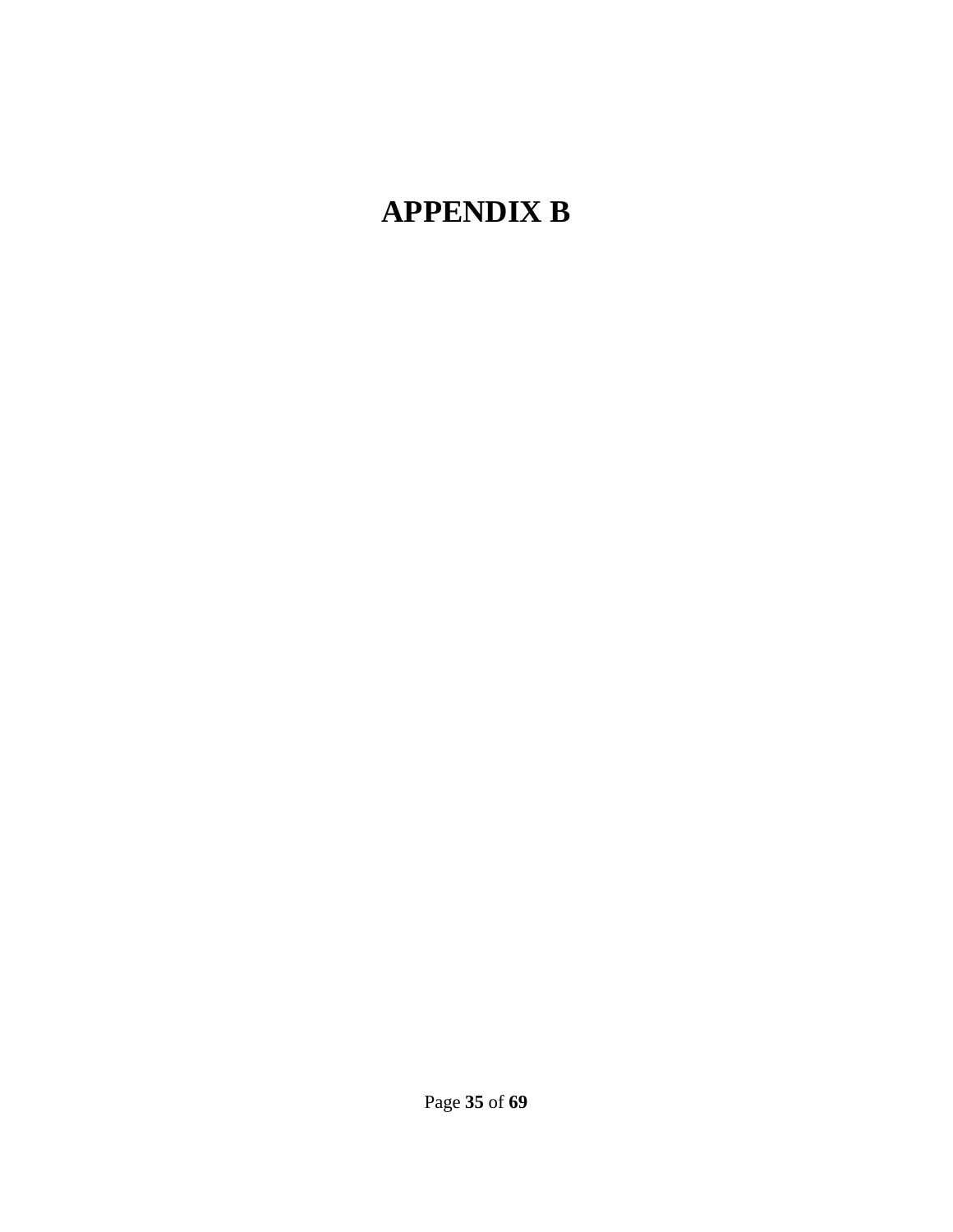# APPENDIX B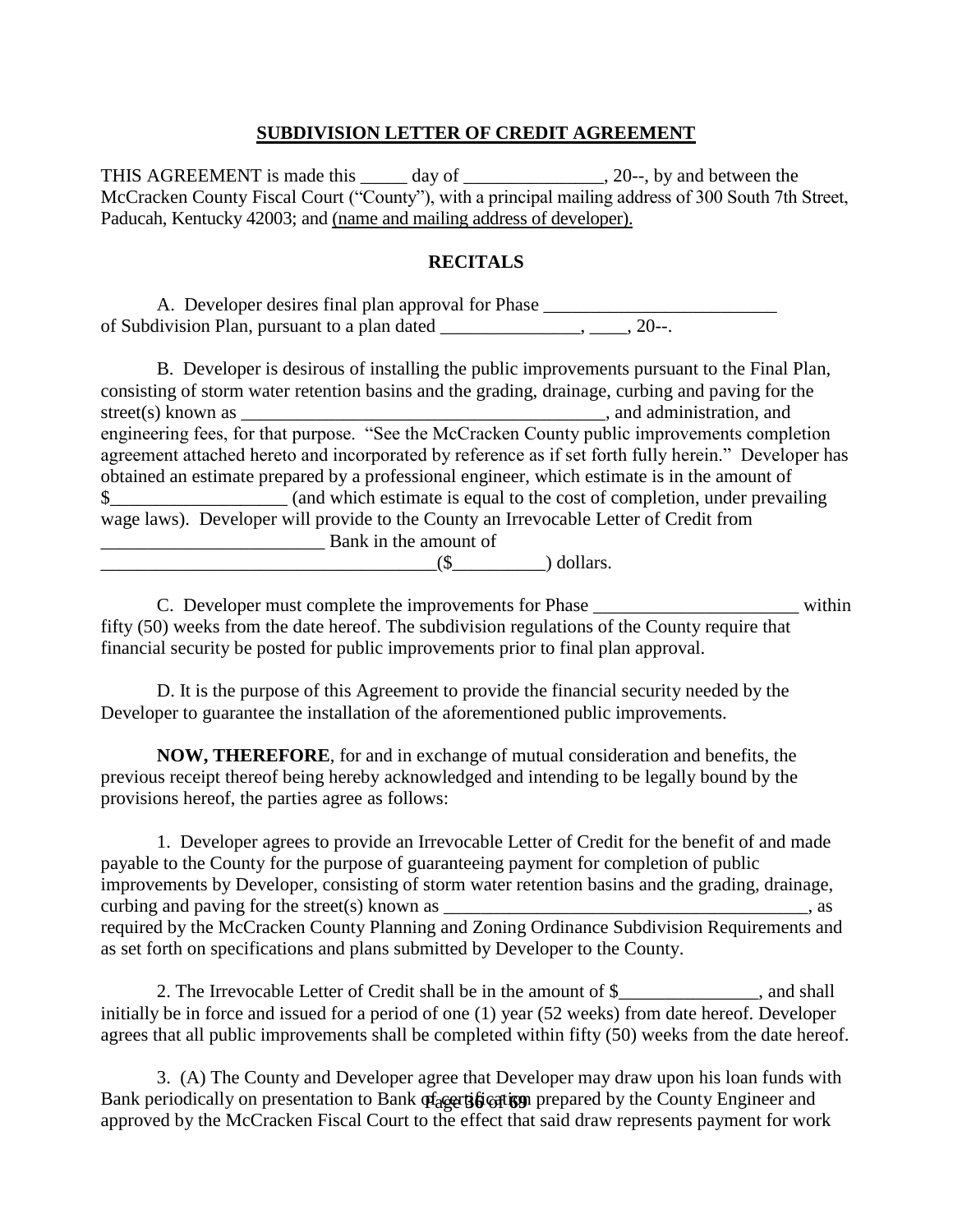## SUBDIVISION LETTER OF CREDIT AGREEMENT

THIS AGREEMENT is made this _____ day of _______________, 20--, by and between the McCracken County Fiscal Court ("County"), with a principal mailing address of 300 South 7th Street, Paducah, Kentucky 42003; and (name and mailing address of developer).

### RECITALS

A. Developer desires final plan approval for Phase _________________________ of Subdivision Plan, pursuant to a plan dated _______________, ____, 20--.

B. Developer is desirous of installing the public improvements pursuant to the Final Plan, consisting of storm water retention basins and the grading, drainage, curbing and paving for the street(s) known as _______________________________________, and administration, and engineering fees, for that purpose. "See the McCracken County public improvements completion agreement attached hereto and incorporated by reference as if set forth fully herein." Developer has obtained an estimate prepared by a professional engineer, which estimate is in the amount of $__________________ (and which estimate is equal to the cost of completion, under prevailing wage laws). Developer will provide to the County an Irrevocable Letter of Credit from ________________________ Bank in the amount of ____________________________________($__________) dollars.

C. Developer must complete the improvements for Phase ______________________ within fifty (50) weeks from the date hereof. The subdivision regulations of the County require that financial security be posted for public improvements prior to final plan approval.

D. It is the purpose of this Agreement to provide the financial security needed by the Developer to guarantee the installation of the aforementioned public improvements.

**NOW, THEREFORE**, for and in exchange of mutual consideration and benefits, the previous receipt thereof being hereby acknowledged and intending to be legally bound by the provisions hereof, the parties agree as follows:

1. Developer agrees to provide an Irrevocable Letter of Credit for the benefit of and made payable to the County for the purpose of guaranteeing payment for completion of public improvements by Developer, consisting of storm water retention basins and the grading, drainage, curbing and paving for the street(s) known as _______________________________________, as required by the McCracken County Planning and Zoning Ordinance Subdivision Requirements and as set forth on specifications and plans submitted by Developer to the County.

2. The Irrevocable Letter of Credit shall be in the amount of $_______________, and shall initially be in force and issued for a period of one (1) year (52 weeks) from date hereof. Developer agrees that all public improvements shall be completed within fifty (50) weeks from the date hereof.

3. (A) The County and Developer agree that Developer may draw upon his loan funds with Bank periodically on presentation to Bank of certification prepared by the County Engineer and approved by the McCracken Fiscal Court to the effect that said draw represents payment for work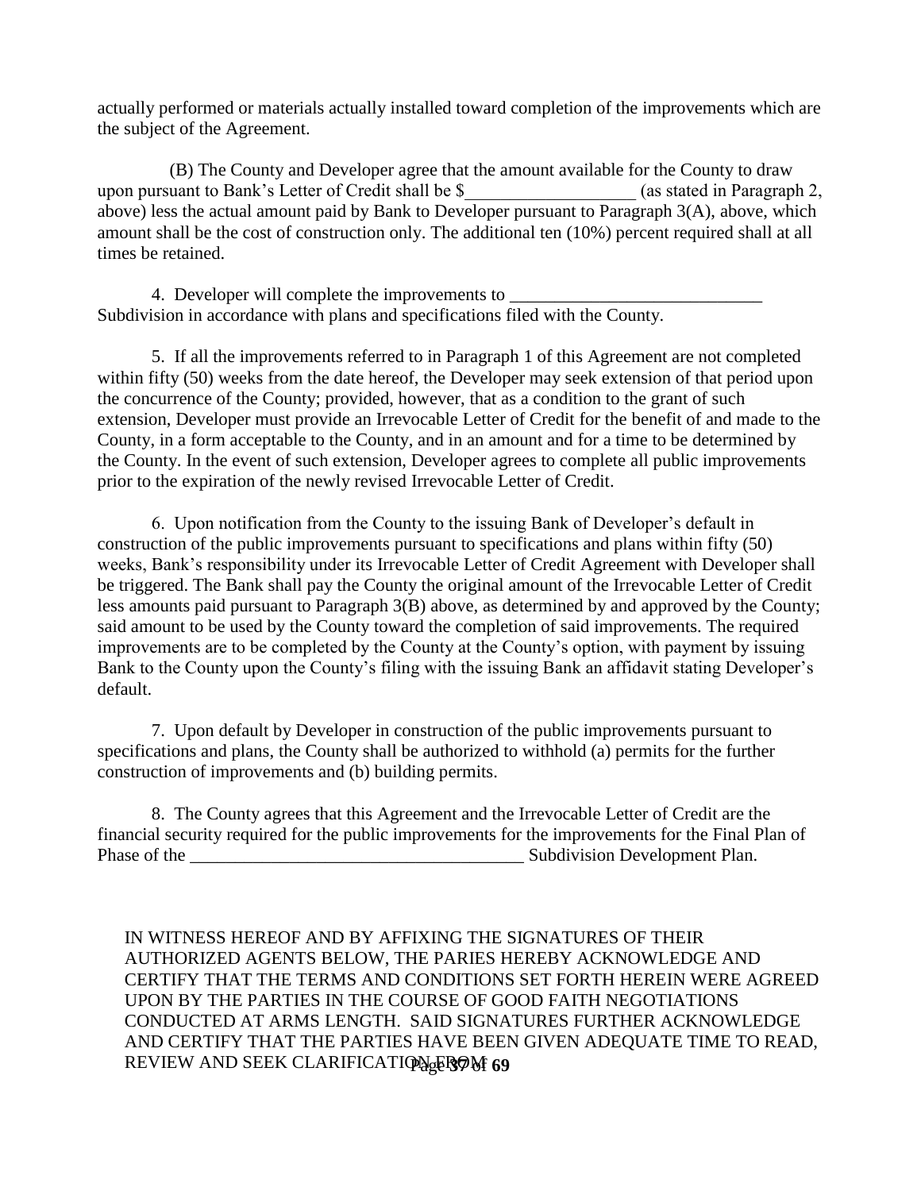actually performed or materials actually installed toward completion of the improvements which are the subject of the Agreement.

(B) The County and Developer agree that the amount available for the County to draw upon pursuant to Bank's Letter of Credit shall be $___________________ (as stated in Paragraph 2, above) less the actual amount paid by Bank to Developer pursuant to Paragraph 3(A), above, which amount shall be the cost of construction only. The additional ten (10%) percent required shall at all times be retained.

4. Developer will complete the improvements to ____________________________ Subdivision in accordance with plans and specifications filed with the County.

5. If all the improvements referred to in Paragraph 1 of this Agreement are not completed within fifty (50) weeks from the date hereof, the Developer may seek extension of that period upon the concurrence of the County; provided, however, that as a condition to the grant of such extension, Developer must provide an Irrevocable Letter of Credit for the benefit of and made to the County, in a form acceptable to the County, and in an amount and for a time to be determined by the County. In the event of such extension, Developer agrees to complete all public improvements prior to the expiration of the newly revised Irrevocable Letter of Credit.

6. Upon notification from the County to the issuing Bank of Developer's default in construction of the public improvements pursuant to specifications and plans within fifty (50) weeks, Bank's responsibility under its Irrevocable Letter of Credit Agreement with Developer shall be triggered. The Bank shall pay the County the original amount of the Irrevocable Letter of Credit less amounts paid pursuant to Paragraph 3(B) above, as determined by and approved by the County; said amount to be used by the County toward the completion of said improvements. The required improvements are to be completed by the County at the County's option, with payment by issuing Bank to the County upon the County's filing with the issuing Bank an affidavit stating Developer's default.

7. Upon default by Developer in construction of the public improvements pursuant to specifications and plans, the County shall be authorized to withhold (a) permits for the further construction of improvements and (b) building permits.

8. The County agrees that this Agreement and the Irrevocable Letter of Credit are the financial security required for the public improvements for the improvements for the Final Plan of Phase of the _____________________________________ Subdivision Development Plan.

IN WITNESS HEREOF AND BY AFFIXING THE SIGNATURES OF THEIR AUTHORIZED AGENTS BELOW, THE PARIES HEREBY ACKNOWLEDGE AND CERTIFY THAT THE TERMS AND CONDITIONS SET FORTH HEREIN WERE AGREED UPON BY THE PARTIES IN THE COURSE OF GOOD FAITH NEGOTIATIONS CONDUCTED AT ARMS LENGTH. SAID SIGNATURES FURTHER ACKNOWLEDGE AND CERTIFY THAT THE PARTIES HAVE BEEN GIVEN ADEQUATE TIME TO READ, REVIEW AND SEEK CLARIFICATION FROM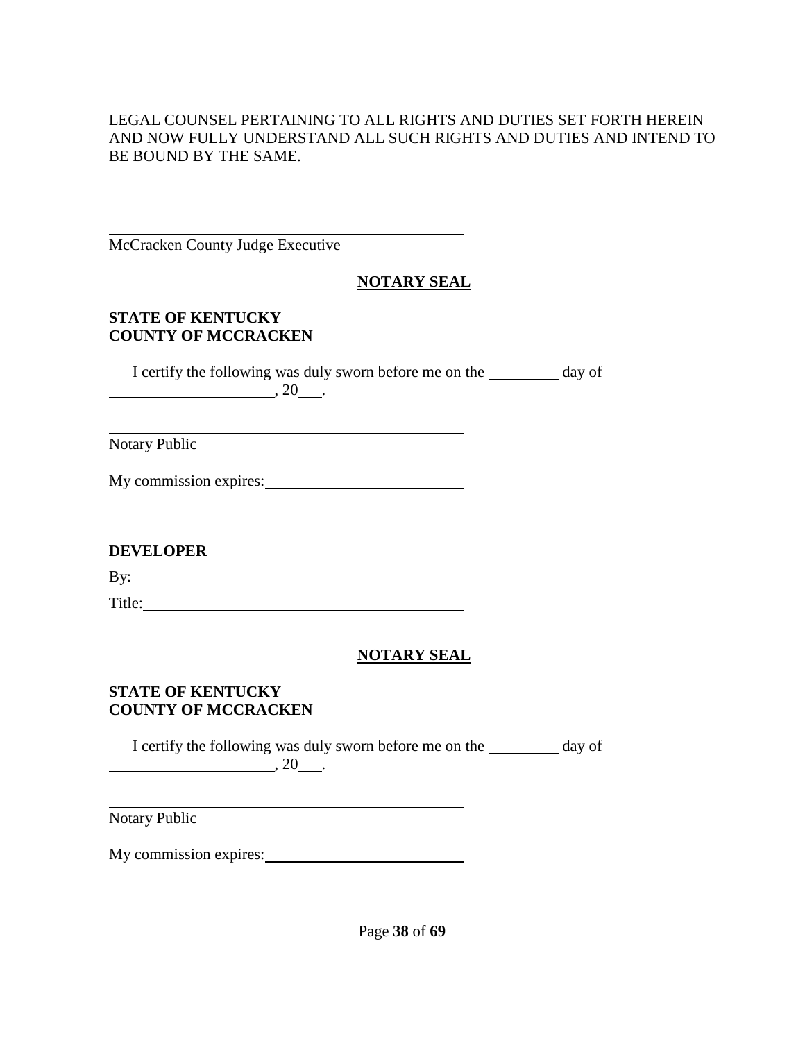LEGAL COUNSEL PERTAINING TO ALL RIGHTS AND DUTIES SET FORTH HEREIN AND NOW FULLY UNDERSTAND ALL SUCH RIGHTS AND DUTIES AND INTEND TO BE BOUND BY THE SAME.

\_\_\_\_\_\_\_\_\_\_\_\_\_\_\_\_\_\_\_\_\_\_\_\_\_\_\_\_\_\_\_\_\_\_\_\_\_\_\_\_\_\_\_\_

McCracken County Judge Executive

**NOTARY SEAL**

**STATE OF KENTUCKY**
**COUNTY OF MCCRACKEN**

I certify the following was duly sworn before me on the \_\_\_\_\_\_\_\_\_ day of \_\_\_\_\_\_\_\_\_\_\_\_\_\_\_\_\_\_\_\_\_, 20\_\_\_.

\_\_\_\_\_\_\_\_\_\_\_\_\_\_\_\_\_\_\_\_\_\_\_\_\_\_\_\_\_\_\_\_\_\_\_\_\_\_\_\_\_\_\_\_

Notary Public

My commission expires:\_\_\_\_\_\_\_\_\_\_\_\_\_\_\_\_\_\_\_\_\_\_\_\_\_

**DEVELOPER**

By:\_\_\_\_\_\_\_\_\_\_\_\_\_\_\_\_\_\_\_\_\_\_\_\_\_\_\_\_\_\_\_\_\_\_\_\_\_\_\_\_\_

Title:\_\_\_\_\_\_\_\_\_\_\_\_\_\_\_\_\_\_\_\_\_\_\_\_\_\_\_\_\_\_\_\_\_\_\_\_\_\_\_

**NOTARY SEAL**

**STATE OF KENTUCKY**
**COUNTY OF MCCRACKEN**

I certify the following was duly sworn before me on the \_\_\_\_\_\_\_\_\_ day of \_\_\_\_\_\_\_\_\_\_\_\_\_\_\_\_\_\_\_\_\_, 20\_\_\_.

\_\_\_\_\_\_\_\_\_\_\_\_\_\_\_\_\_\_\_\_\_\_\_\_\_\_\_\_\_\_\_\_\_\_\_\_\_\_\_\_\_\_\_\_

Notary Public

My commission expires:\_\_\_\_\_\_\_\_\_\_\_\_\_\_\_\_\_\_\_\_\_\_\_\_\_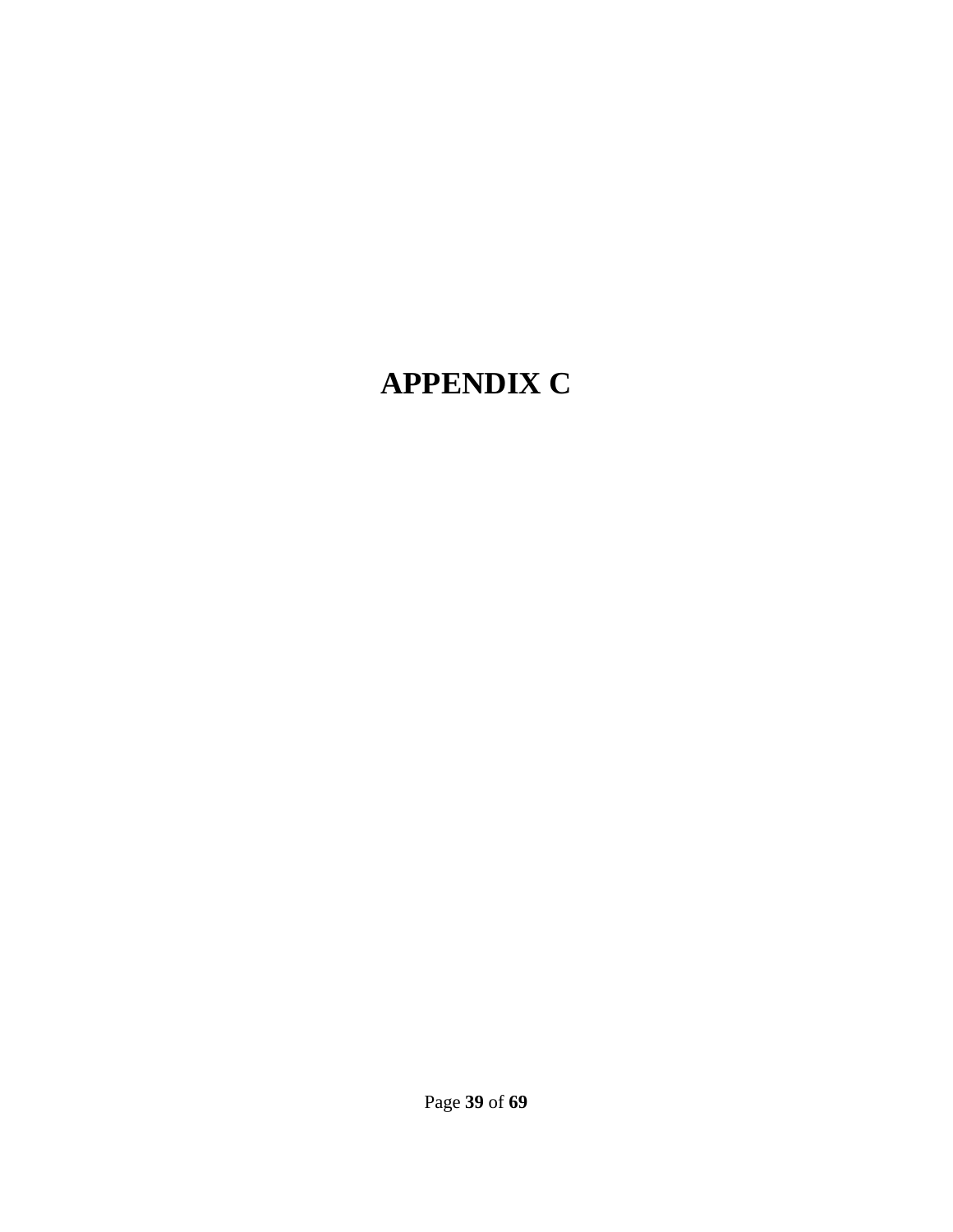# APPENDIX C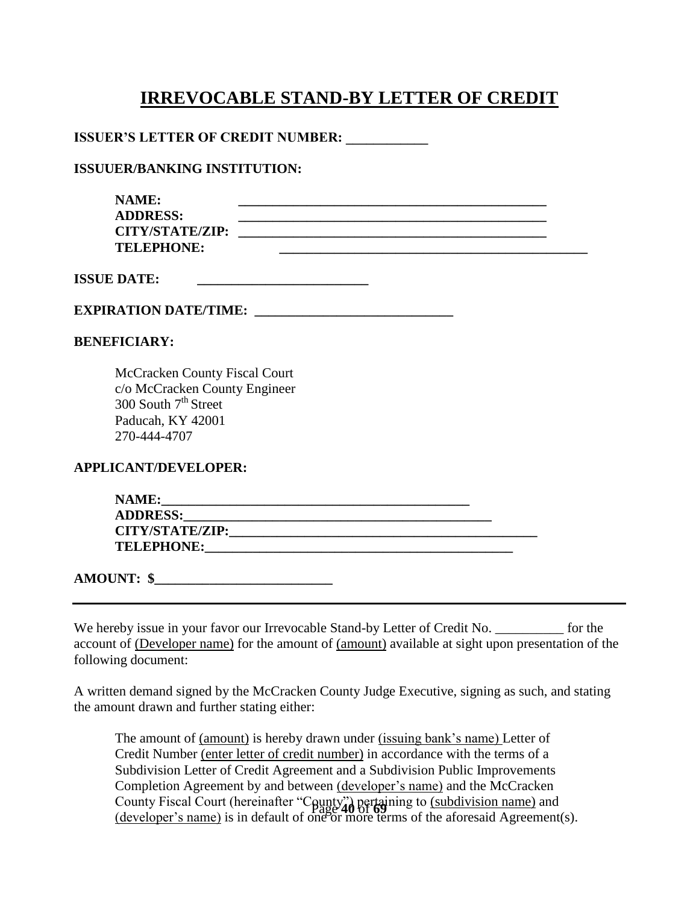# IRREVOCABLE STAND-BY LETTER OF CREDIT

**ISSUER'S LETTER OF CREDIT NUMBER:** ____________

**ISSUUER/BANKING INSTITUTION:**

**NAME:** ______________________________________________
**ADDRESS:** ______________________________________________
**CITY/STATE/ZIP:** ______________________________________________
**TELEPHONE:** ______________________________________________

**ISSUE DATE:** _________________________

**EXPIRATION DATE/TIME:** _____________________________

**BENEFICIARY:**

McCracken County Fiscal Court
c/o McCracken County Engineer
300 South 7th Street
Paducah, KY 42001
270-444-4707

**APPLICANT/DEVELOPER:**

**NAME:**______________________________________________
**ADDRESS:**______________________________________________
**CITY/STATE/ZIP:**______________________________________________
**TELEPHONE:**______________________________________________

**AMOUNT: $**__________________________

---

We hereby issue in your favor our Irrevocable Stand-by Letter of Credit No. __________ for the account of (Developer name) for the amount of (amount) available at sight upon presentation of the following document:

A written demand signed by the McCracken County Judge Executive, signing as such, and stating the amount drawn and further stating either:

> The amount of (amount) is hereby drawn under (issuing bank's name) Letter of Credit Number (enter letter of credit number) in accordance with the terms of a Subdivision Letter of Credit Agreement and a Subdivision Public Improvements Completion Agreement by and between (developer's name) and the McCracken County Fiscal Court (hereinafter "County") pertaining to (subdivision name) and (developer's name) is in default of one or more terms of the aforesaid Agreement(s).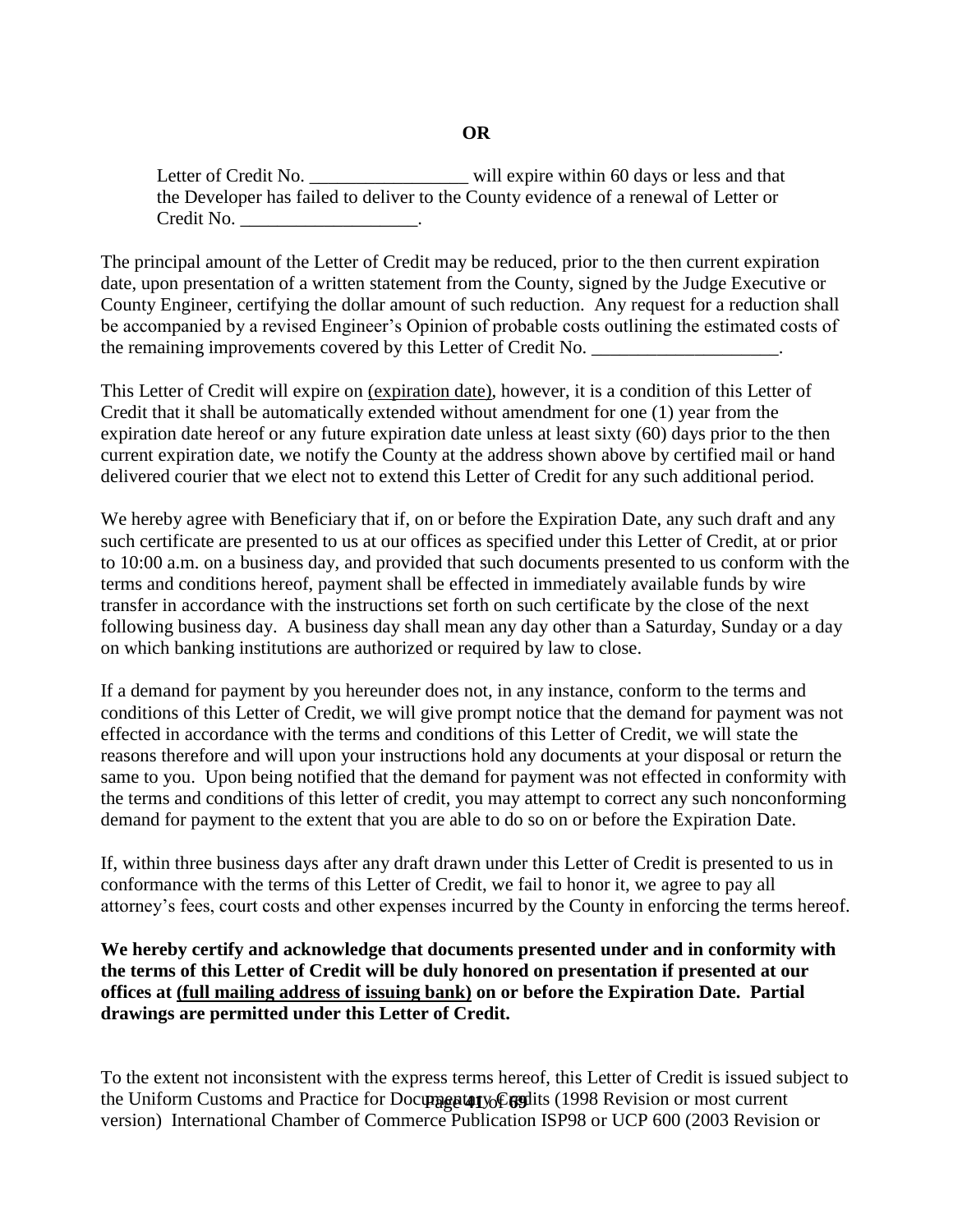**OR**

Letter of Credit No. _________________ will expire within 60 days or less and that the Developer has failed to deliver to the County evidence of a renewal of Letter or Credit No. ___________________.

The principal amount of the Letter of Credit may be reduced, prior to the then current expiration date, upon presentation of a written statement from the County, signed by the Judge Executive or County Engineer, certifying the dollar amount of such reduction. Any request for a reduction shall be accompanied by a revised Engineer's Opinion of probable costs outlining the estimated costs of the remaining improvements covered by this Letter of Credit No. ____________________.

This Letter of Credit will expire on (expiration date), however, it is a condition of this Letter of Credit that it shall be automatically extended without amendment for one (1) year from the expiration date hereof or any future expiration date unless at least sixty (60) days prior to the then current expiration date, we notify the County at the address shown above by certified mail or hand delivered courier that we elect not to extend this Letter of Credit for any such additional period.

We hereby agree with Beneficiary that if, on or before the Expiration Date, any such draft and any such certificate are presented to us at our offices as specified under this Letter of Credit, at or prior to 10:00 a.m. on a business day, and provided that such documents presented to us conform with the terms and conditions hereof, payment shall be effected in immediately available funds by wire transfer in accordance with the instructions set forth on such certificate by the close of the next following business day. A business day shall mean any day other than a Saturday, Sunday or a day on which banking institutions are authorized or required by law to close.

If a demand for payment by you hereunder does not, in any instance, conform to the terms and conditions of this Letter of Credit, we will give prompt notice that the demand for payment was not effected in accordance with the terms and conditions of this Letter of Credit, we will state the reasons therefore and will upon your instructions hold any documents at your disposal or return the same to you. Upon being notified that the demand for payment was not effected in conformity with the terms and conditions of this letter of credit, you may attempt to correct any such nonconforming demand for payment to the extent that you are able to do so on or before the Expiration Date.

If, within three business days after any draft drawn under this Letter of Credit is presented to us in conformance with the terms of this Letter of Credit, we fail to honor it, we agree to pay all attorney's fees, court costs and other expenses incurred by the County in enforcing the terms hereof.

**We hereby certify and acknowledge that documents presented under and in conformity with the terms of this Letter of Credit will be duly honored on presentation if presented at our offices at (full mailing address of issuing bank) on or before the Expiration Date. Partial drawings are permitted under this Letter of Credit.**

To the extent not inconsistent with the express terms hereof, this Letter of Credit is issued subject to the Uniform Customs and Practice for Documentary Credits (1998 Revision or most current version) International Chamber of Commerce Publication ISP98 or UCP 600 (2003 Revision or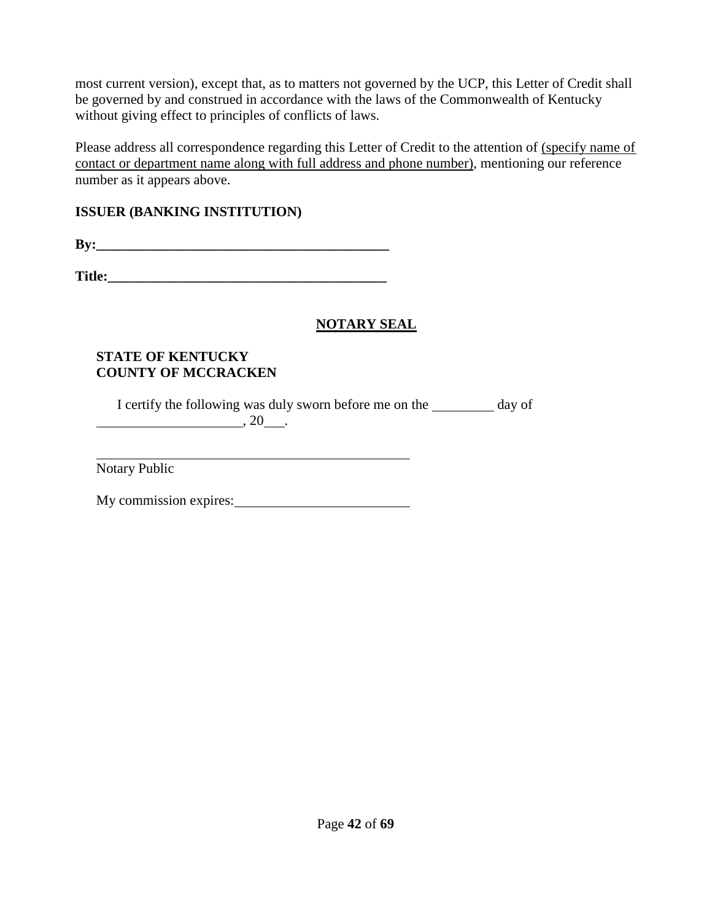most current version), except that, as to matters not governed by the UCP, this Letter of Credit shall be governed by and construed in accordance with the laws of the Commonwealth of Kentucky without giving effect to principles of conflicts of laws.

Please address all correspondence regarding this Letter of Credit to the attention of (specify name of contact or department name along with full address and phone number), mentioning our reference number as it appears above.

**ISSUER (BANKING INSTITUTION)**

**By:____________________________________________**

**Title:__________________________________________**

**NOTARY SEAL**

**STATE OF KENTUCKY**
**COUNTY OF MCCRACKEN**

I certify the following was duly sworn before me on the _________ day of _____________________, 20___.

_________________________________________________
Notary Public

My commission expires:__________________________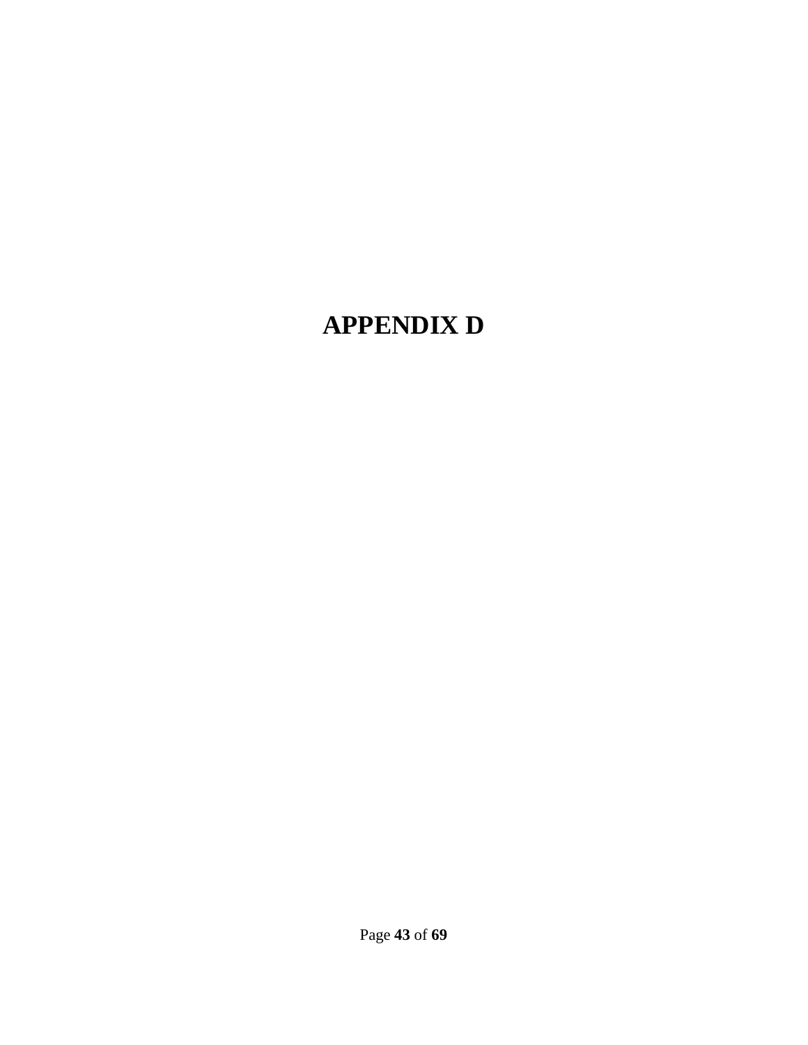# APPENDIX D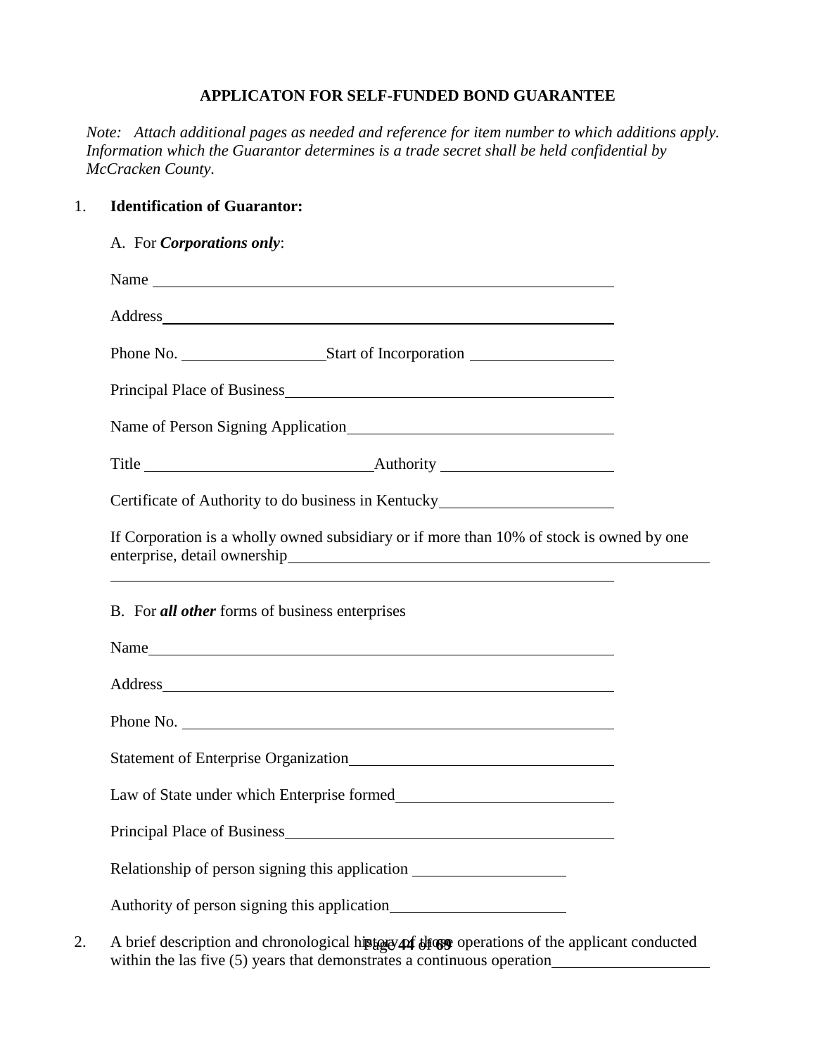**APPLICATON FOR SELF-FUNDED BOND GUARANTEE**

*Note: Attach additional pages as needed and reference for item number to which additions apply. Information which the Guarantor determines is a trade secret shall be held confidential by McCracken County.*

1. **Identification of Guarantor:**

   A. For ***Corporations only***:

   Name ______________________________

   Address ______________________________

   Phone No. ______________ Start of Incorporation ______________

   Principal Place of Business ______________________________

   Name of Person Signing Application ______________________________

   Title ______________ Authority ______________

   Certificate of Authority to do business in Kentucky ______________

   If Corporation is a wholly owned subsidiary or if more than 10% of stock is owned by one enterprise, detail ownership ______________________________

   ______________________________

   B. For ***all other*** forms of business enterprises

   Name ______________________________

   Address ______________________________

   Phone No. ______________________________

   Statement of Enterprise Organization ______________________________

   Law of State under which Enterprise formed ______________________________

   Principal Place of Business ______________________________

   Relationship of person signing this application ______________

   Authority of person signing this application ______________

2. A brief description and chronological history of those operations of the applicant conducted within the las five (5) years that demonstrates a continuous operation ______________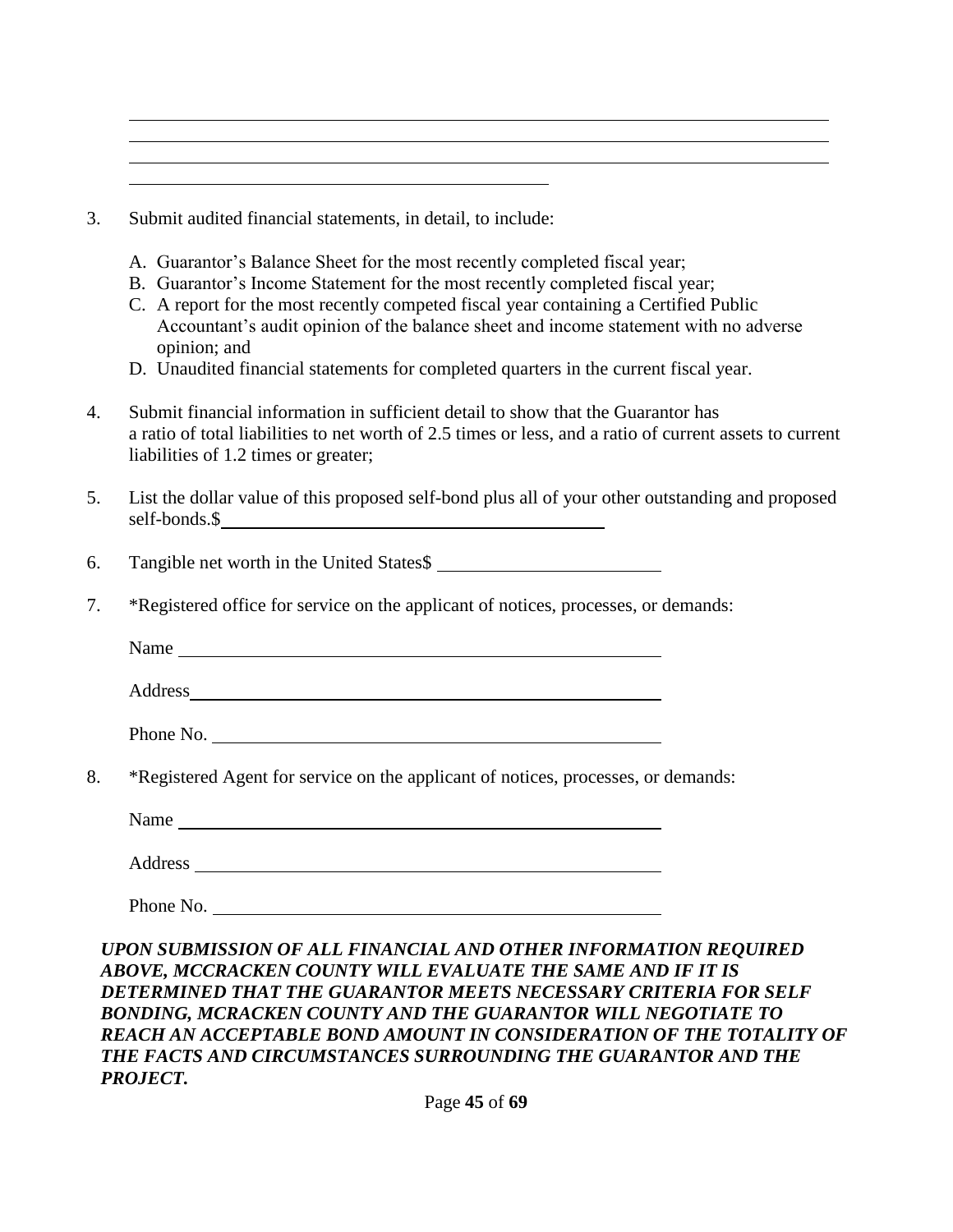\_\_\_\_\_\_\_\_\_\_\_\_\_\_\_\_\_\_\_\_\_\_\_\_\_\_\_\_\_\_\_\_\_\_\_\_\_\_\_\_\_\_\_\_\_\_\_\_\_\_\_\_\_\_\_\_\_\_\_\_\_\_\_\_\_\_\_\_\_\_

\_\_\_\_\_\_\_\_\_\_\_\_\_\_\_\_\_\_\_\_\_\_\_\_\_\_\_\_\_\_\_\_\_\_\_\_\_\_\_\_\_\_\_\_\_\_\_\_\_\_\_\_\_\_\_\_\_\_\_\_\_\_\_\_\_\_\_\_\_\_

\_\_\_\_\_\_\_\_\_\_\_\_\_\_\_\_\_\_\_\_\_\_\_\_\_\_\_\_\_\_\_\_\_\_\_\_\_\_\_\_\_\_\_\_\_\_\_\_\_\_\_\_\_\_\_\_\_\_\_\_\_\_\_\_\_\_\_\_\_\_

\_\_\_\_\_\_\_\_\_\_\_\_\_\_\_\_\_\_\_\_\_\_\_\_\_\_\_\_\_\_\_\_\_\_\_\_\_\_\_\_\_\_

3. Submit audited financial statements, in detail, to include:

   A. Guarantor's Balance Sheet for the most recently completed fiscal year;
   B. Guarantor's Income Statement for the most recently completed fiscal year;
   C. A report for the most recently competed fiscal year containing a Certified Public Accountant's audit opinion of the balance sheet and income statement with no adverse opinion; and
   D. Unaudited financial statements for completed quarters in the current fiscal year.

4. Submit financial information in sufficient detail to show that the Guarantor has a ratio of total liabilities to net worth of 2.5 times or less, and a ratio of current assets to current liabilities of 1.2 times or greater;

5. List the dollar value of this proposed self-bond plus all of your other outstanding and proposed self-bonds.$\_\_\_\_\_\_\_\_\_\_\_\_\_\_\_\_\_\_\_\_\_\_\_\_\_\_\_\_\_\_\_\_\_\_\_\_

6. Tangible net worth in the United States$ \_\_\_\_\_\_\_\_\_\_\_\_\_\_\_\_\_\_\_\_\_\_\_\_\_\_

7. *Registered office for service on the applicant of notices, processes, or demands:

   Name \_\_\_\_\_\_\_\_\_\_\_\_\_\_\_\_\_\_\_\_\_\_\_\_\_\_\_\_\_\_\_\_\_\_\_\_\_\_\_\_\_\_\_\_\_\_\_\_\_\_

   Address\_\_\_\_\_\_\_\_\_\_\_\_\_\_\_\_\_\_\_\_\_\_\_\_\_\_\_\_\_\_\_\_\_\_\_\_\_\_\_\_\_\_\_\_\_\_\_\_

   Phone No. \_\_\_\_\_\_\_\_\_\_\_\_\_\_\_\_\_\_\_\_\_\_\_\_\_\_\_\_\_\_\_\_\_\_\_\_\_\_\_\_\_\_\_\_\_\_

8. *Registered Agent for service on the applicant of notices, processes, or demands:

   Name \_\_\_\_\_\_\_\_\_\_\_\_\_\_\_\_\_\_\_\_\_\_\_\_\_\_\_\_\_\_\_\_\_\_\_\_\_\_\_\_\_\_\_\_\_\_\_\_\_\_

   Address \_\_\_\_\_\_\_\_\_\_\_\_\_\_\_\_\_\_\_\_\_\_\_\_\_\_\_\_\_\_\_\_\_\_\_\_\_\_\_\_\_\_\_\_\_\_\_\_

   Phone No. \_\_\_\_\_\_\_\_\_\_\_\_\_\_\_\_\_\_\_\_\_\_\_\_\_\_\_\_\_\_\_\_\_\_\_\_\_\_\_\_\_\_\_\_\_\_

***UPON SUBMISSION OF ALL FINANCIAL AND OTHER INFORMATION REQUIRED ABOVE, MCCRACKEN COUNTY WILL EVALUATE THE SAME AND IF IT IS DETERMINED THAT THE GUARANTOR MEETS NECESSARY CRITERIA FOR SELF BONDING, MCRACKEN COUNTY AND THE GUARANTOR WILL NEGOTIATE TO REACH AN ACCEPTABLE BOND AMOUNT IN CONSIDERATION OF THE TOTALITY OF THE FACTS AND CIRCUMSTANCES SURROUNDING THE GUARANTOR AND THE PROJECT.***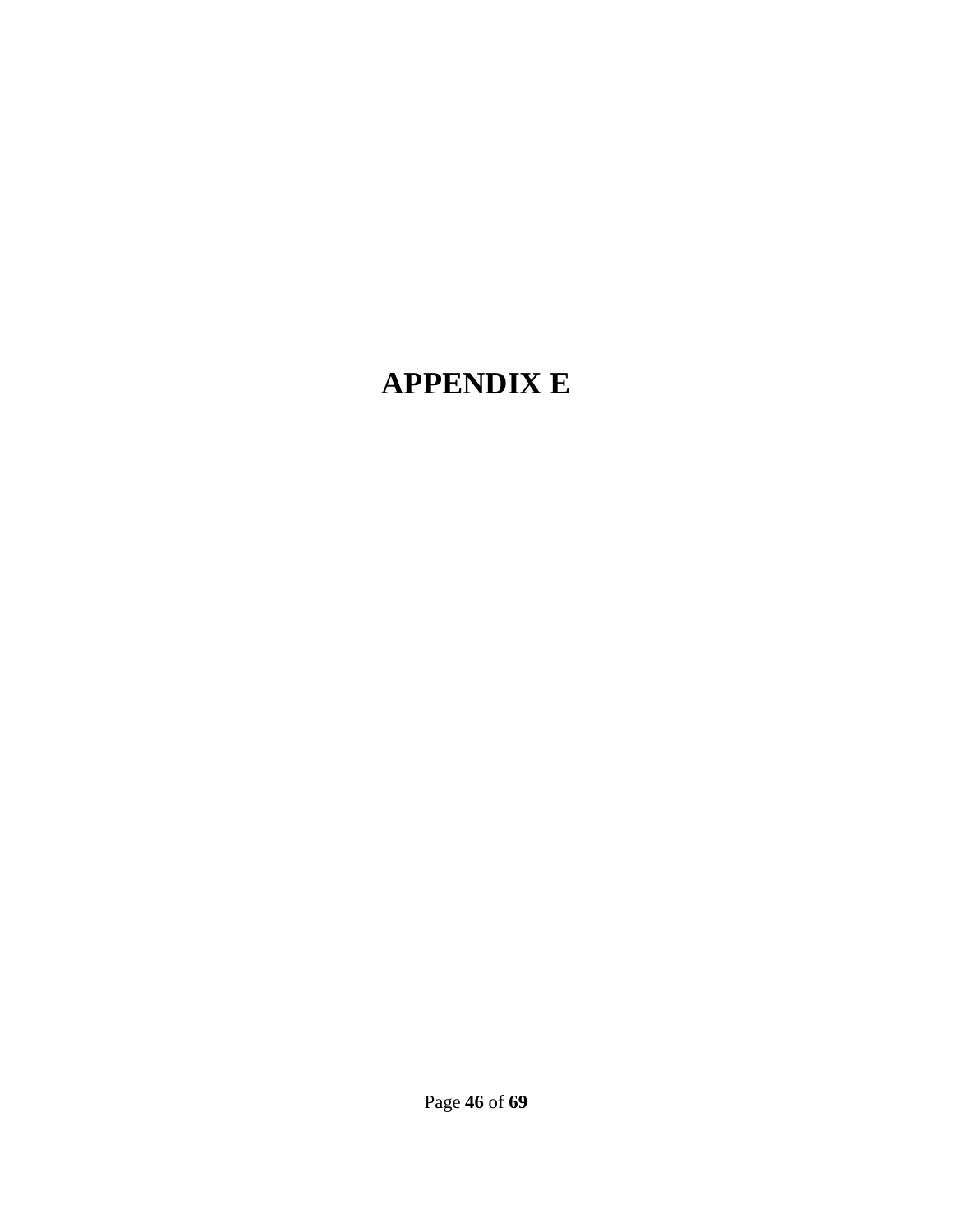# APPENDIX E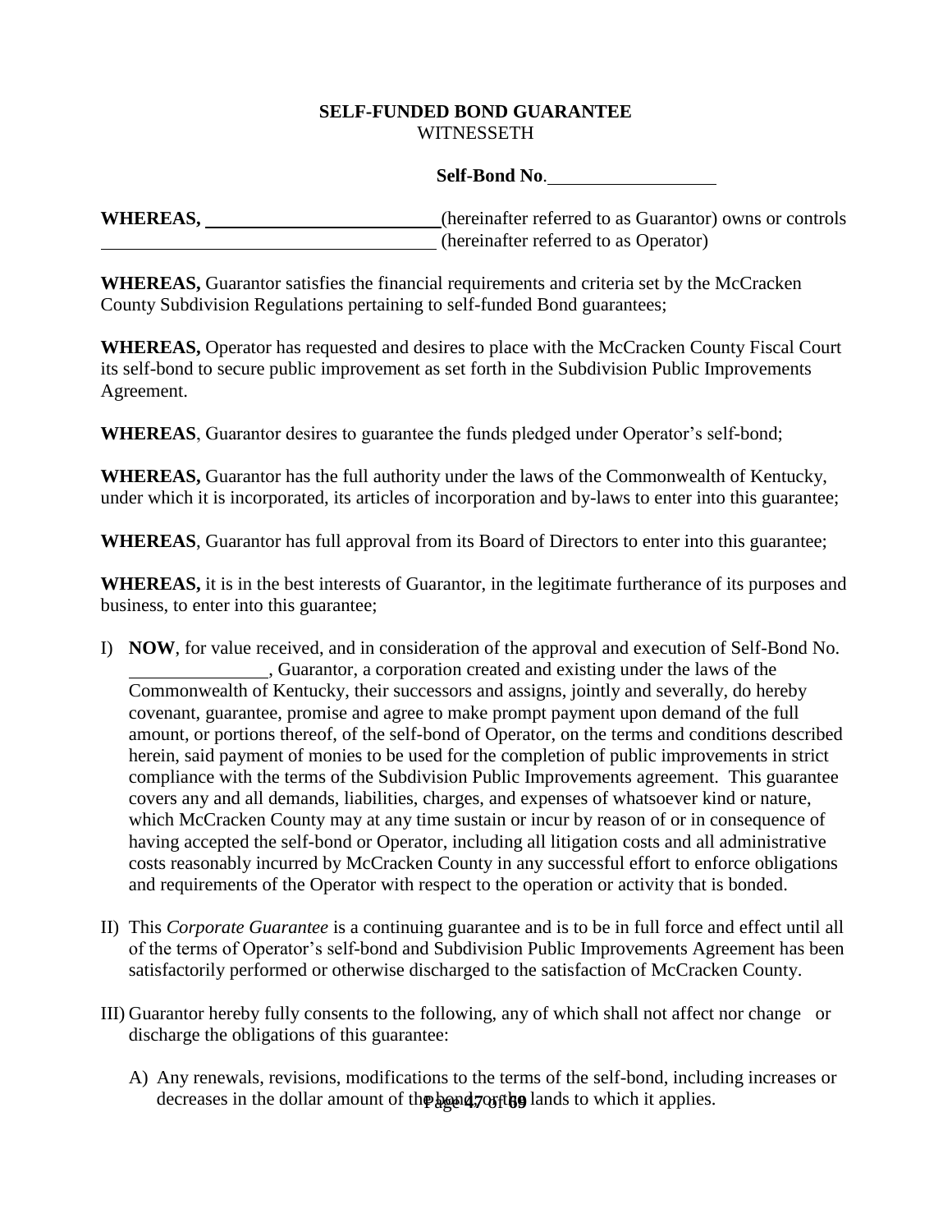**SELF-FUNDED BOND GUARANTEE**
WITNESSETH

**Self-Bond No**.\_\_\_\_\_\_\_\_\_\_\_\_\_\_\_\_\_\_

**WHEREAS,** \_\_\_\_\_\_\_\_\_\_\_\_\_\_\_\_\_\_\_\_\_\_\_\_\_\_(hereinafter referred to as Guarantor) owns or controls \_\_\_\_\_\_\_\_\_\_\_\_\_\_\_\_\_\_\_\_\_\_\_\_\_\_\_\_\_\_\_\_\_\_\_\_ (hereinafter referred to as Operator)

**WHEREAS,** Guarantor satisfies the financial requirements and criteria set by the McCracken County Subdivision Regulations pertaining to self-funded Bond guarantees;

**WHEREAS,** Operator has requested and desires to place with the McCracken County Fiscal Court its self-bond to secure public improvement as set forth in the Subdivision Public Improvements Agreement.

**WHEREAS**, Guarantor desires to guarantee the funds pledged under Operator's self-bond;

**WHEREAS,** Guarantor has the full authority under the laws of the Commonwealth of Kentucky, under which it is incorporated, its articles of incorporation and by-laws to enter into this guarantee;

**WHEREAS**, Guarantor has full approval from its Board of Directors to enter into this guarantee;

**WHEREAS,** it is in the best interests of Guarantor, in the legitimate furtherance of its purposes and business, to enter into this guarantee;

I) **NOW**, for value received, and in consideration of the approval and execution of Self-Bond No. \_\_\_\_\_\_\_\_\_\_\_\_\_\_\_, Guarantor, a corporation created and existing under the laws of the Commonwealth of Kentucky, their successors and assigns, jointly and severally, do hereby covenant, guarantee, promise and agree to make prompt payment upon demand of the full amount, or portions thereof, of the self-bond of Operator, on the terms and conditions described herein, said payment of monies to be used for the completion of public improvements in strict compliance with the terms of the Subdivision Public Improvements agreement. This guarantee covers any and all demands, liabilities, charges, and expenses of whatsoever kind or nature, which McCracken County may at any time sustain or incur by reason of or in consequence of having accepted the self-bond or Operator, including all litigation costs and all administrative costs reasonably incurred by McCracken County in any successful effort to enforce obligations and requirements of the Operator with respect to the operation or activity that is bonded.

II) This *Corporate Guarantee* is a continuing guarantee and is to be in full force and effect until all of the terms of Operator's self-bond and Subdivision Public Improvements Agreement has been satisfactorily performed or otherwise discharged to the satisfaction of McCracken County.

III) Guarantor hereby fully consents to the following, any of which shall not affect nor change or discharge the obligations of this guarantee:

   A) Any renewals, revisions, modifications to the terms of the self-bond, including increases or decreases in the dollar amount of the bond or the lands to which it applies.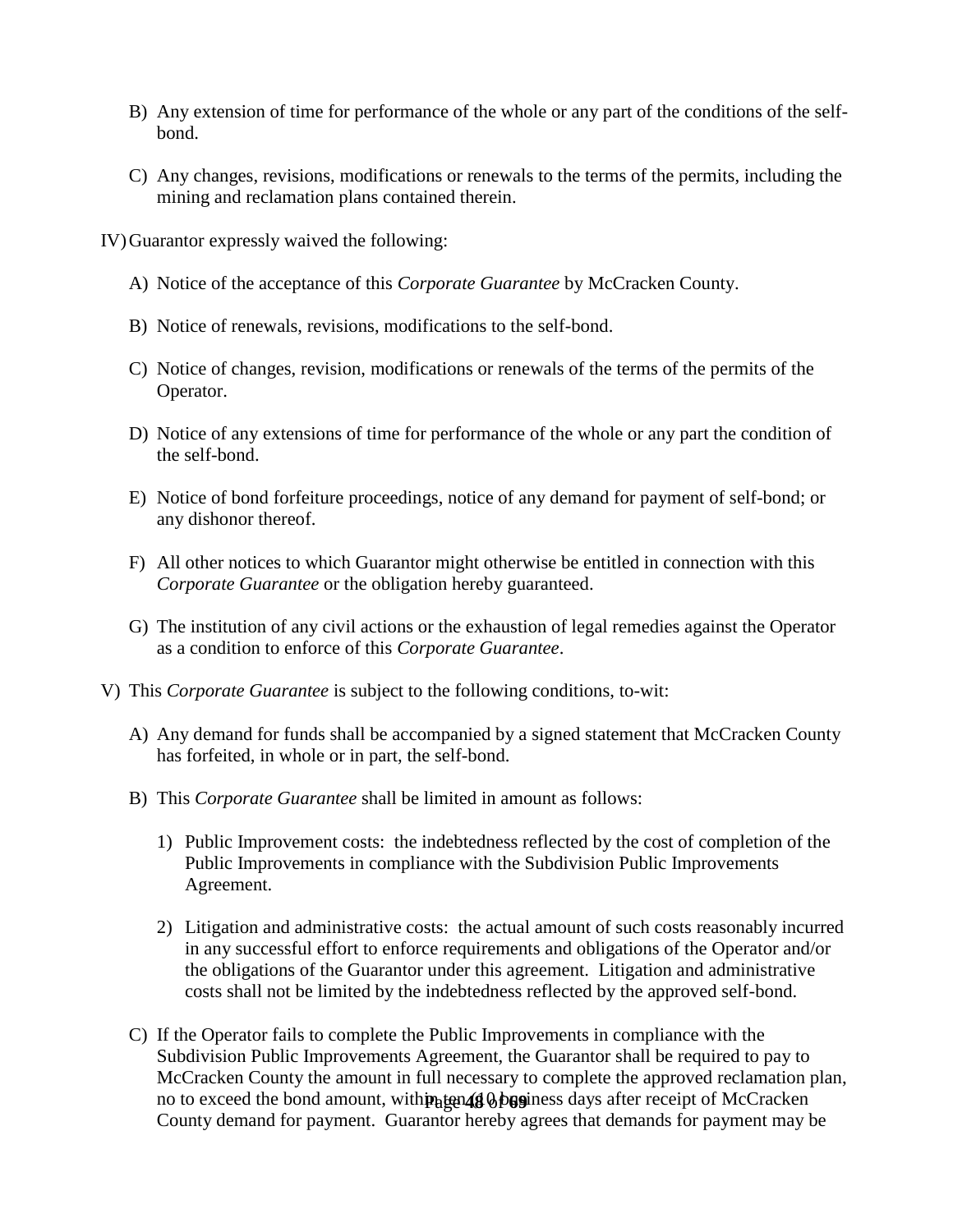B) Any extension of time for performance of the whole or any part of the conditions of the self-bond.

C) Any changes, revisions, modifications or renewals to the terms of the permits, including the mining and reclamation plans contained therein.

IV) Guarantor expressly waived the following:

A) Notice of the acceptance of this *Corporate Guarantee* by McCracken County.

B) Notice of renewals, revisions, modifications to the self-bond.

C) Notice of changes, revision, modifications or renewals of the terms of the permits of the Operator.

D) Notice of any extensions of time for performance of the whole or any part the condition of the self-bond.

E) Notice of bond forfeiture proceedings, notice of any demand for payment of self-bond; or any dishonor thereof.

F) All other notices to which Guarantor might otherwise be entitled in connection with this *Corporate Guarantee* or the obligation hereby guaranteed.

G) The institution of any civil actions or the exhaustion of legal remedies against the Operator as a condition to enforce of this *Corporate Guarantee*.

V) This *Corporate Guarantee* is subject to the following conditions, to-wit:

A) Any demand for funds shall be accompanied by a signed statement that McCracken County has forfeited, in whole or in part, the self-bond.

B) This *Corporate Guarantee* shall be limited in amount as follows:

1) Public Improvement costs: the indebtedness reflected by the cost of completion of the Public Improvements in compliance with the Subdivision Public Improvements Agreement.

2) Litigation and administrative costs: the actual amount of such costs reasonably incurred in any successful effort to enforce requirements and obligations of the Operator and/or the obligations of the Guarantor under this agreement. Litigation and administrative costs shall not be limited by the indebtedness reflected by the approved self-bond.

C) If the Operator fails to complete the Public Improvements in compliance with the Subdivision Public Improvements Agreement, the Guarantor shall be required to pay to McCracken County the amount in full necessary to complete the approved reclamation plan, no to exceed the bond amount, within ten (10) business days after receipt of McCracken County demand for payment. Guarantor hereby agrees that demands for payment may be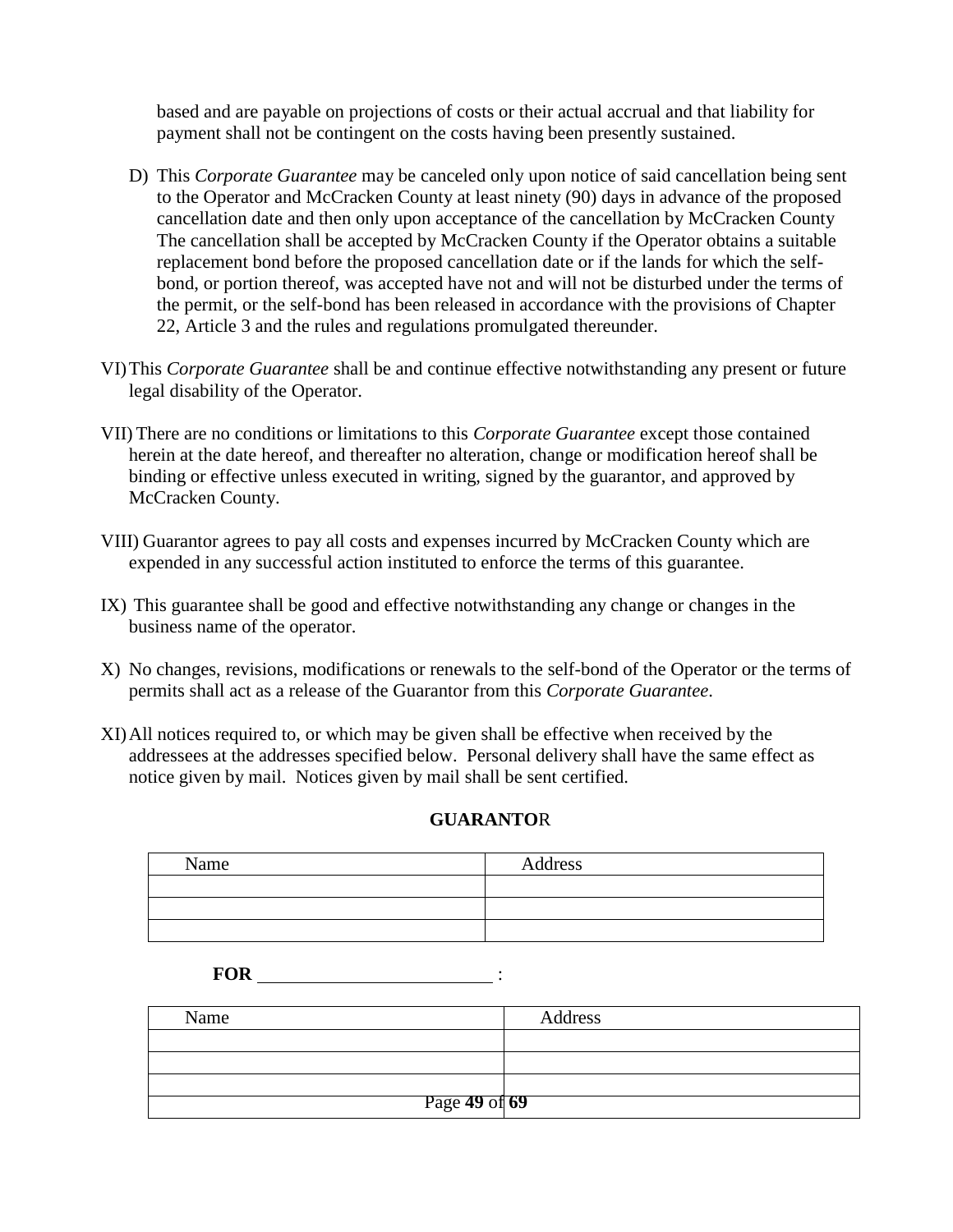based and are payable on projections of costs or their actual accrual and that liability for payment shall not be contingent on the costs having been presently sustained.

D) This *Corporate Guarantee* may be canceled only upon notice of said cancellation being sent to the Operator and McCracken County at least ninety (90) days in advance of the proposed cancellation date and then only upon acceptance of the cancellation by McCracken County The cancellation shall be accepted by McCracken County if the Operator obtains a suitable replacement bond before the proposed cancellation date or if the lands for which the self-bond, or portion thereof, was accepted have not and will not be disturbed under the terms of the permit, or the self-bond has been released in accordance with the provisions of Chapter 22, Article 3 and the rules and regulations promulgated thereunder.

VI) This *Corporate Guarantee* shall be and continue effective notwithstanding any present or future legal disability of the Operator.

VII) There are no conditions or limitations to this *Corporate Guarantee* except those contained herein at the date hereof, and thereafter no alteration, change or modification hereof shall be binding or effective unless executed in writing, signed by the guarantor, and approved by McCracken County.

VIII) Guarantor agrees to pay all costs and expenses incurred by McCracken County which are expended in any successful action instituted to enforce the terms of this guarantee.

IX) This guarantee shall be good and effective notwithstanding any change or changes in the business name of the operator.

X) No changes, revisions, modifications or renewals to the self-bond of the Operator or the terms of permits shall act as a release of the Guarantor from this *Corporate Guarantee*.

XI) All notices required to, or which may be given shall be effective when received by the addressees at the addresses specified below. Personal delivery shall have the same effect as notice given by mail. Notices given by mail shall be sent certified.

**GUARANTOR**

| Name | Address |
|---|---|
| | |
| | |
| | |

**FOR** ________________________ :

| Name | Address |
|---|---|
| | |
| | |
| | |
| | |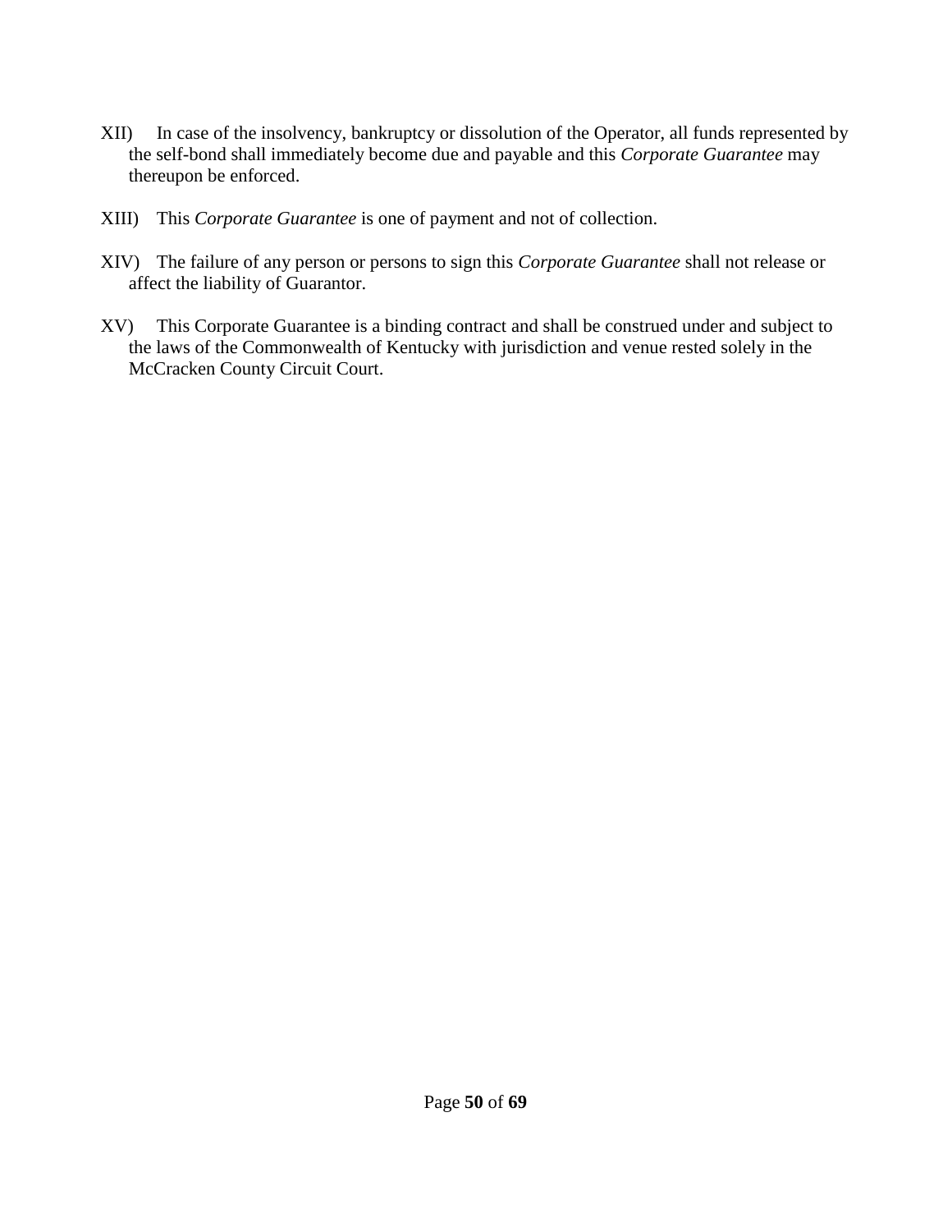XII) In case of the insolvency, bankruptcy or dissolution of the Operator, all funds represented by the self-bond shall immediately become due and payable and this *Corporate Guarantee* may thereupon be enforced.

XIII) This *Corporate Guarantee* is one of payment and not of collection.

XIV) The failure of any person or persons to sign this *Corporate Guarantee* shall not release or affect the liability of Guarantor.

XV) This Corporate Guarantee is a binding contract and shall be construed under and subject to the laws of the Commonwealth of Kentucky with jurisdiction and venue rested solely in the McCracken County Circuit Court.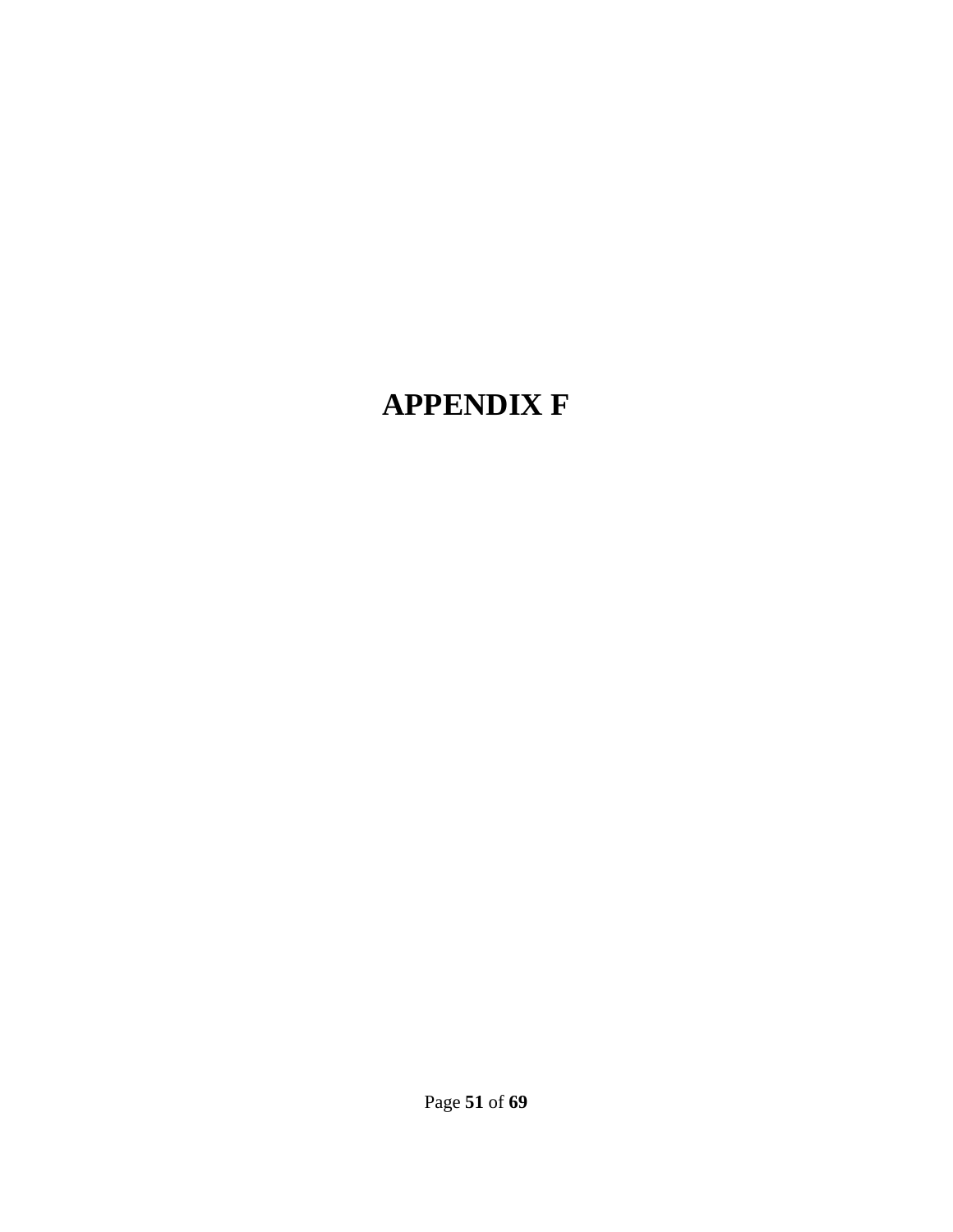# APPENDIX F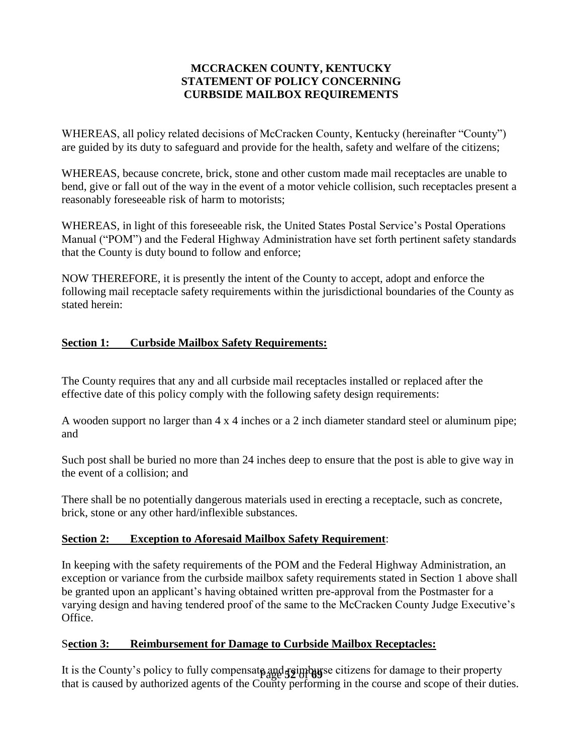**MCCRACKEN COUNTY, KENTUCKY**
**STATEMENT OF POLICY CONCERNING**
**CURBSIDE MAILBOX REQUIREMENTS**

WHEREAS, all policy related decisions of McCracken County, Kentucky (hereinafter "County") are guided by its duty to safeguard and provide for the health, safety and welfare of the citizens;

WHEREAS, because concrete, brick, stone and other custom made mail receptacles are unable to bend, give or fall out of the way in the event of a motor vehicle collision, such receptacles present a reasonably foreseeable risk of harm to motorists;

WHEREAS, in light of this foreseeable risk, the United States Postal Service's Postal Operations Manual ("POM") and the Federal Highway Administration have set forth pertinent safety standards that the County is duty bound to follow and enforce;

NOW THEREFORE, it is presently the intent of the County to accept, adopt and enforce the following mail receptacle safety requirements within the jurisdictional boundaries of the County as stated herein:

**Section 1: Curbside Mailbox Safety Requirements:**

The County requires that any and all curbside mail receptacles installed or replaced after the effective date of this policy comply with the following safety design requirements:

A wooden support no larger than 4 x 4 inches or a 2 inch diameter standard steel or aluminum pipe; and

Such post shall be buried no more than 24 inches deep to ensure that the post is able to give way in the event of a collision; and

There shall be no potentially dangerous materials used in erecting a receptacle, such as concrete, brick, stone or any other hard/inflexible substances.

**Section 2: Exception to Aforesaid Mailbox Safety Requirement**:

In keeping with the safety requirements of the POM and the Federal Highway Administration, an exception or variance from the curbside mailbox safety requirements stated in Section 1 above shall be granted upon an applicant's having obtained written pre-approval from the Postmaster for a varying design and having tendered proof of the same to the McCracken County Judge Executive's Office.

**Section 3: Reimbursement for Damage to Curbside Mailbox Receptacles:**

It is the County's policy to fully compensate and reimburse citizens for damage to their property that is caused by authorized agents of the County performing in the course and scope of their duties.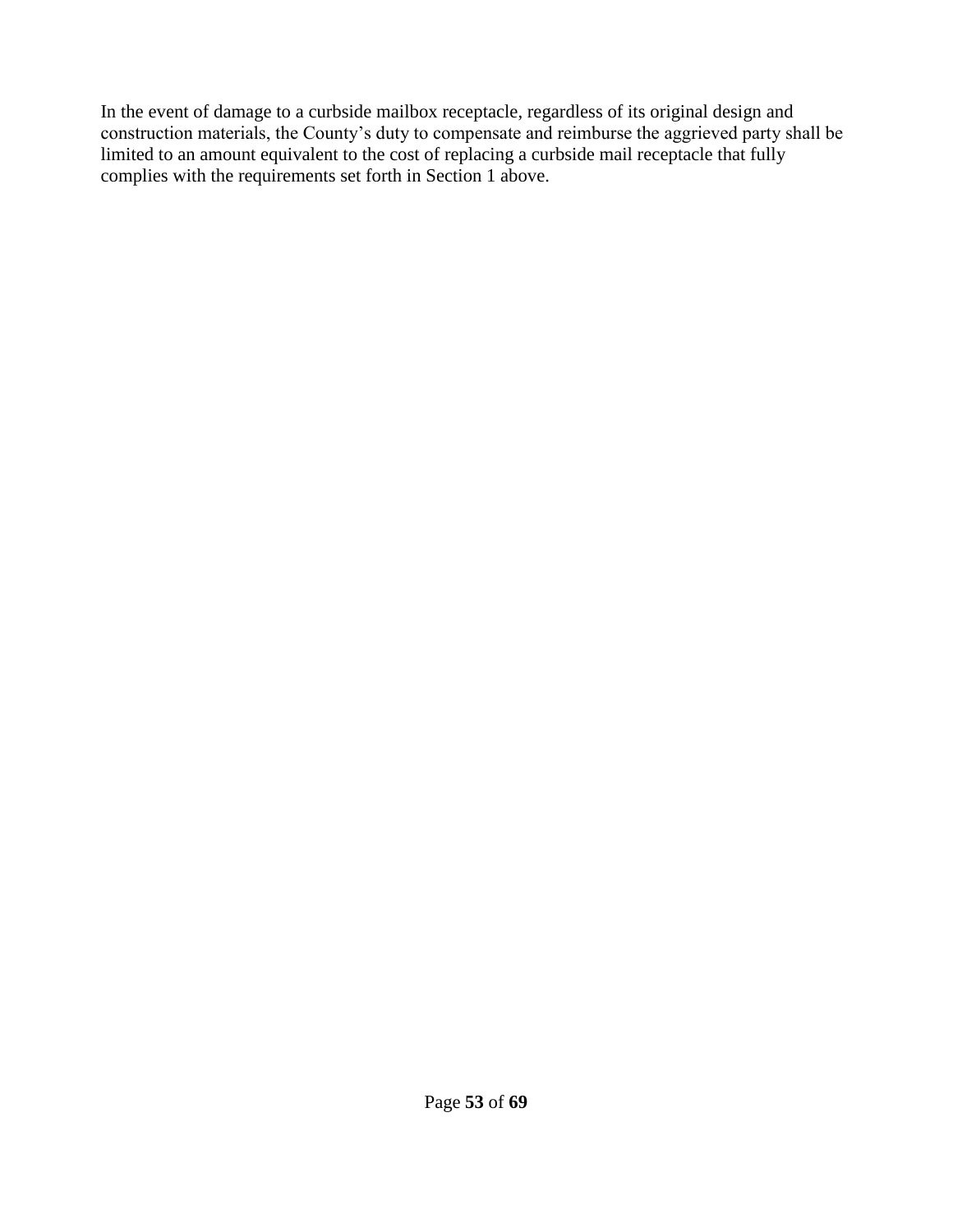In the event of damage to a curbside mailbox receptacle, regardless of its original design and construction materials, the County's duty to compensate and reimburse the aggrieved party shall be limited to an amount equivalent to the cost of replacing a curbside mail receptacle that fully complies with the requirements set forth in Section 1 above.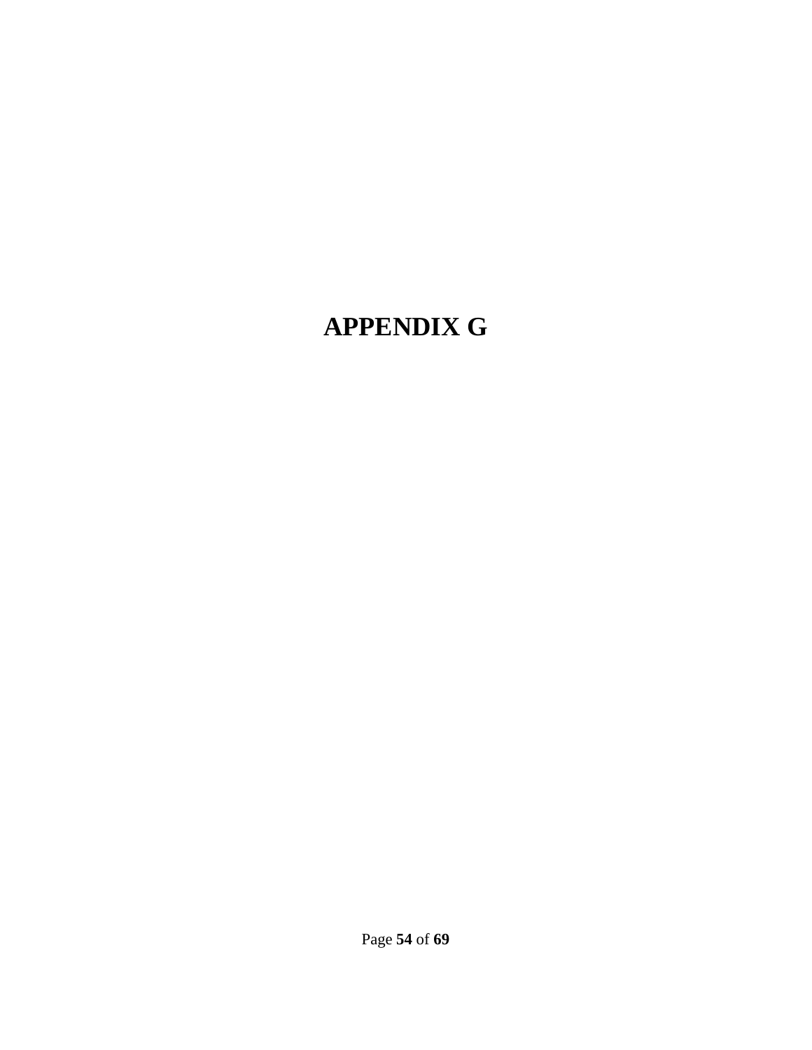# APPENDIX G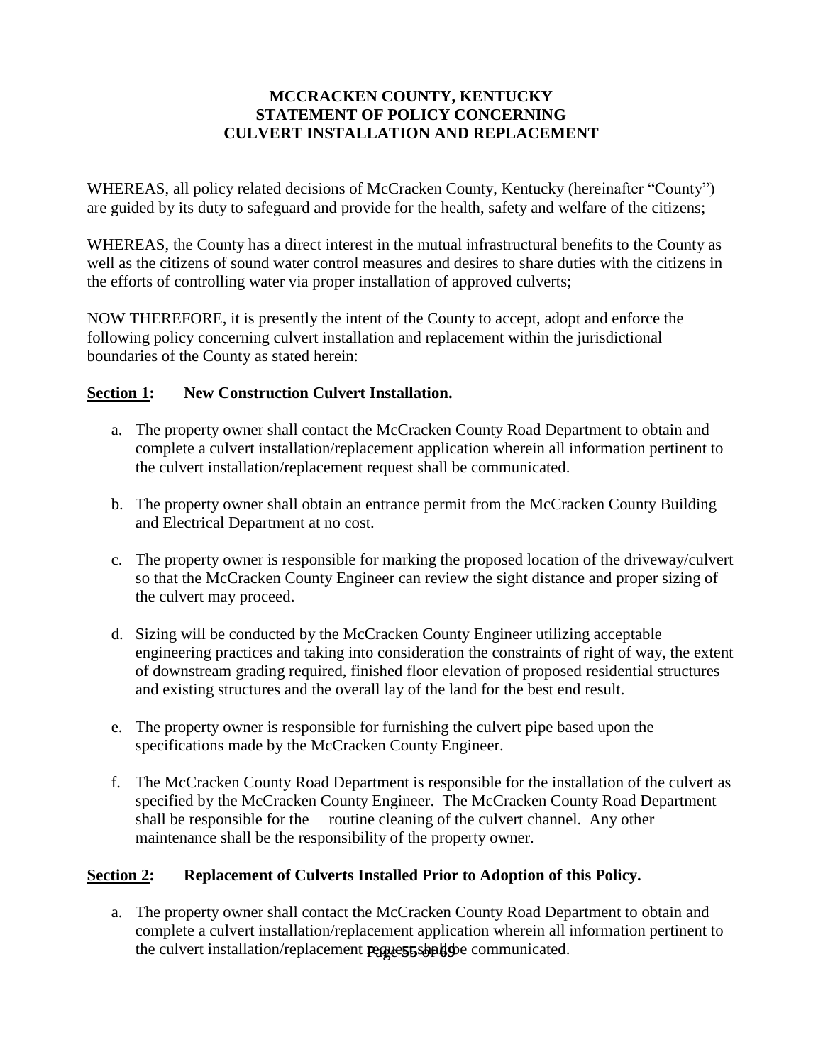# MCCRACKEN COUNTY, KENTUCKY
## STATEMENT OF POLICY CONCERNING
## CULVERT INSTALLATION AND REPLACEMENT

WHEREAS, all policy related decisions of McCracken County, Kentucky (hereinafter "County") are guided by its duty to safeguard and provide for the health, safety and welfare of the citizens;

WHEREAS, the County has a direct interest in the mutual infrastructural benefits to the County as well as the citizens of sound water control measures and desires to share duties with the citizens in the efforts of controlling water via proper installation of approved culverts;

NOW THEREFORE, it is presently the intent of the County to accept, adopt and enforce the following policy concerning culvert installation and replacement within the jurisdictional boundaries of the County as stated herein:

**<u>Section 1</u>: New Construction Culvert Installation.**

a. The property owner shall contact the McCracken County Road Department to obtain and complete a culvert installation/replacement application wherein all information pertinent to the culvert installation/replacement request shall be communicated.

b. The property owner shall obtain an entrance permit from the McCracken County Building and Electrical Department at no cost.

c. The property owner is responsible for marking the proposed location of the driveway/culvert so that the McCracken County Engineer can review the sight distance and proper sizing of the culvert may proceed.

d. Sizing will be conducted by the McCracken County Engineer utilizing acceptable engineering practices and taking into consideration the constraints of right of way, the extent of downstream grading required, finished floor elevation of proposed residential structures and existing structures and the overall lay of the land for the best end result.

e. The property owner is responsible for furnishing the culvert pipe based upon the specifications made by the McCracken County Engineer.

f. The McCracken County Road Department is responsible for the installation of the culvert as specified by the McCracken County Engineer. The McCracken County Road Department shall be responsible for the routine cleaning of the culvert channel. Any other maintenance shall be the responsibility of the property owner.

**<u>Section 2</u>: Replacement of Culverts Installed Prior to Adoption of this Policy.**

a. The property owner shall contact the McCracken County Road Department to obtain and complete a culvert installation/replacement application wherein all information pertinent to the culvert installation/replacement request shall be communicated.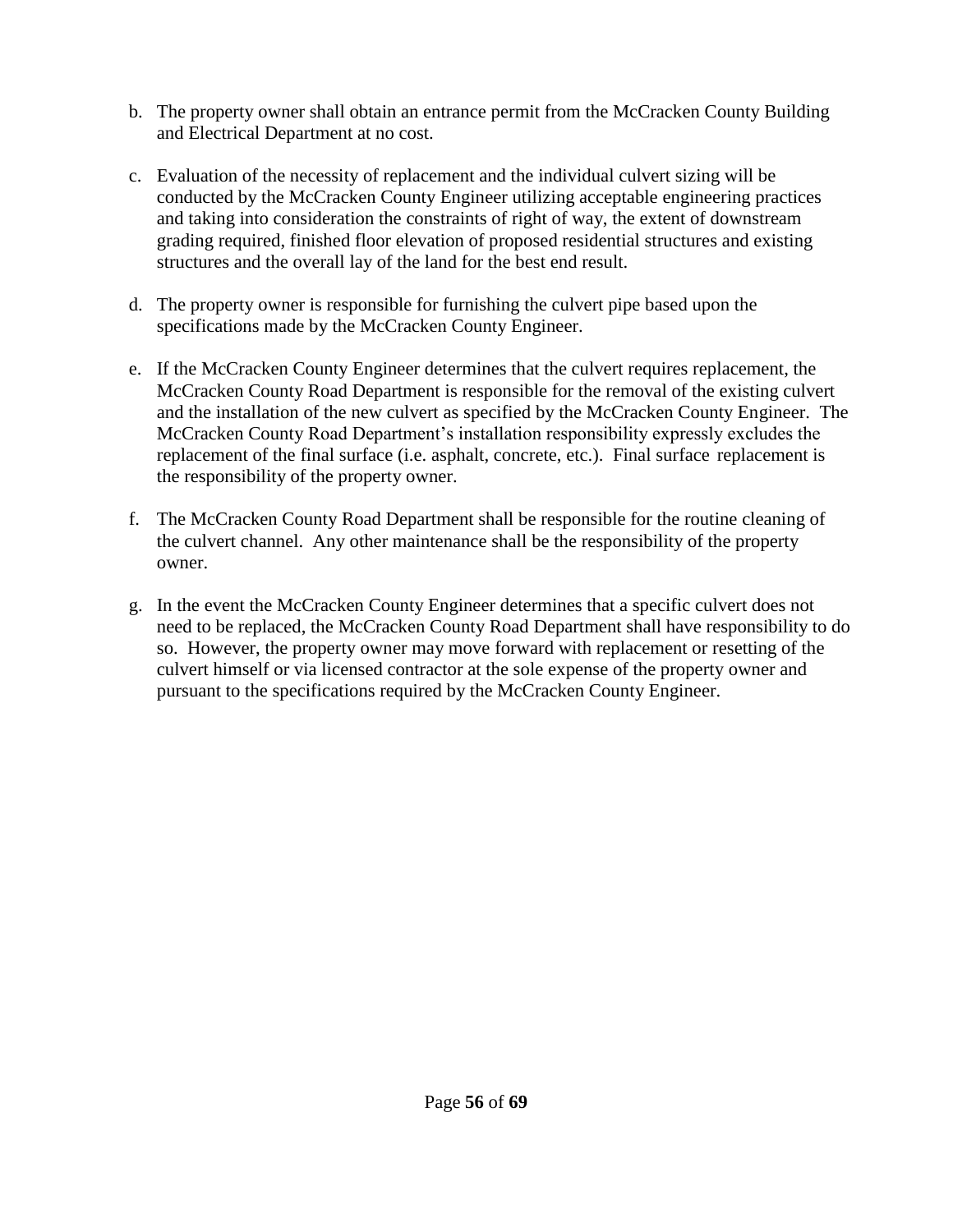b. The property owner shall obtain an entrance permit from the McCracken County Building and Electrical Department at no cost.

c. Evaluation of the necessity of replacement and the individual culvert sizing will be conducted by the McCracken County Engineer utilizing acceptable engineering practices and taking into consideration the constraints of right of way, the extent of downstream grading required, finished floor elevation of proposed residential structures and existing structures and the overall lay of the land for the best end result.

d. The property owner is responsible for furnishing the culvert pipe based upon the specifications made by the McCracken County Engineer.

e. If the McCracken County Engineer determines that the culvert requires replacement, the McCracken County Road Department is responsible for the removal of the existing culvert and the installation of the new culvert as specified by the McCracken County Engineer. The McCracken County Road Department's installation responsibility expressly excludes the replacement of the final surface (i.e. asphalt, concrete, etc.). Final surface replacement is the responsibility of the property owner.

f. The McCracken County Road Department shall be responsible for the routine cleaning of the culvert channel. Any other maintenance shall be the responsibility of the property owner.

g. In the event the McCracken County Engineer determines that a specific culvert does not need to be replaced, the McCracken County Road Department shall have responsibility to do so. However, the property owner may move forward with replacement or resetting of the culvert himself or via licensed contractor at the sole expense of the property owner and pursuant to the specifications required by the McCracken County Engineer.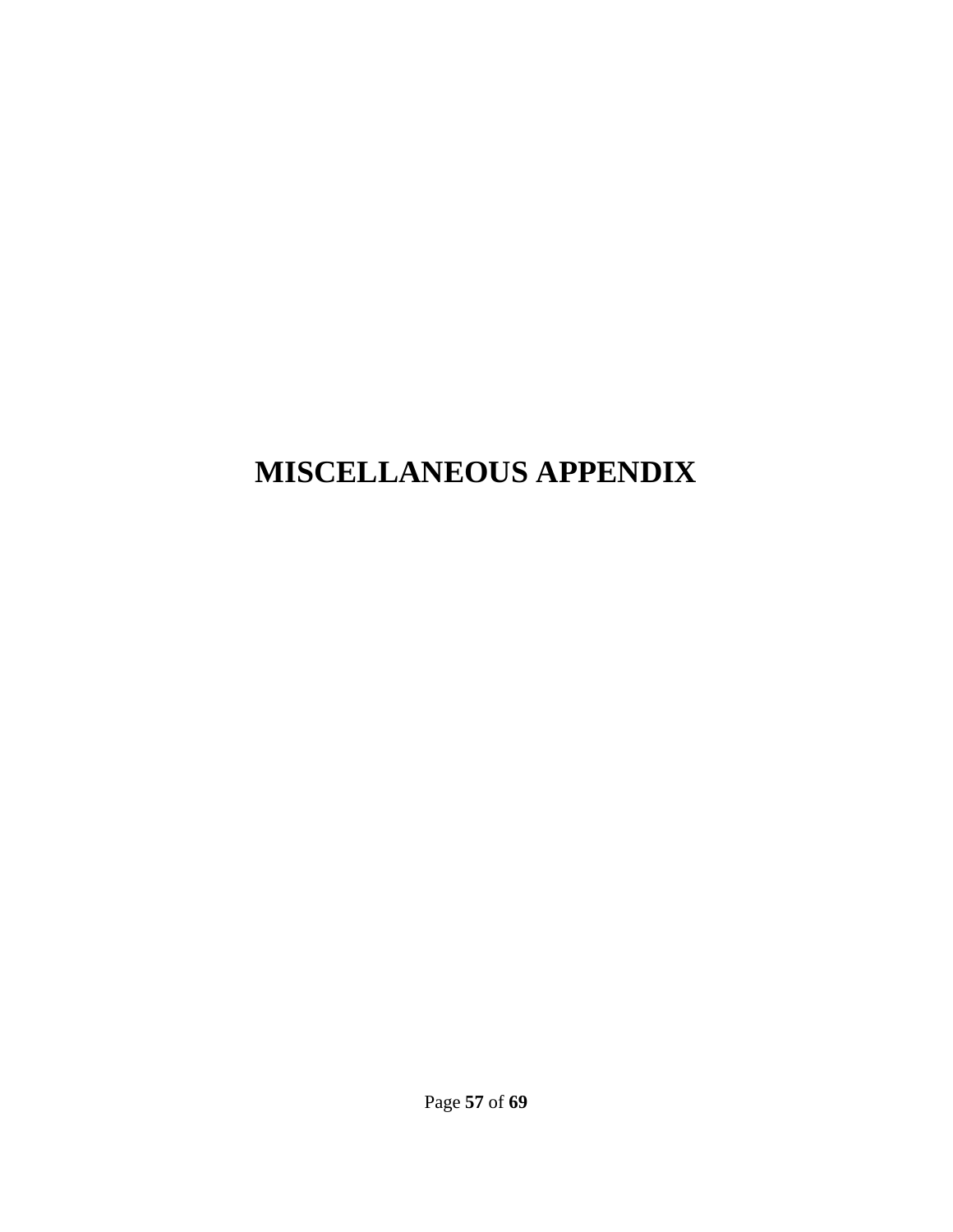# MISCELLANEOUS APPENDIX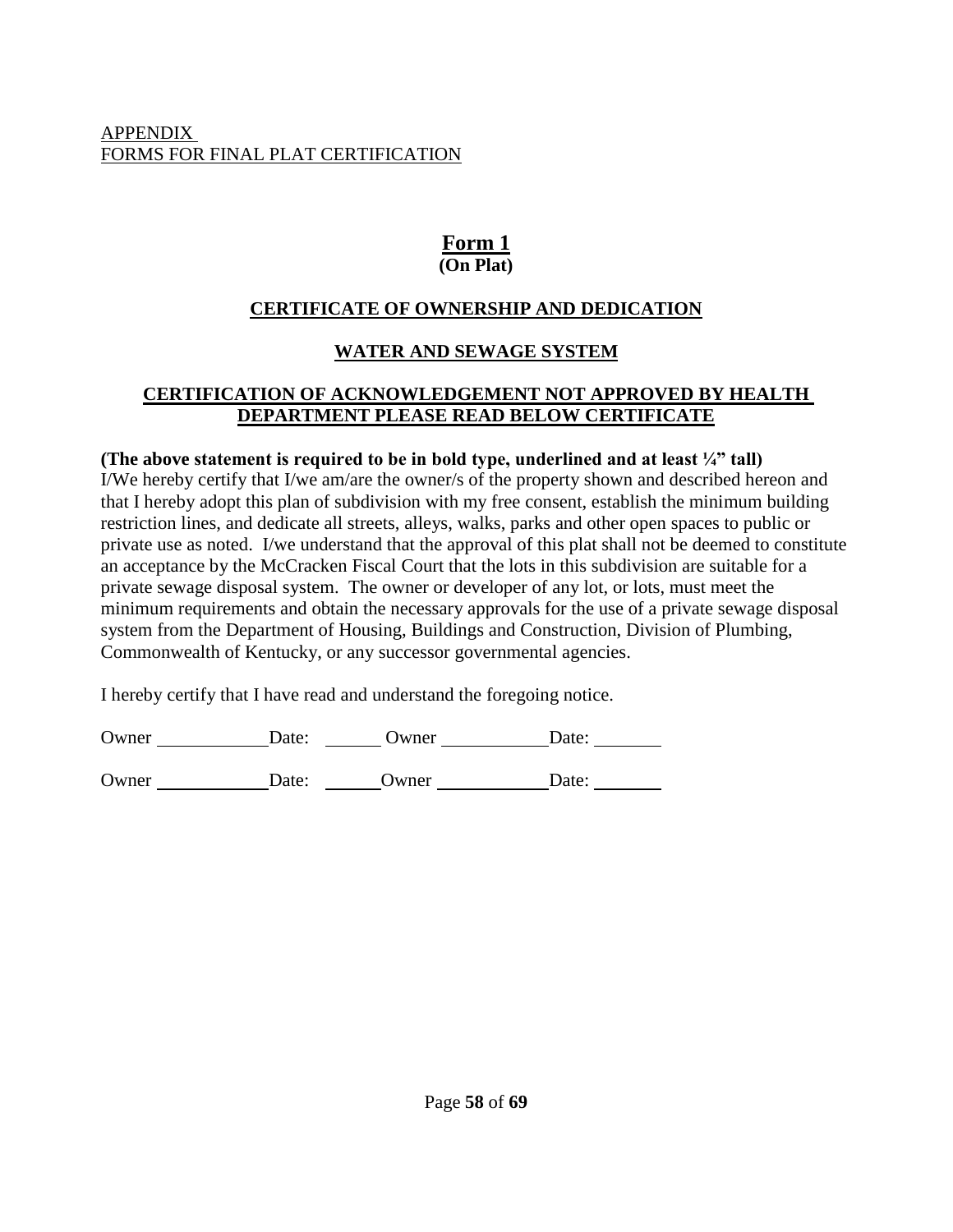APPENDIX
FORMS FOR FINAL PLAT CERTIFICATION

# Form 1
**(On Plat)**

## CERTIFICATE OF OWNERSHIP AND DEDICATION

## WATER AND SEWAGE SYSTEM

## CERTIFICATION OF ACKNOWLEDGEMENT NOT APPROVED BY HEALTH DEPARTMENT PLEASE READ BELOW CERTIFICATE

**(The above statement is required to be in bold type, underlined and at least ¼" tall)**
I/We hereby certify that I/we am/are the owner/s of the property shown and described hereon and that I hereby adopt this plan of subdivision with my free consent, establish the minimum building restriction lines, and dedicate all streets, alleys, walks, parks and other open spaces to public or private use as noted. I/we understand that the approval of this plat shall not be deemed to constitute an acceptance by the McCracken Fiscal Court that the lots in this subdivision are suitable for a private sewage disposal system. The owner or developer of any lot, or lots, must meet the minimum requirements and obtain the necessary approvals for the use of a private sewage disposal system from the Department of Housing, Buildings and Construction, Division of Plumbing, Commonwealth of Kentucky, or any successor governmental agencies.

I hereby certify that I have read and understand the foregoing notice.

Owner ____________ Date: ______ Owner ____________ Date: ________

Owner ____________ Date: ______ Owner ____________ Date: ________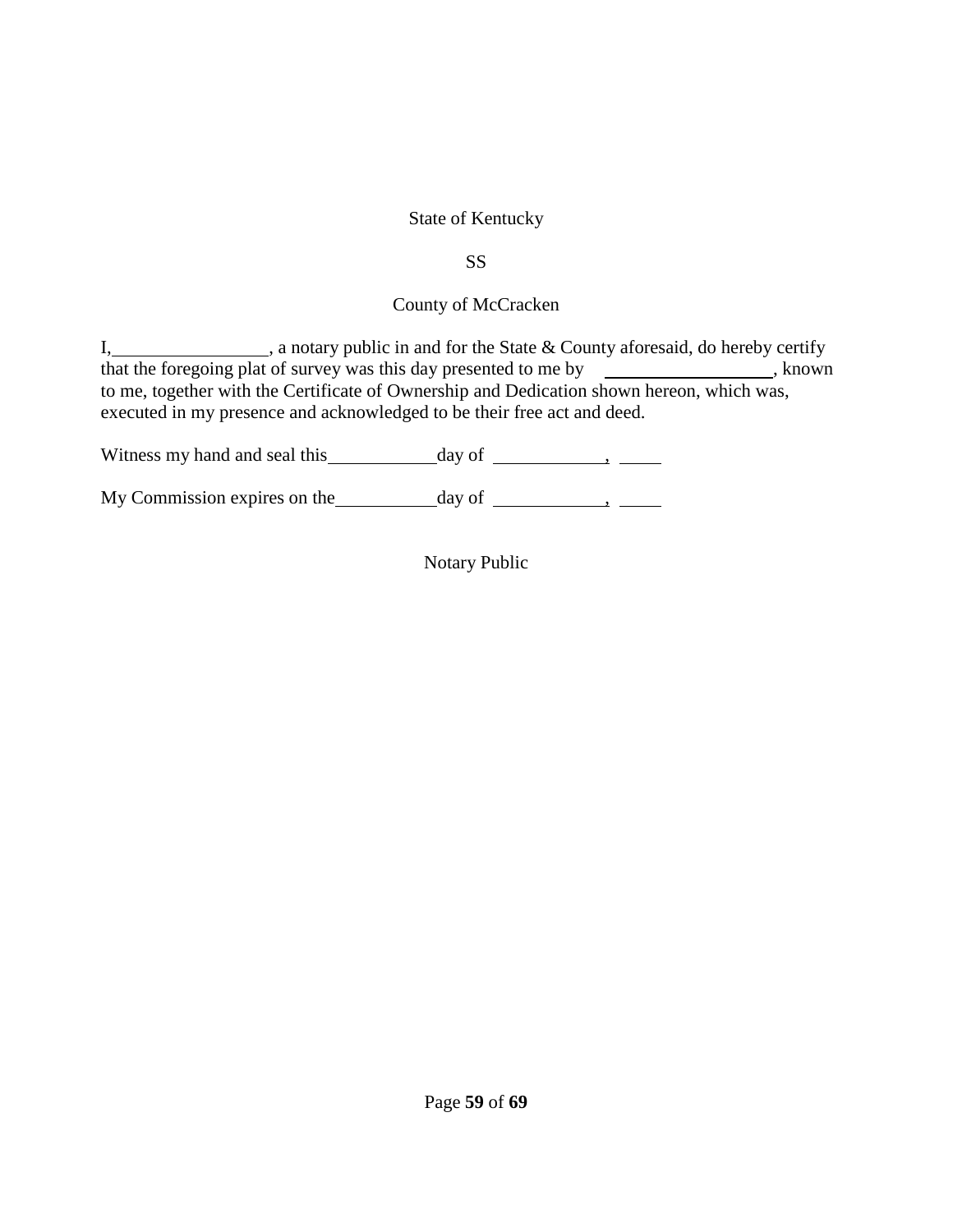State of Kentucky

SS

County of McCracken

I,\_\_\_\_\_\_\_\_\_\_\_\_\_\_\_\_\_, a notary public in and for the State & County aforesaid, do hereby certify that the foregoing plat of survey was this day presented to me by \_\_\_\_\_\_\_\_\_\_\_\_\_\_\_\_\_\_, known to me, together with the Certificate of Ownership and Dedication shown hereon, which was, executed in my presence and acknowledged to be their free act and deed.

Witness my hand and seal this\_\_\_\_\_\_\_\_\_\_\_\_day of \_\_\_\_\_\_\_\_\_\_\_\_, \_\_\_\_\_

My Commission expires on the\_\_\_\_\_\_\_\_\_\_\_day of \_\_\_\_\_\_\_\_\_\_\_\_, \_\_\_\_\_

Notary Public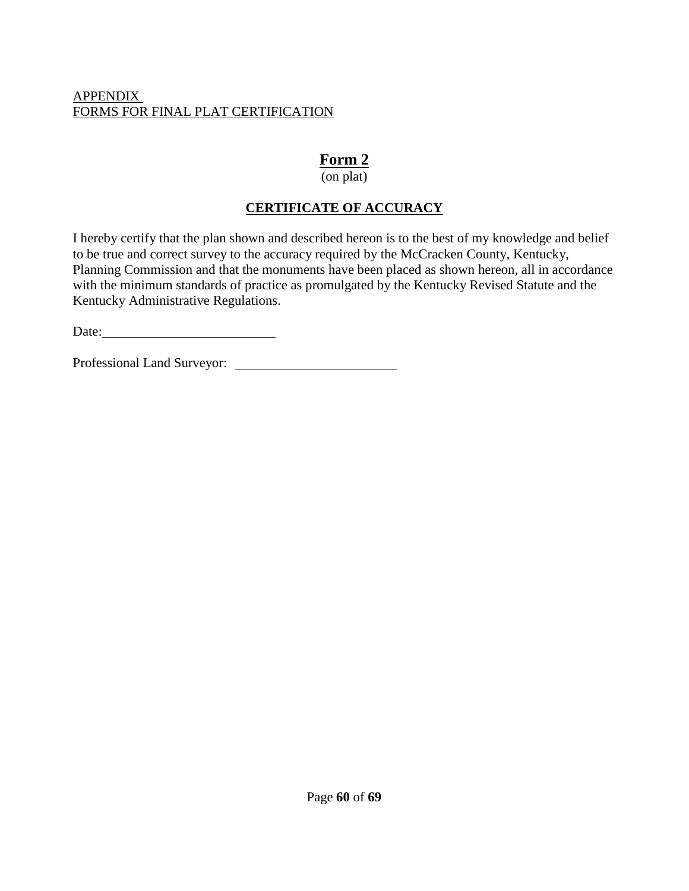APPENDIX
FORMS FOR FINAL PLAT CERTIFICATION

# Form 2

(on plat)

## CERTIFICATE OF ACCURACY

I hereby certify that the plan shown and described hereon is to the best of my knowledge and belief to be true and correct survey to the accuracy required by the McCracken County, Kentucky, Planning Commission and that the monuments have been placed as shown hereon, all in accordance with the minimum standards of practice as promulgated by the Kentucky Revised Statute and the Kentucky Administrative Regulations.

Date: ____________________________

Professional Land Surveyor: __________________________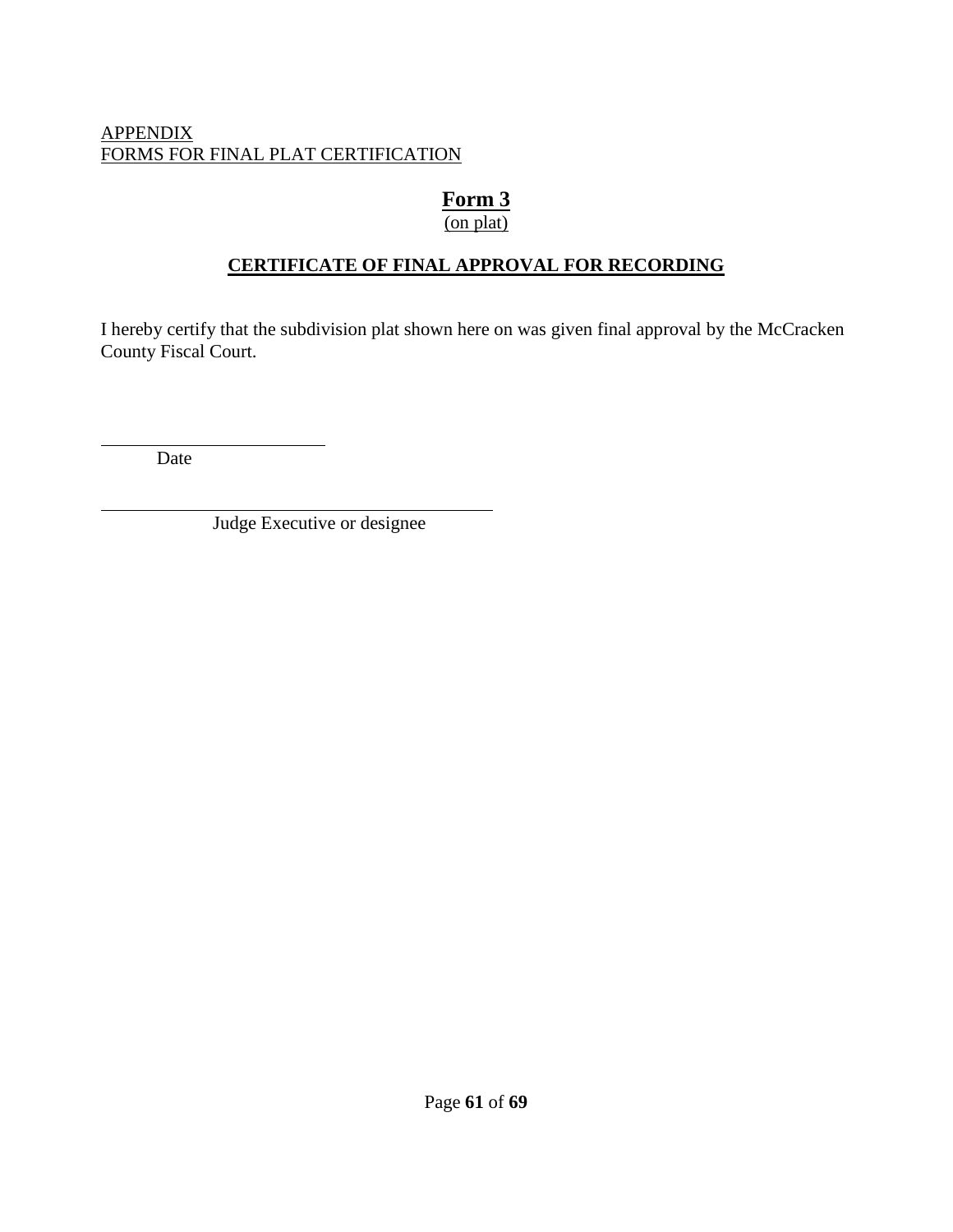APPENDIX
FORMS FOR FINAL PLAT CERTIFICATION

# Form 3

(on plat)

## CERTIFICATE OF FINAL APPROVAL FOR RECORDING

I hereby certify that the subdivision plat shown here on was given final approval by the McCracken County Fiscal Court.

\_\_\_\_\_\_\_\_\_\_\_\_\_\_\_\_\_\_\_\_\_\_\_\_\_
Date

\_\_\_\_\_\_\_\_\_\_\_\_\_\_\_\_\_\_\_\_\_\_\_\_\_\_\_\_\_\_\_\_\_\_\_\_\_\_\_\_\_\_\_\_
Judge Executive or designee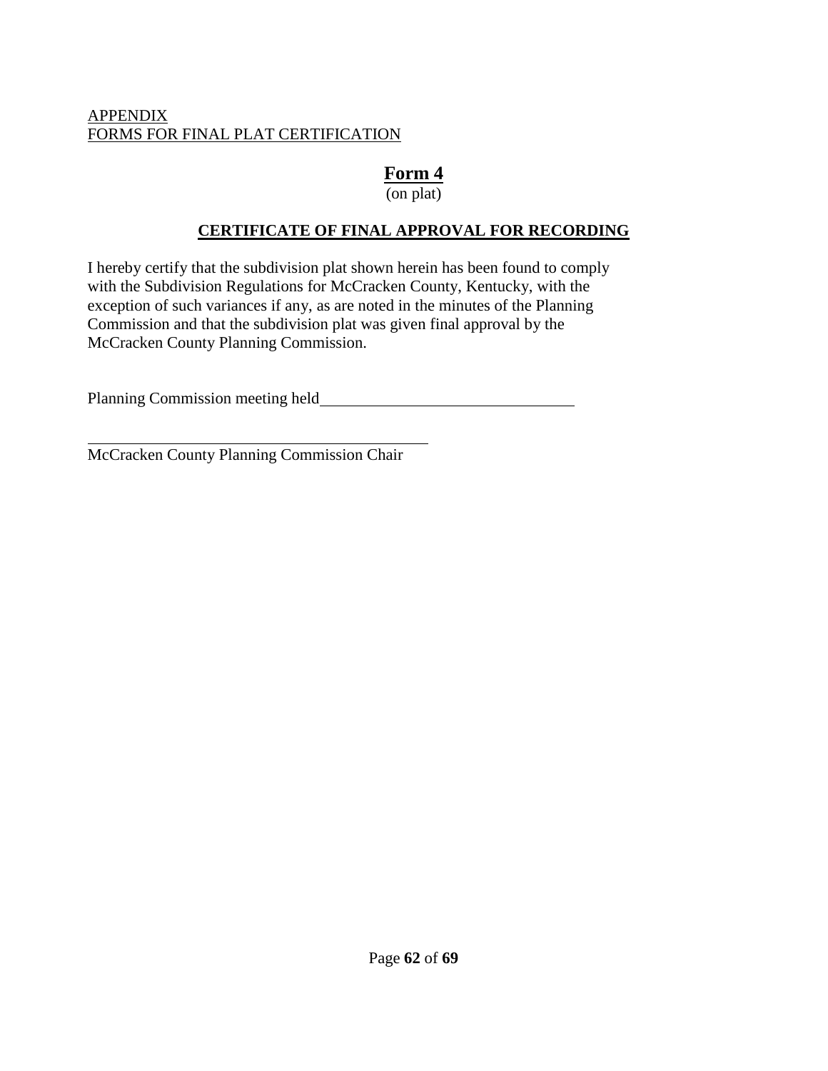APPENDIX
FORMS FOR FINAL PLAT CERTIFICATION

# Form 4

(on plat)

## CERTIFICATE OF FINAL APPROVAL FOR RECORDING

I hereby certify that the subdivision plat shown herein has been found to comply with the Subdivision Regulations for McCracken County, Kentucky, with the exception of such variances if any, as are noted in the minutes of the Planning Commission and that the subdivision plat was given final approval by the McCracken County Planning Commission.

Planning Commission meeting held\_\_\_\_\_\_\_\_\_\_\_\_\_\_\_\_\_\_\_\_\_\_\_\_\_\_\_\_\_\_\_\_

\_\_\_\_\_\_\_\_\_\_\_\_\_\_\_\_\_\_\_\_\_\_\_\_\_\_\_\_\_\_\_\_\_\_\_\_\_\_\_\_\_\_\_\_
McCracken County Planning Commission Chair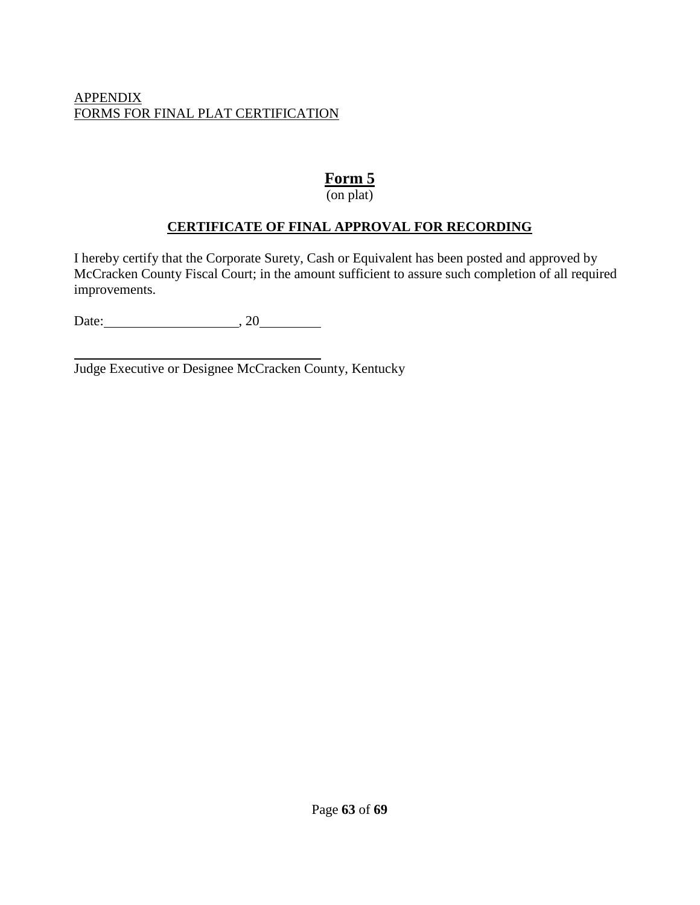APPENDIX
FORMS FOR FINAL PLAT CERTIFICATION

# Form 5

(on plat)

## CERTIFICATE OF FINAL APPROVAL FOR RECORDING

I hereby certify that the Corporate Surety, Cash or Equivalent has been posted and approved by McCracken County Fiscal Court; in the amount sufficient to assure such completion of all required improvements.

Date:____________________, 20__________

______________________________________
Judge Executive or Designee McCracken County, Kentucky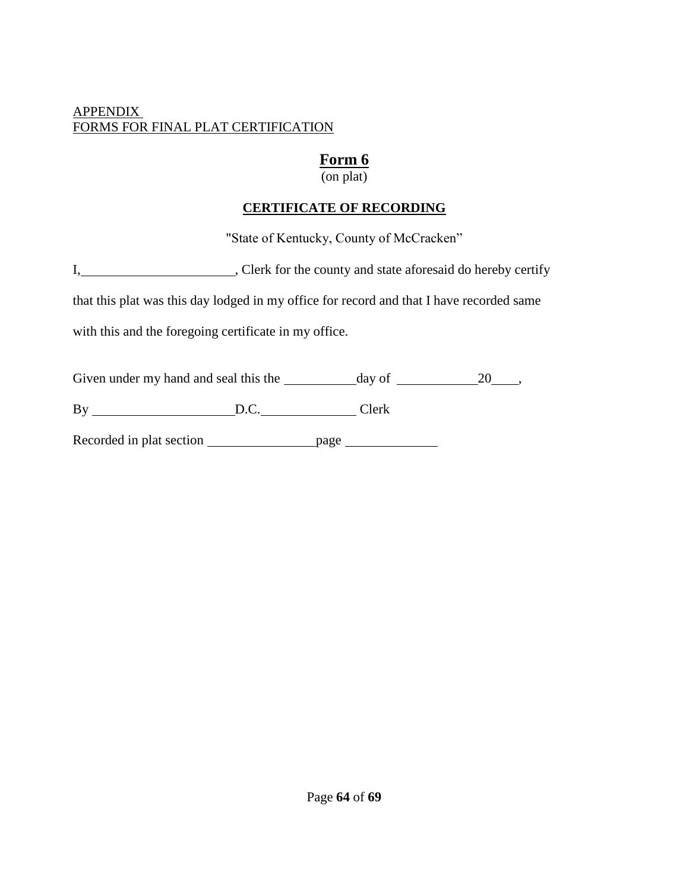APPENDIX
FORMS FOR FINAL PLAT CERTIFICATION

## Form 6

(on plat)

### CERTIFICATE OF RECORDING

"State of Kentucky, County of McCracken"

I,\_\_\_\_\_\_\_\_\_\_\_\_\_\_\_\_\_\_\_\_\_\_\_\_, Clerk for the county and state aforesaid do hereby certify that this plat was this day lodged in my office for record and that I have recorded same with this and the foregoing certificate in my office.

Given under my hand and seal this the \_\_\_\_\_\_\_\_\_\_\_day of \_\_\_\_\_\_\_\_\_\_\_\_20\_\_\_\_,

By \_\_\_\_\_\_\_\_\_\_\_\_\_\_\_\_\_\_\_\_\_\_D.C.\_\_\_\_\_\_\_\_\_\_\_\_\_\_\_ Clerk

Recorded in plat section \_\_\_\_\_\_\_\_\_\_\_\_\_\_\_\_\_page \_\_\_\_\_\_\_\_\_\_\_\_\_\_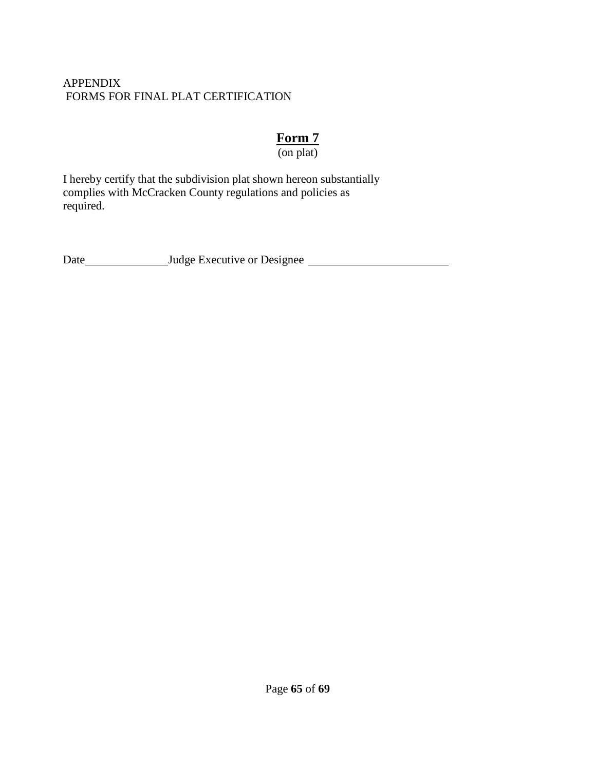APPENDIX
FORMS FOR FINAL PLAT CERTIFICATION

## Form 7

(on plat)

I hereby certify that the subdivision plat shown hereon substantially complies with McCracken County regulations and policies as required.

Date_______________ Judge Executive or Designee _________________________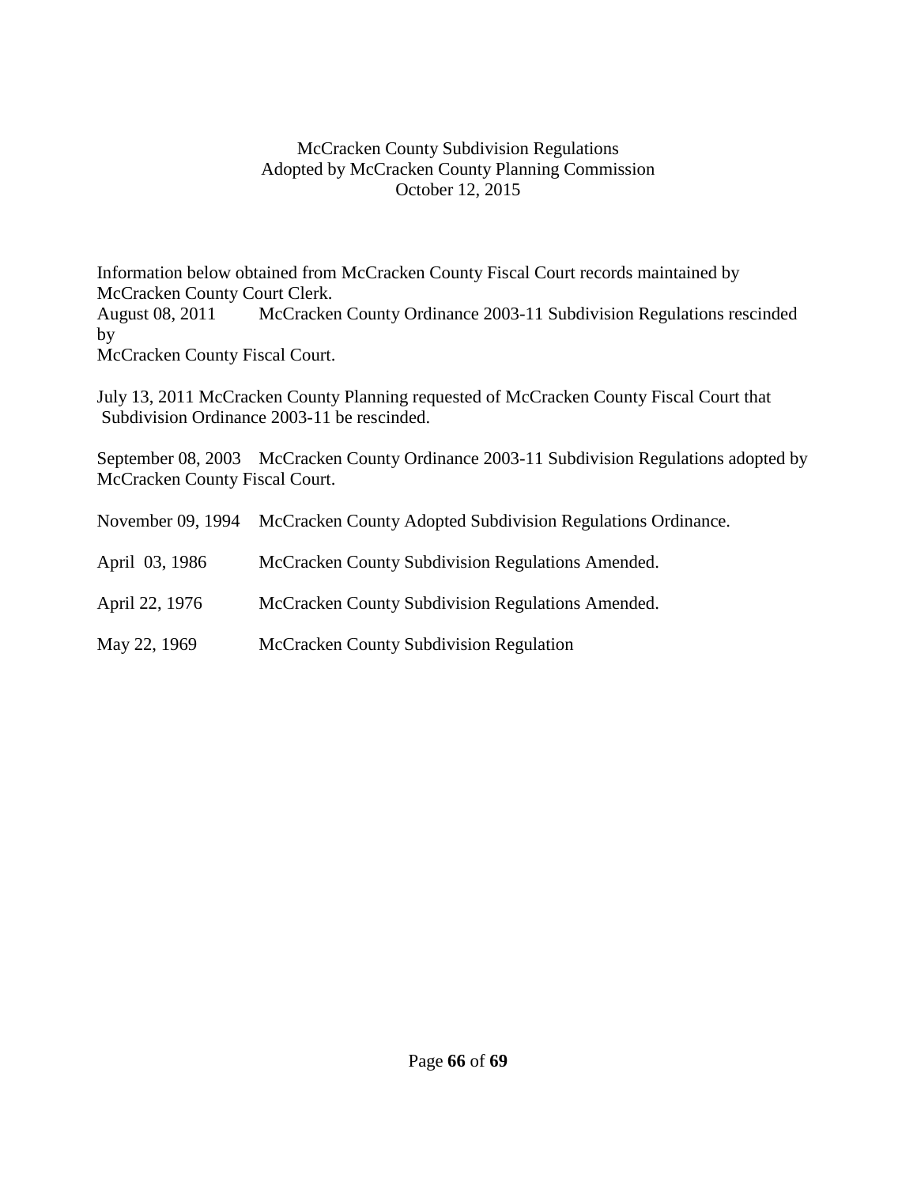McCracken County Subdivision Regulations
Adopted by McCracken County Planning Commission
October 12, 2015

Information below obtained from McCracken County Fiscal Court records maintained by McCracken County Court Clerk.
August 08, 2011 McCracken County Ordinance 2003-11 Subdivision Regulations rescinded by
McCracken County Fiscal Court.

July 13, 2011 McCracken County Planning requested of McCracken County Fiscal Court that Subdivision Ordinance 2003-11 be rescinded.

September 08, 2003 McCracken County Ordinance 2003-11 Subdivision Regulations adopted by McCracken County Fiscal Court.

November 09, 1994 McCracken County Adopted Subdivision Regulations Ordinance.

April 03, 1986 McCracken County Subdivision Regulations Amended.

April 22, 1976 McCracken County Subdivision Regulations Amended.

May 22, 1969 McCracken County Subdivision Regulation